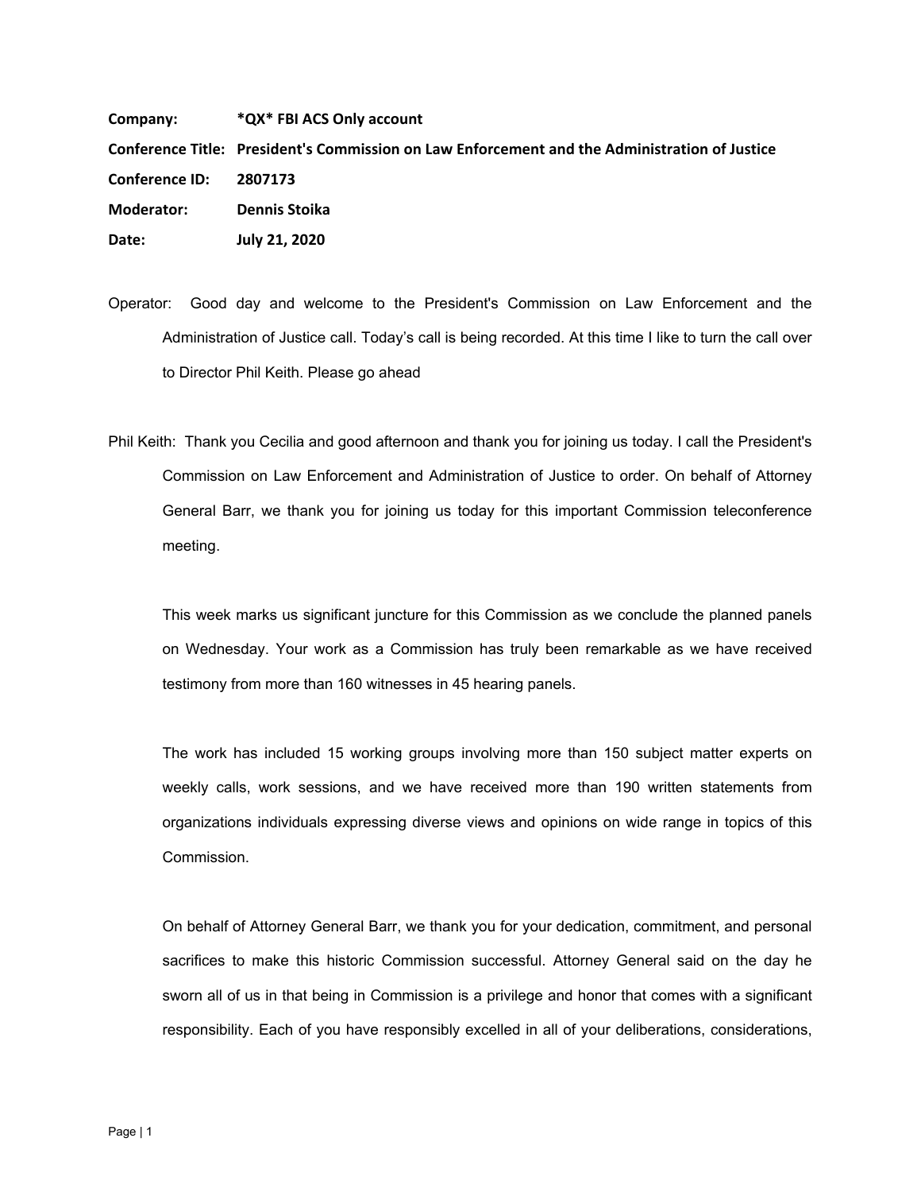**Company:** *QX* FBI ACS Only account

**Conference Title:** President's Commission on Law Enforcement and the Administration of Justice

**Conference ID:** 2807173

**Moderator:** Dennis Stoika

**Date:** July 21, 2020

Operator: Good day and welcome to the President's Commission on Law Enforcement and the Administration of Justice call. Today's call is being recorded. At this time I like to turn the call over to Director Phil Keith. Please go ahead

Phil Keith: Thank you Cecilia and good afternoon and thank you for joining us today. I call the President's Commission on Law Enforcement and Administration of Justice to order. On behalf of Attorney General Barr, we thank you for joining us today for this important Commission teleconference meeting.

This week marks us significant juncture for this Commission as we conclude the planned panels on Wednesday. Your work as a Commission has truly been remarkable as we have received testimony from more than 160 witnesses in 45 hearing panels.

The work has included 15 working groups involving more than 150 subject matter experts on weekly calls, work sessions, and we have received more than 190 written statements from organizations individuals expressing diverse views and opinions on wide range in topics of this Commission.

On behalf of Attorney General Barr, we thank you for your dedication, commitment, and personal sacrifices to make this historic Commission successful. Attorney General said on the day he sworn all of us in that being in Commission is a privilege and honor that comes with a significant responsibility. Each of you have responsibly excelled in all of your deliberations, considerations,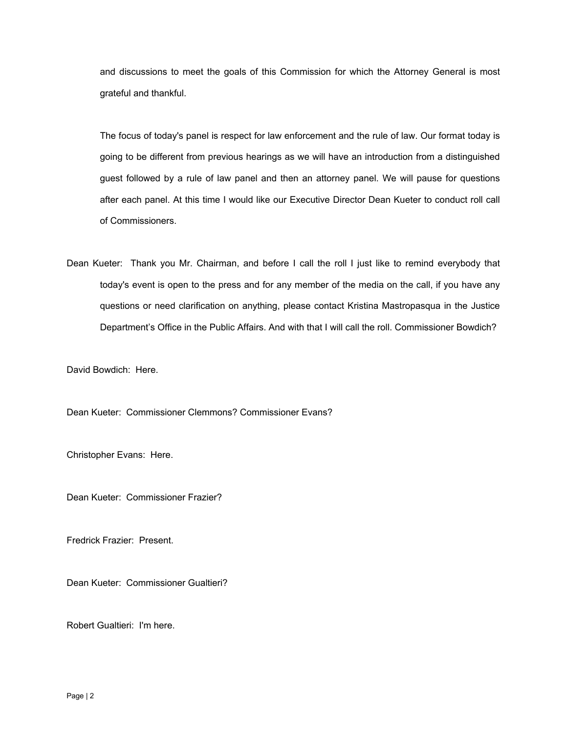and discussions to meet the goals of this Commission for which the Attorney General is most grateful and thankful.

The focus of today's panel is respect for law enforcement and the rule of law. Our format today is going to be different from previous hearings as we will have an introduction from a distinguished guest followed by a rule of law panel and then an attorney panel. We will pause for questions after each panel. At this time I would like our Executive Director Dean Kueter to conduct roll call of Commissioners.

Dean Kueter: Thank you Mr. Chairman, and before I call the roll I just like to remind everybody that today's event is open to the press and for any member of the media on the call, if you have any questions or need clarification on anything, please contact Kristina Mastropasqua in the Justice Department's Office in the Public Affairs. And with that I will call the roll. Commissioner Bowdich?

David Bowdich: Here.

Dean Kueter: Commissioner Clemmons? Commissioner Evans?

Christopher Evans: Here.

Dean Kueter: Commissioner Frazier?

Fredrick Frazier: Present.

Dean Kueter: Commissioner Gualtieri?

Robert Gualtieri: I'm here.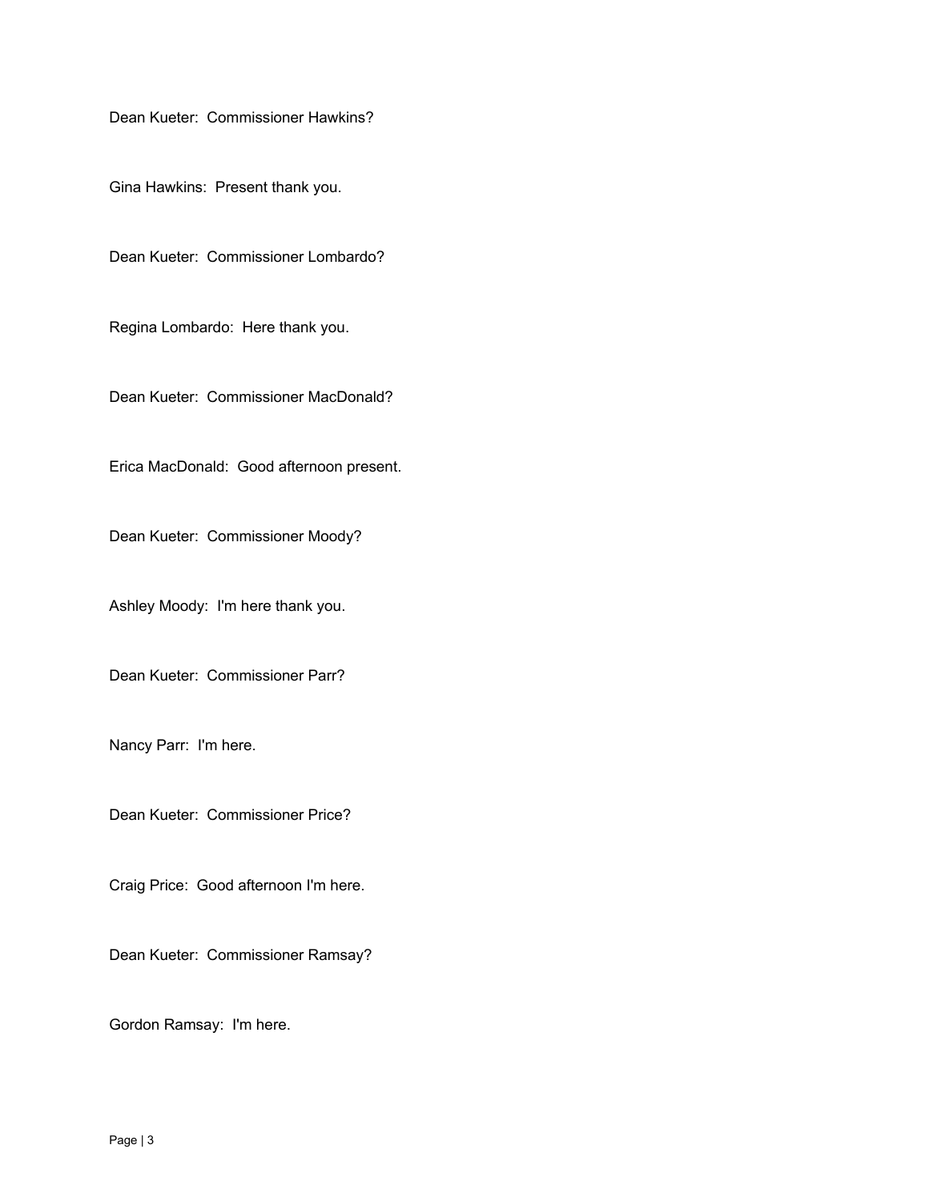Dean Kueter:  Commissioner Hawkins?

Gina Hawkins:  Present thank you.

Dean Kueter:  Commissioner Lombardo?

Regina Lombardo:  Here thank you.

Dean Kueter:  Commissioner MacDonald?

Erica MacDonald:  Good afternoon present.

Dean Kueter:  Commissioner Moody?

Ashley Moody:  I'm here thank you.

Dean Kueter:  Commissioner Parr?

Nancy Parr:  I'm here.

Dean Kueter:  Commissioner Price?

Craig Price:  Good afternoon I'm here.

Dean Kueter:  Commissioner Ramsay?

Gordon Ramsay:  I'm here.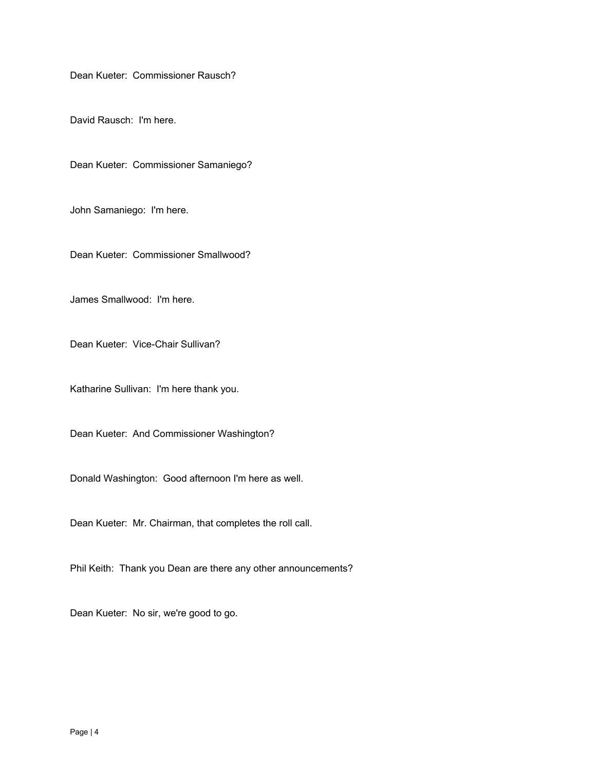Dean Kueter: Commissioner Rausch?

David Rausch: I'm here.

Dean Kueter: Commissioner Samaniego?

John Samaniego: I'm here.

Dean Kueter: Commissioner Smallwood?

James Smallwood: I'm here.

Dean Kueter: Vice-Chair Sullivan?

Katharine Sullivan: I'm here thank you.

Dean Kueter: And Commissioner Washington?

Donald Washington: Good afternoon I'm here as well.

Dean Kueter: Mr. Chairman, that completes the roll call.

Phil Keith: Thank you Dean are there any other announcements?

Dean Kueter: No sir, we're good to go.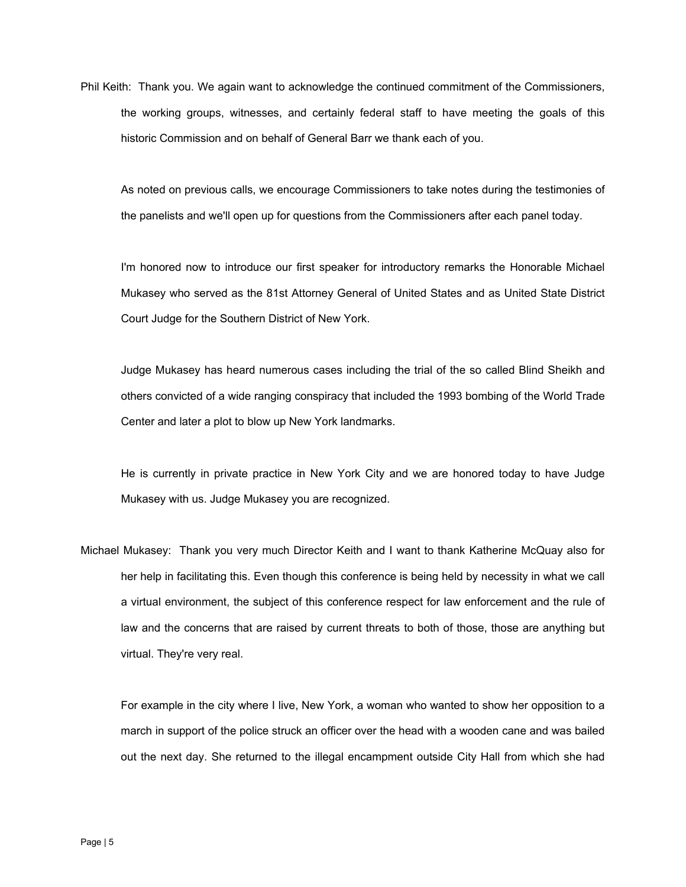Phil Keith: Thank you. We again want to acknowledge the continued commitment of the Commissioners, the working groups, witnesses, and certainly federal staff to have meeting the goals of this historic Commission and on behalf of General Barr we thank each of you.

As noted on previous calls, we encourage Commissioners to take notes during the testimonies of the panelists and we'll open up for questions from the Commissioners after each panel today.

I'm honored now to introduce our first speaker for introductory remarks the Honorable Michael Mukasey who served as the 81st Attorney General of United States and as United State District Court Judge for the Southern District of New York.

Judge Mukasey has heard numerous cases including the trial of the so called Blind Sheikh and others convicted of a wide ranging conspiracy that included the 1993 bombing of the World Trade Center and later a plot to blow up New York landmarks.

He is currently in private practice in New York City and we are honored today to have Judge Mukasey with us. Judge Mukasey you are recognized.

Michael Mukasey: Thank you very much Director Keith and I want to thank Katherine McQuay also for her help in facilitating this. Even though this conference is being held by necessity in what we call a virtual environment, the subject of this conference respect for law enforcement and the rule of law and the concerns that are raised by current threats to both of those, those are anything but virtual. They're very real.

For example in the city where I live, New York, a woman who wanted to show her opposition to a march in support of the police struck an officer over the head with a wooden cane and was bailed out the next day. She returned to the illegal encampment outside City Hall from which she had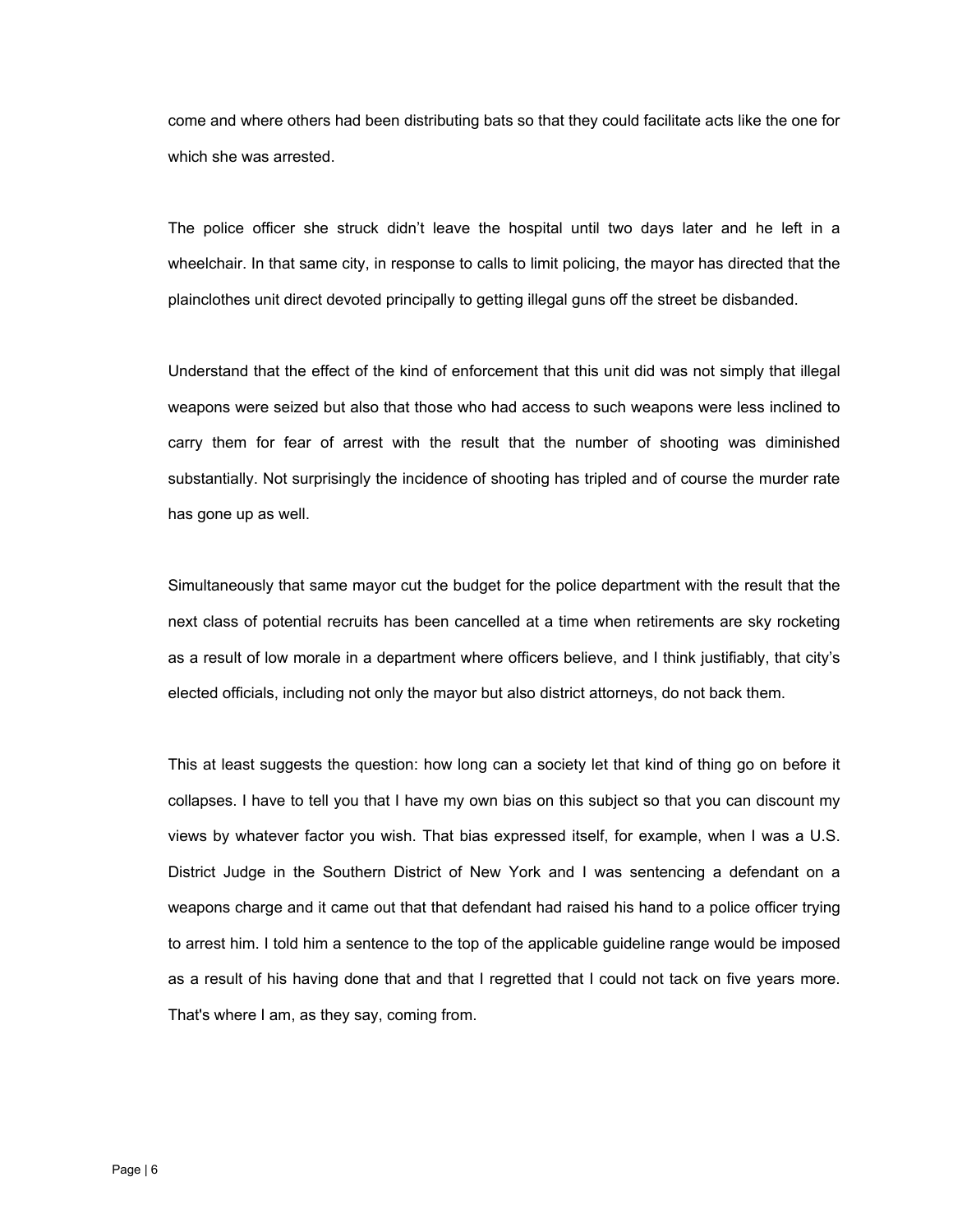come and where others had been distributing bats so that they could facilitate acts like the one for which she was arrested.

The police officer she struck didn't leave the hospital until two days later and he left in a wheelchair. In that same city, in response to calls to limit policing, the mayor has directed that the plainclothes unit direct devoted principally to getting illegal guns off the street be disbanded.

Understand that the effect of the kind of enforcement that this unit did was not simply that illegal weapons were seized but also that those who had access to such weapons were less inclined to carry them for fear of arrest with the result that the number of shooting was diminished substantially. Not surprisingly the incidence of shooting has tripled and of course the murder rate has gone up as well.

Simultaneously that same mayor cut the budget for the police department with the result that the next class of potential recruits has been cancelled at a time when retirements are sky rocketing as a result of low morale in a department where officers believe, and I think justifiably, that city's elected officials, including not only the mayor but also district attorneys, do not back them.

This at least suggests the question: how long can a society let that kind of thing go on before it collapses. I have to tell you that I have my own bias on this subject so that you can discount my views by whatever factor you wish. That bias expressed itself, for example, when I was a U.S. District Judge in the Southern District of New York and I was sentencing a defendant on a weapons charge and it came out that that defendant had raised his hand to a police officer trying to arrest him. I told him a sentence to the top of the applicable guideline range would be imposed as a result of his having done that and that I regretted that I could not tack on five years more. That's where I am, as they say, coming from.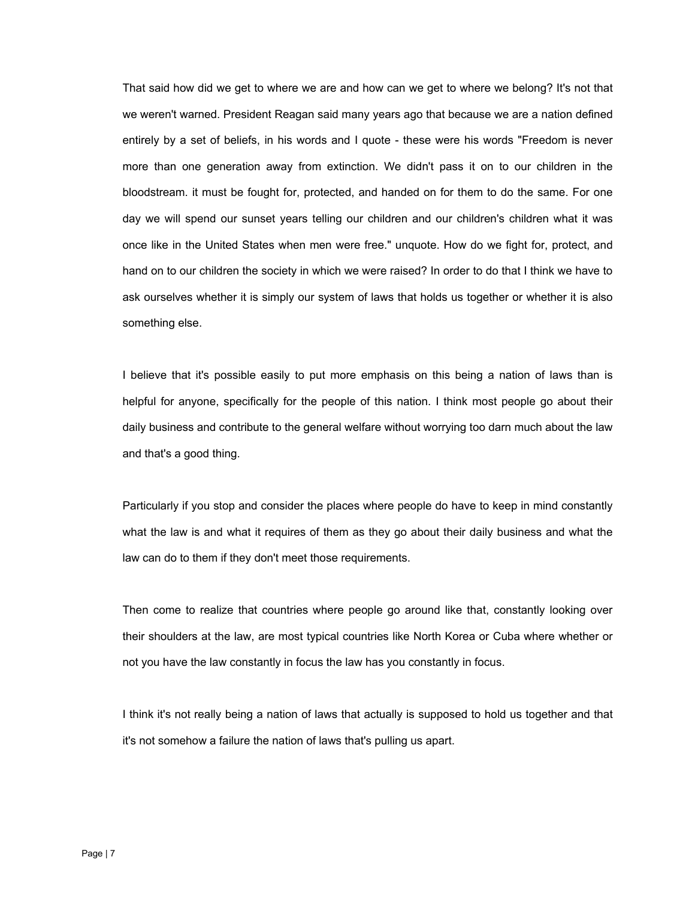That said how did we get to where we are and how can we get to where we belong? It's not that we weren't warned. President Reagan said many years ago that because we are a nation defined entirely by a set of beliefs, in his words and I quote - these were his words "Freedom is never more than one generation away from extinction. We didn't pass it on to our children in the bloodstream. it must be fought for, protected, and handed on for them to do the same. For one day we will spend our sunset years telling our children and our children's children what it was once like in the United States when men were free." unquote. How do we fight for, protect, and hand on to our children the society in which we were raised? In order to do that I think we have to ask ourselves whether it is simply our system of laws that holds us together or whether it is also something else.

I believe that it's possible easily to put more emphasis on this being a nation of laws than is helpful for anyone, specifically for the people of this nation. I think most people go about their daily business and contribute to the general welfare without worrying too darn much about the law and that's a good thing.

Particularly if you stop and consider the places where people do have to keep in mind constantly what the law is and what it requires of them as they go about their daily business and what the law can do to them if they don't meet those requirements.

Then come to realize that countries where people go around like that, constantly looking over their shoulders at the law, are most typical countries like North Korea or Cuba where whether or not you have the law constantly in focus the law has you constantly in focus.

I think it's not really being a nation of laws that actually is supposed to hold us together and that it's not somehow a failure the nation of laws that's pulling us apart.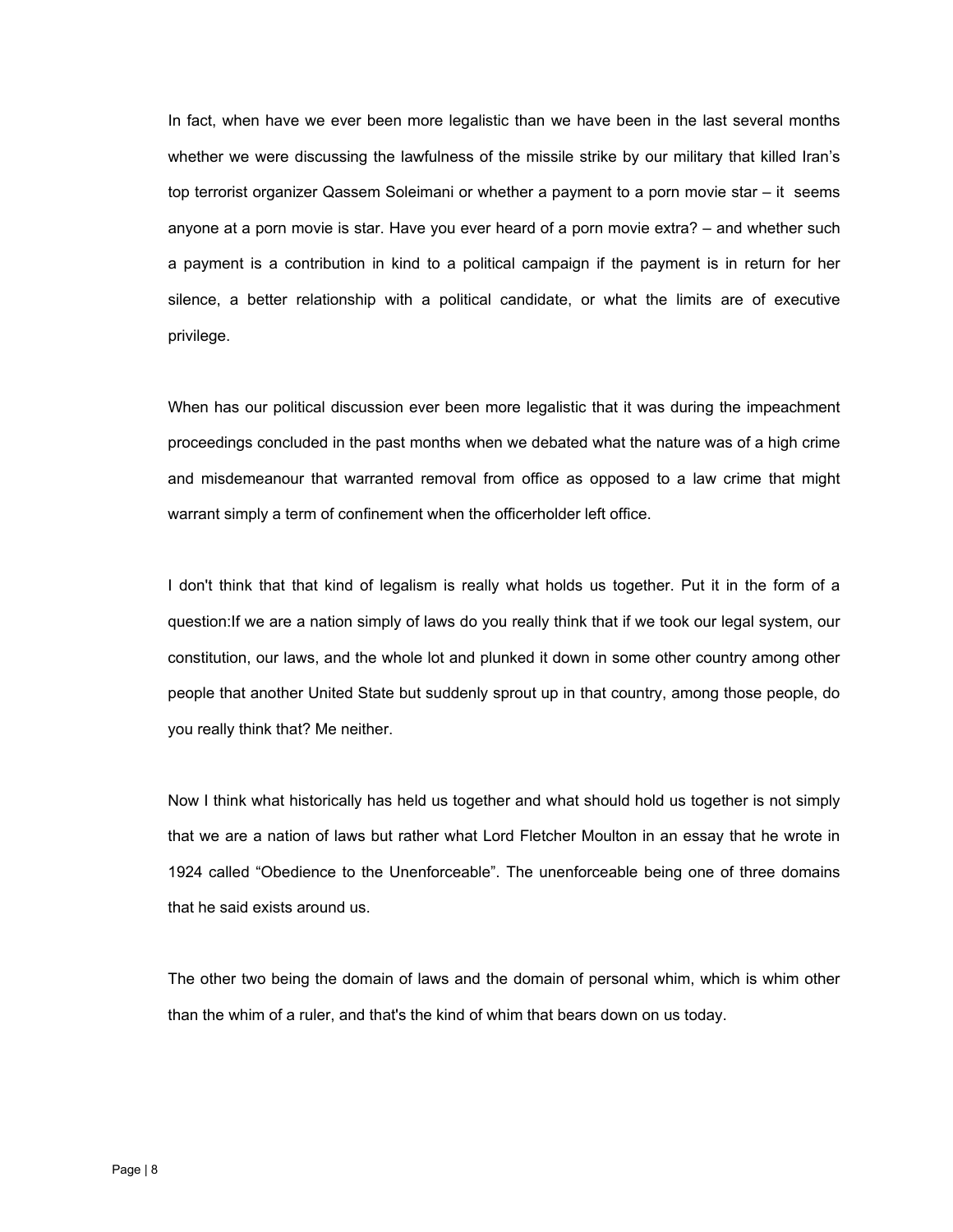In fact, when have we ever been more legalistic than we have been in the last several months whether we were discussing the lawfulness of the missile strike by our military that killed Iran's top terrorist organizer Qassem Soleimani or whether a payment to a porn movie star – it seems anyone at a porn movie is star. Have you ever heard of a porn movie extra? – and whether such a payment is a contribution in kind to a political campaign if the payment is in return for her silence, a better relationship with a political candidate, or what the limits are of executive privilege.

When has our political discussion ever been more legalistic that it was during the impeachment proceedings concluded in the past months when we debated what the nature was of a high crime and misdemeanour that warranted removal from office as opposed to a law crime that might warrant simply a term of confinement when the officerholder left office.

I don't think that that kind of legalism is really what holds us together. Put it in the form of a question:If we are a nation simply of laws do you really think that if we took our legal system, our constitution, our laws, and the whole lot and plunked it down in some other country among other people that another United State but suddenly sprout up in that country, among those people, do you really think that? Me neither.

Now I think what historically has held us together and what should hold us together is not simply that we are a nation of laws but rather what Lord Fletcher Moulton in an essay that he wrote in 1924 called "Obedience to the Unenforceable". The unenforceable being one of three domains that he said exists around us.

The other two being the domain of laws and the domain of personal whim, which is whim other than the whim of a ruler, and that's the kind of whim that bears down on us today.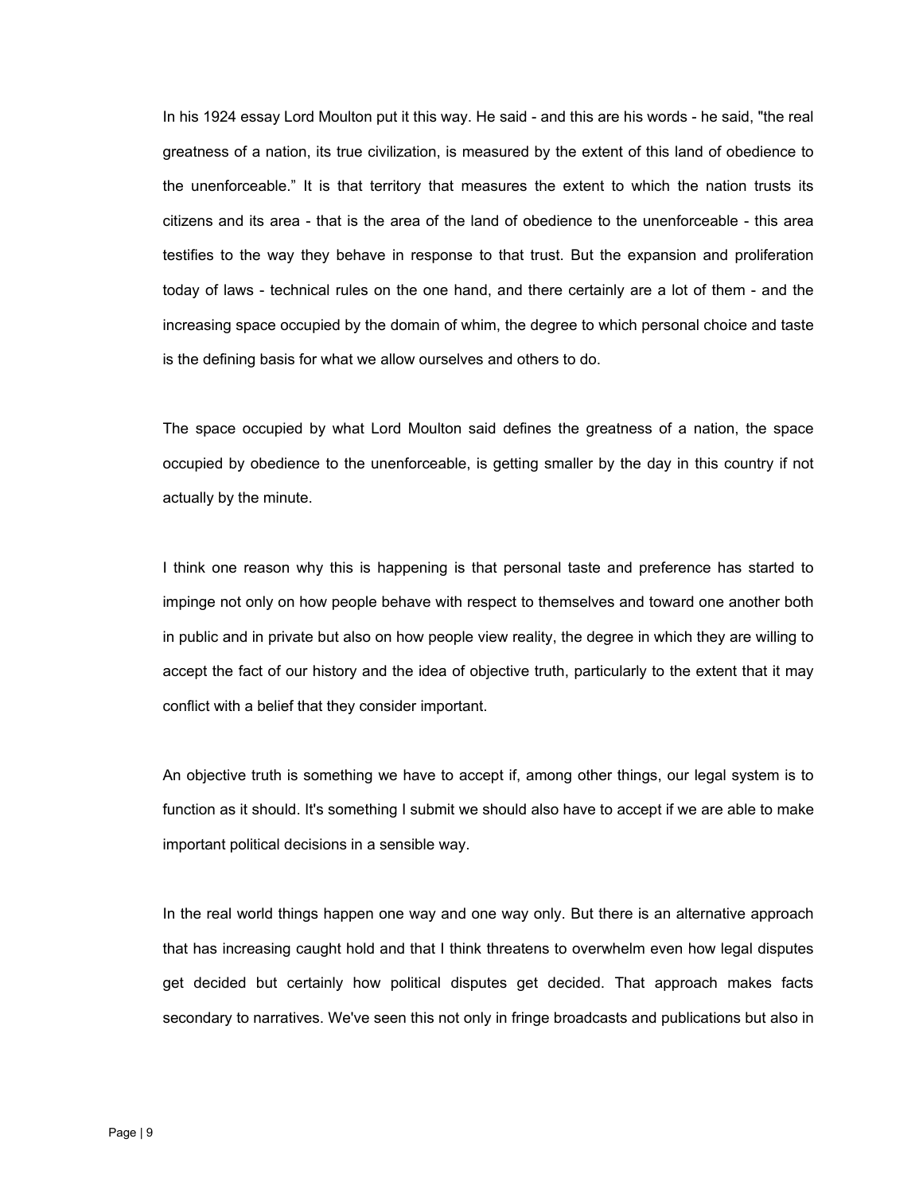In his 1924 essay Lord Moulton put it this way. He said - and this are his words - he said, "the real greatness of a nation, its true civilization, is measured by the extent of this land of obedience to the unenforceable." It is that territory that measures the extent to which the nation trusts its citizens and its area - that is the area of the land of obedience to the unenforceable - this area testifies to the way they behave in response to that trust. But the expansion and proliferation today of laws - technical rules on the one hand, and there certainly are a lot of them - and the increasing space occupied by the domain of whim, the degree to which personal choice and taste is the defining basis for what we allow ourselves and others to do.

The space occupied by what Lord Moulton said defines the greatness of a nation, the space occupied by obedience to the unenforceable, is getting smaller by the day in this country if not actually by the minute.

I think one reason why this is happening is that personal taste and preference has started to impinge not only on how people behave with respect to themselves and toward one another both in public and in private but also on how people view reality, the degree in which they are willing to accept the fact of our history and the idea of objective truth, particularly to the extent that it may conflict with a belief that they consider important.

An objective truth is something we have to accept if, among other things, our legal system is to function as it should. It's something I submit we should also have to accept if we are able to make important political decisions in a sensible way.

In the real world things happen one way and one way only. But there is an alternative approach that has increasing caught hold and that I think threatens to overwhelm even how legal disputes get decided but certainly how political disputes get decided. That approach makes facts secondary to narratives. We've seen this not only in fringe broadcasts and publications but also in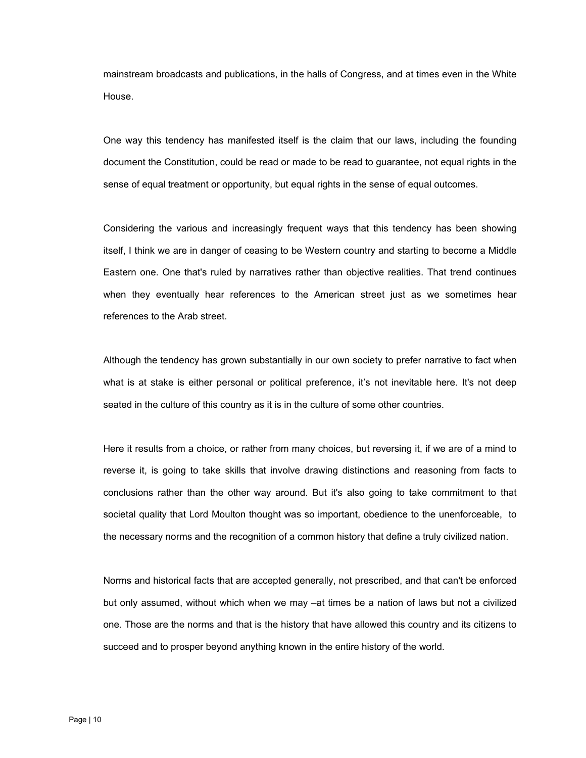mainstream broadcasts and publications, in the halls of Congress, and at times even in the White House.

One way this tendency has manifested itself is the claim that our laws, including the founding document the Constitution, could be read or made to be read to guarantee, not equal rights in the sense of equal treatment or opportunity, but equal rights in the sense of equal outcomes.

Considering the various and increasingly frequent ways that this tendency has been showing itself, I think we are in danger of ceasing to be Western country and starting to become a Middle Eastern one. One that's ruled by narratives rather than objective realities. That trend continues when they eventually hear references to the American street just as we sometimes hear references to the Arab street.

Although the tendency has grown substantially in our own society to prefer narrative to fact when what is at stake is either personal or political preference, it's not inevitable here. It's not deep seated in the culture of this country as it is in the culture of some other countries.

Here it results from a choice, or rather from many choices, but reversing it, if we are of a mind to reverse it, is going to take skills that involve drawing distinctions and reasoning from facts to conclusions rather than the other way around. But it's also going to take commitment to that societal quality that Lord Moulton thought was so important, obedience to the unenforceable, to the necessary norms and the recognition of a common history that define a truly civilized nation.

Norms and historical facts that are accepted generally, not prescribed, and that can't be enforced but only assumed, without which when we may –at times be a nation of laws but not a civilized one. Those are the norms and that is the history that have allowed this country and its citizens to succeed and to prosper beyond anything known in the entire history of the world.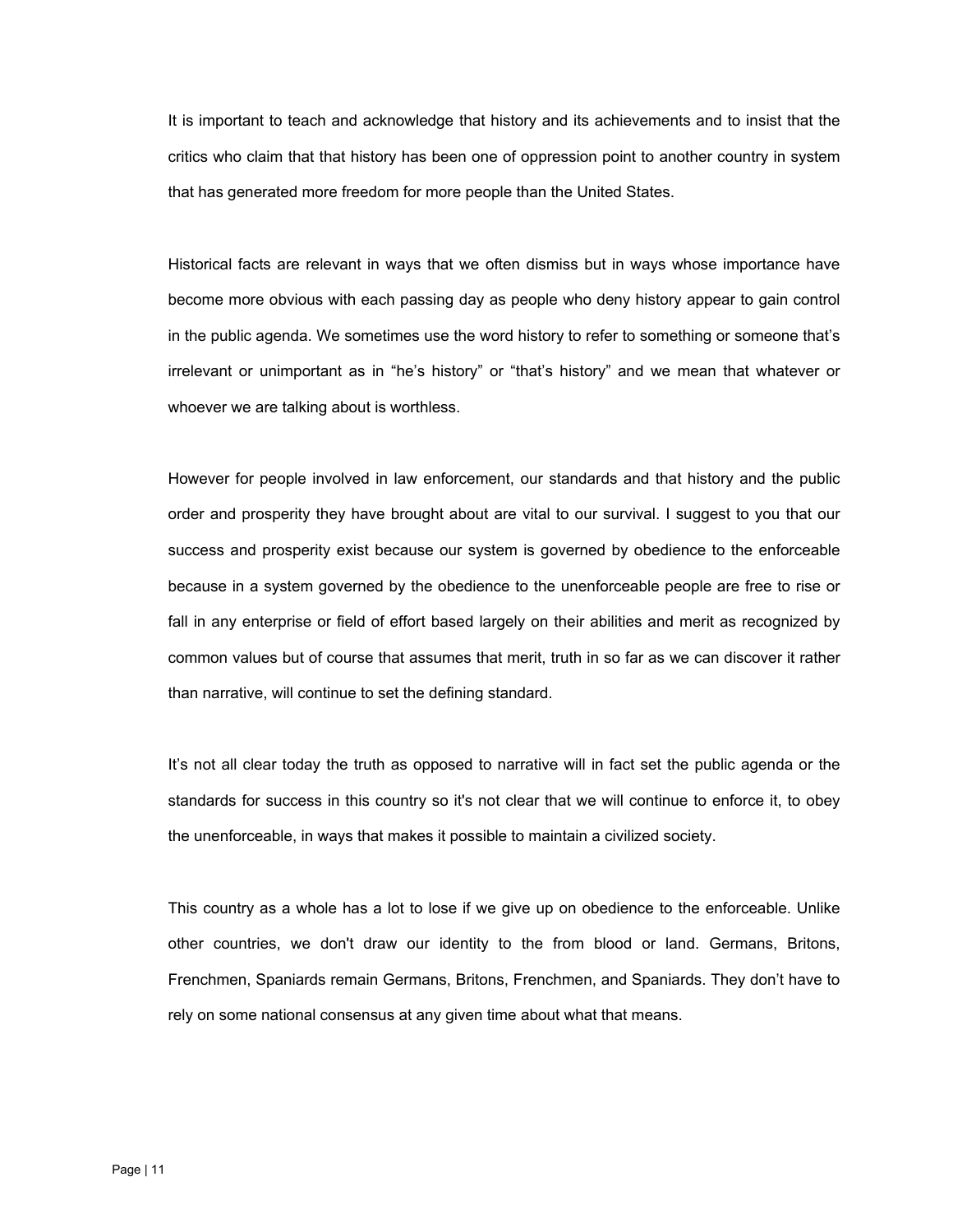It is important to teach and acknowledge that history and its achievements and to insist that the critics who claim that that history has been one of oppression point to another country in system that has generated more freedom for more people than the United States.

Historical facts are relevant in ways that we often dismiss but in ways whose importance have become more obvious with each passing day as people who deny history appear to gain control in the public agenda. We sometimes use the word history to refer to something or someone that's irrelevant or unimportant as in "he's history" or "that's history" and we mean that whatever or whoever we are talking about is worthless.

However for people involved in law enforcement, our standards and that history and the public order and prosperity they have brought about are vital to our survival. I suggest to you that our success and prosperity exist because our system is governed by obedience to the enforceable because in a system governed by the obedience to the unenforceable people are free to rise or fall in any enterprise or field of effort based largely on their abilities and merit as recognized by common values but of course that assumes that merit, truth in so far as we can discover it rather than narrative, will continue to set the defining standard.

It's not all clear today the truth as opposed to narrative will in fact set the public agenda or the standards for success in this country so it's not clear that we will continue to enforce it, to obey the unenforceable, in ways that makes it possible to maintain a civilized society.

This country as a whole has a lot to lose if we give up on obedience to the enforceable. Unlike other countries, we don't draw our identity to the from blood or land. Germans, Britons, Frenchmen, Spaniards remain Germans, Britons, Frenchmen, and Spaniards. They don't have to rely on some national consensus at any given time about what that means.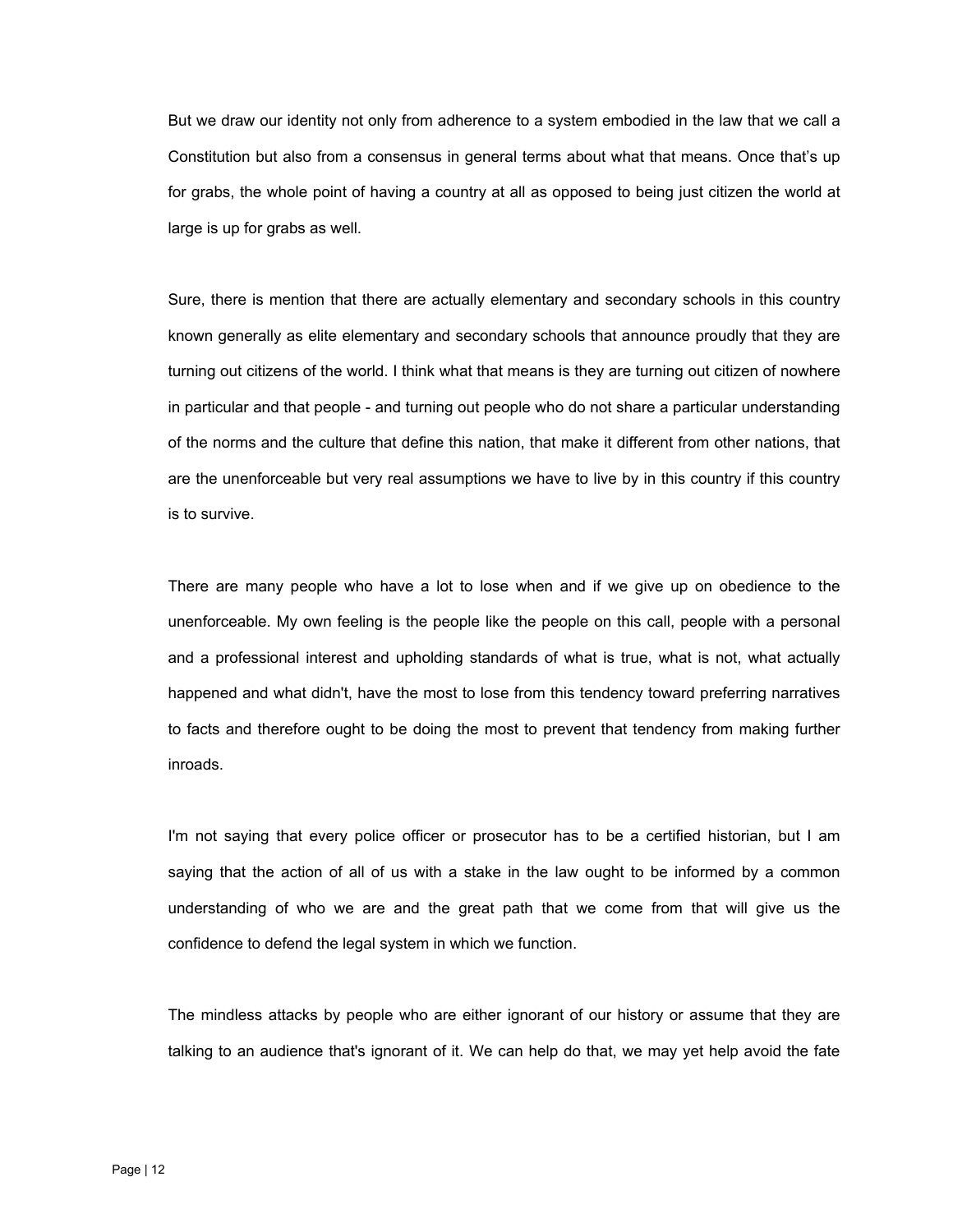But we draw our identity not only from adherence to a system embodied in the law that we call a Constitution but also from a consensus in general terms about what that means. Once that's up for grabs, the whole point of having a country at all as opposed to being just citizen the world at large is up for grabs as well.

Sure, there is mention that there are actually elementary and secondary schools in this country known generally as elite elementary and secondary schools that announce proudly that they are turning out citizens of the world. I think what that means is they are turning out citizen of nowhere in particular and that people - and turning out people who do not share a particular understanding of the norms and the culture that define this nation, that make it different from other nations, that are the unenforceable but very real assumptions we have to live by in this country if this country is to survive.

There are many people who have a lot to lose when and if we give up on obedience to the unenforceable. My own feeling is the people like the people on this call, people with a personal and a professional interest and upholding standards of what is true, what is not, what actually happened and what didn't, have the most to lose from this tendency toward preferring narratives to facts and therefore ought to be doing the most to prevent that tendency from making further inroads.

I'm not saying that every police officer or prosecutor has to be a certified historian, but I am saying that the action of all of us with a stake in the law ought to be informed by a common understanding of who we are and the great path that we come from that will give us the confidence to defend the legal system in which we function.

The mindless attacks by people who are either ignorant of our history or assume that they are talking to an audience that's ignorant of it. We can help do that, we may yet help avoid the fate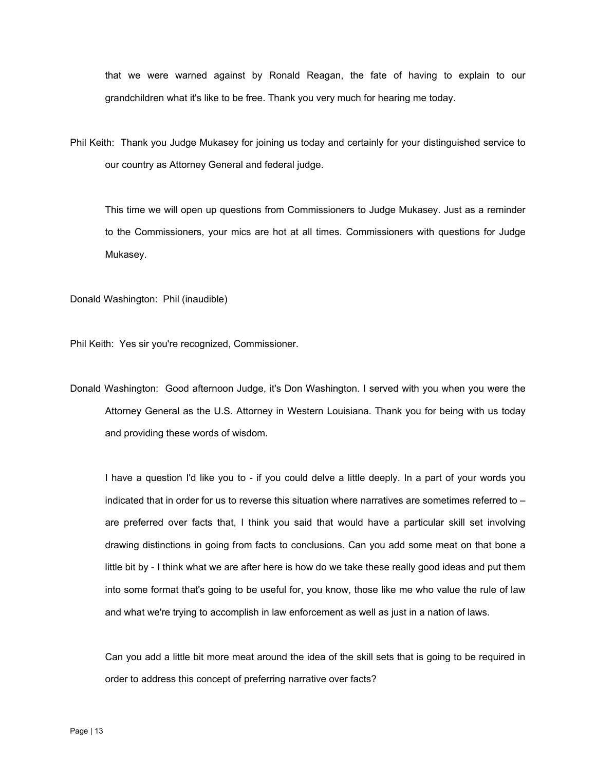that we were warned against by Ronald Reagan, the fate of having to explain to our grandchildren what it's like to be free. Thank you very much for hearing me today.

Phil Keith: Thank you Judge Mukasey for joining us today and certainly for your distinguished service to our country as Attorney General and federal judge.

This time we will open up questions from Commissioners to Judge Mukasey. Just as a reminder to the Commissioners, your mics are hot at all times. Commissioners with questions for Judge Mukasey.

Donald Washington: Phil (inaudible)

Phil Keith: Yes sir you're recognized, Commissioner.

Donald Washington: Good afternoon Judge, it's Don Washington. I served with you when you were the Attorney General as the U.S. Attorney in Western Louisiana. Thank you for being with us today and providing these words of wisdom.

I have a question I'd like you to - if you could delve a little deeply. In a part of your words you indicated that in order for us to reverse this situation where narratives are sometimes referred to – are preferred over facts that, I think you said that would have a particular skill set involving drawing distinctions in going from facts to conclusions. Can you add some meat on that bone a little bit by - I think what we are after here is how do we take these really good ideas and put them into some format that's going to be useful for, you know, those like me who value the rule of law and what we're trying to accomplish in law enforcement as well as just in a nation of laws.

Can you add a little bit more meat around the idea of the skill sets that is going to be required in order to address this concept of preferring narrative over facts?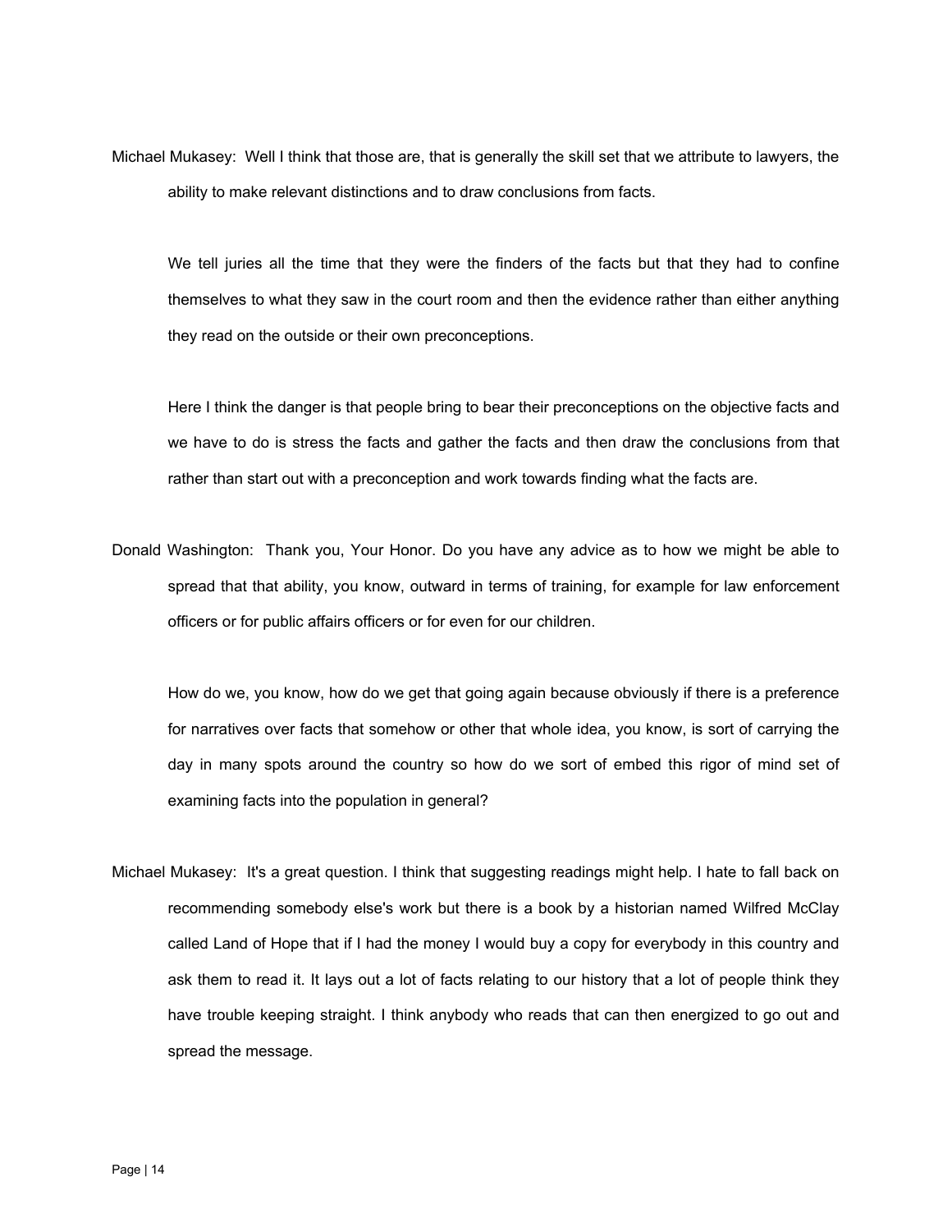Michael Mukasey: Well I think that those are, that is generally the skill set that we attribute to lawyers, the ability to make relevant distinctions and to draw conclusions from facts.

We tell juries all the time that they were the finders of the facts but that they had to confine themselves to what they saw in the court room and then the evidence rather than either anything they read on the outside or their own preconceptions.

Here I think the danger is that people bring to bear their preconceptions on the objective facts and we have to do is stress the facts and gather the facts and then draw the conclusions from that rather than start out with a preconception and work towards finding what the facts are.

Donald Washington: Thank you, Your Honor. Do you have any advice as to how we might be able to spread that that ability, you know, outward in terms of training, for example for law enforcement officers or for public affairs officers or for even for our children.

How do we, you know, how do we get that going again because obviously if there is a preference for narratives over facts that somehow or other that whole idea, you know, is sort of carrying the day in many spots around the country so how do we sort of embed this rigor of mind set of examining facts into the population in general?

Michael Mukasey: It's a great question. I think that suggesting readings might help. I hate to fall back on recommending somebody else's work but there is a book by a historian named Wilfred McClay called Land of Hope that if I had the money I would buy a copy for everybody in this country and ask them to read it. It lays out a lot of facts relating to our history that a lot of people think they have trouble keeping straight. I think anybody who reads that can then energized to go out and spread the message.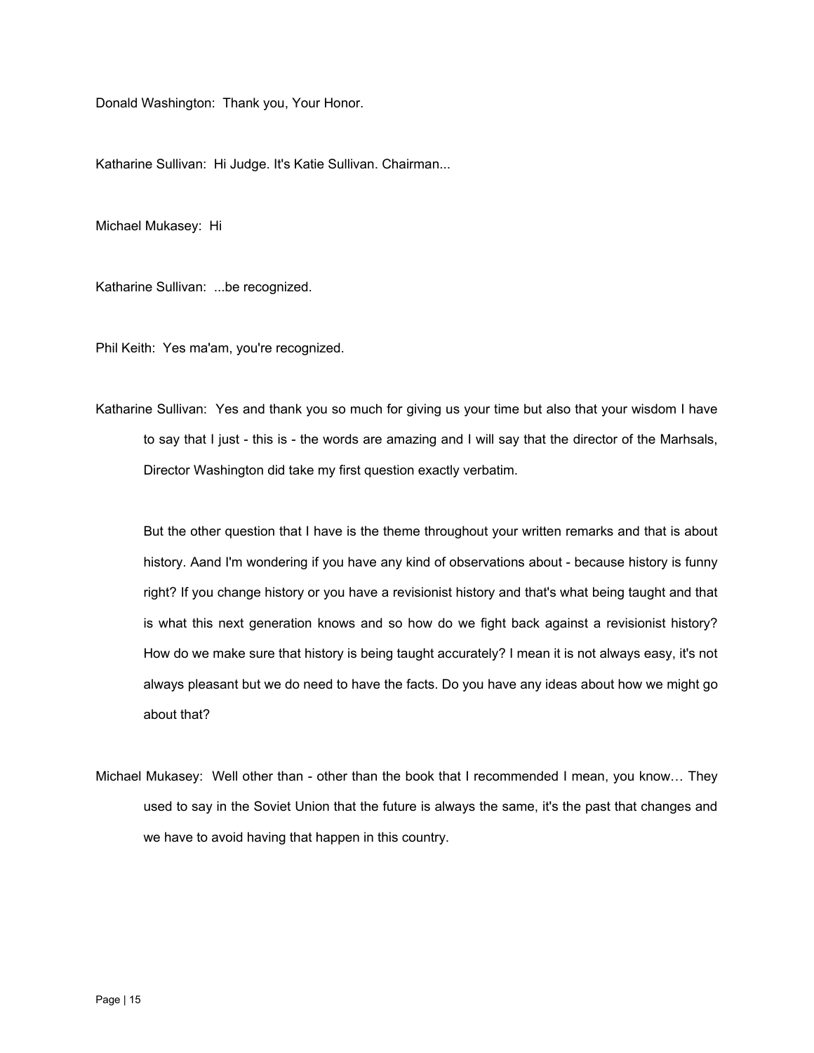Donald Washington: Thank you, Your Honor.

Katharine Sullivan: Hi Judge. It's Katie Sullivan. Chairman...

Michael Mukasey: Hi

Katharine Sullivan: ...be recognized.

Phil Keith: Yes ma'am, you're recognized.

Katharine Sullivan: Yes and thank you so much for giving us your time but also that your wisdom I have to say that I just - this is - the words are amazing and I will say that the director of the Marhsals, Director Washington did take my first question exactly verbatim.

But the other question that I have is the theme throughout your written remarks and that is about history. Aand I'm wondering if you have any kind of observations about - because history is funny right? If you change history or you have a revisionist history and that's what being taught and that is what this next generation knows and so how do we fight back against a revisionist history? How do we make sure that history is being taught accurately? I mean it is not always easy, it's not always pleasant but we do need to have the facts. Do you have any ideas about how we might go about that?

Michael Mukasey: Well other than - other than the book that I recommended I mean, you know… They used to say in the Soviet Union that the future is always the same, it's the past that changes and we have to avoid having that happen in this country.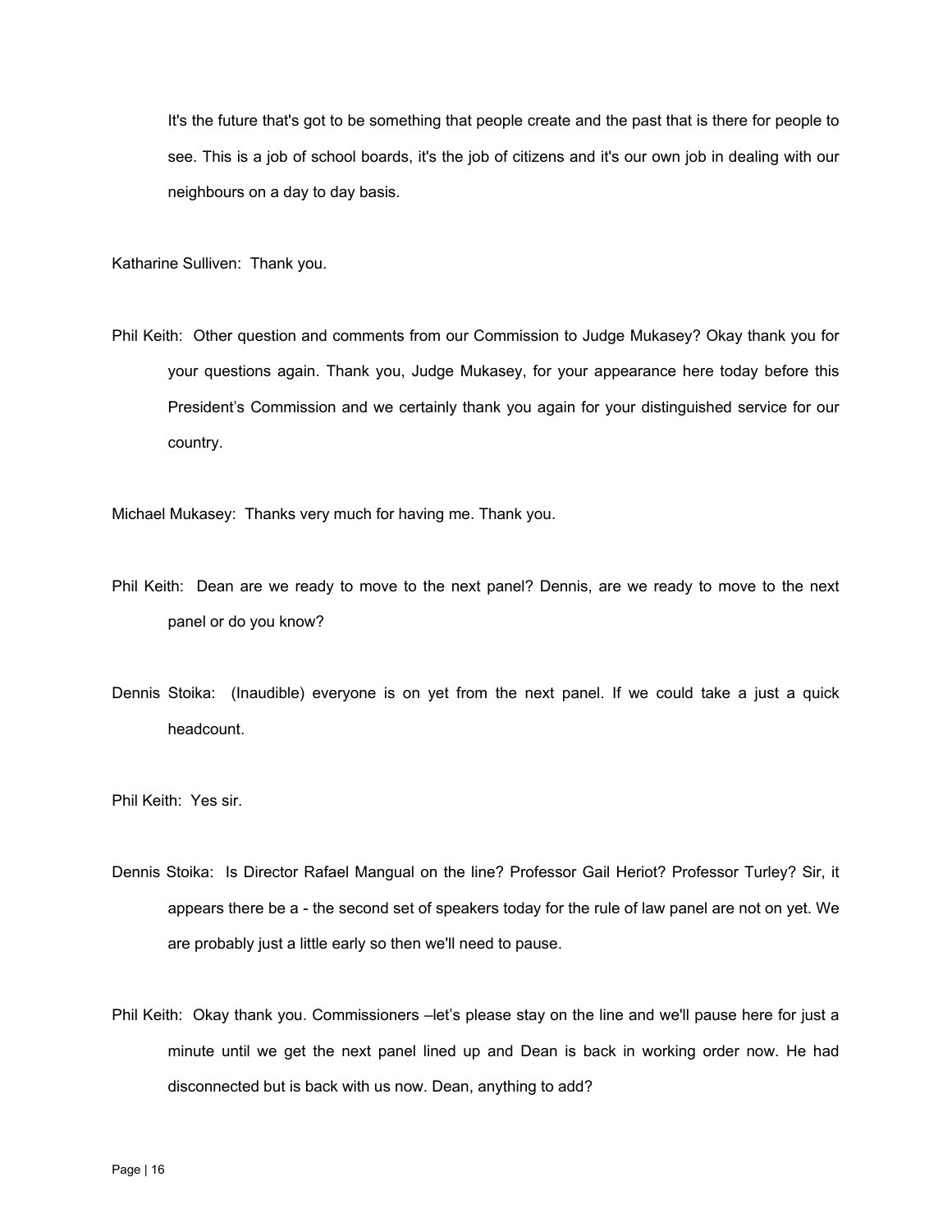It's the future that's got to be something that people create and the past that is there for people to see. This is a job of school boards, it's the job of citizens and it's our own job in dealing with our neighbours on a day to day basis.

Katharine Sulliven: Thank you.

Phil Keith: Other question and comments from our Commission to Judge Mukasey? Okay thank you for your questions again. Thank you, Judge Mukasey, for your appearance here today before this President's Commission and we certainly thank you again for your distinguished service for our country.

Michael Mukasey: Thanks very much for having me. Thank you.

Phil Keith: Dean are we ready to move to the next panel? Dennis, are we ready to move to the next panel or do you know?

Dennis Stoika: (Inaudible) everyone is on yet from the next panel. If we could take a just a quick headcount.

Phil Keith: Yes sir.

Dennis Stoika: Is Director Rafael Mangual on the line? Professor Gail Heriot? Professor Turley? Sir, it appears there be a - the second set of speakers today for the rule of law panel are not on yet. We are probably just a little early so then we'll need to pause.

Phil Keith: Okay thank you. Commissioners –let's please stay on the line and we'll pause here for just a minute until we get the next panel lined up and Dean is back in working order now. He had disconnected but is back with us now. Dean, anything to add?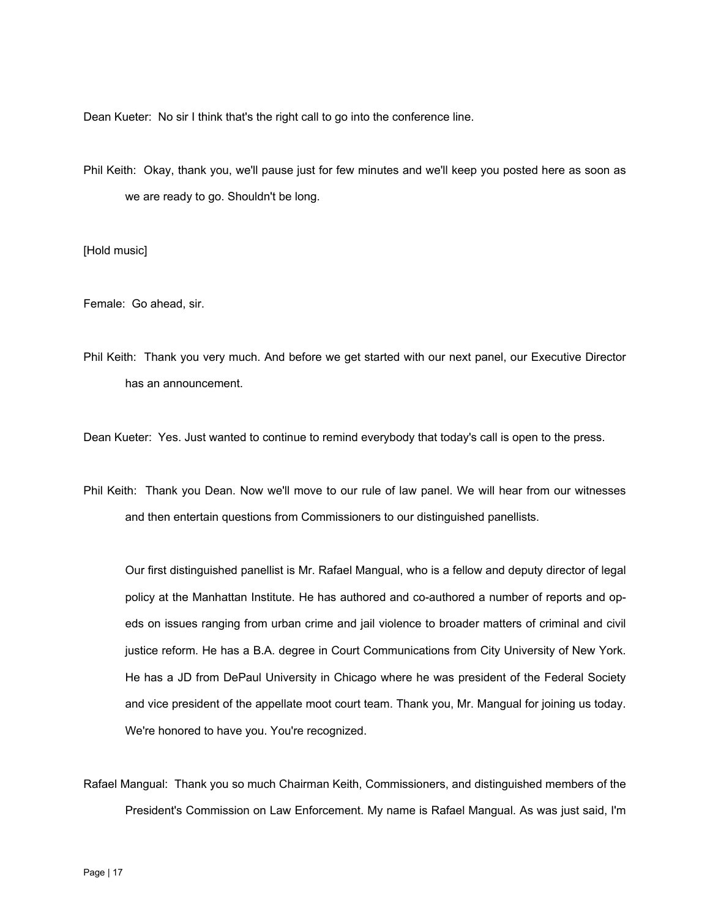Dean Kueter: No sir I think that's the right call to go into the conference line.

Phil Keith: Okay, thank you, we'll pause just for few minutes and we'll keep you posted here as soon as we are ready to go. Shouldn't be long.

[Hold music]

Female: Go ahead, sir.

Phil Keith: Thank you very much. And before we get started with our next panel, our Executive Director has an announcement.

Dean Kueter: Yes. Just wanted to continue to remind everybody that today's call is open to the press.

Phil Keith: Thank you Dean. Now we'll move to our rule of law panel. We will hear from our witnesses and then entertain questions from Commissioners to our distinguished panellists.

Our first distinguished panellist is Mr. Rafael Mangual, who is a fellow and deputy director of legal policy at the Manhattan Institute. He has authored and co-authored a number of reports and op-eds on issues ranging from urban crime and jail violence to broader matters of criminal and civil justice reform. He has a B.A. degree in Court Communications from City University of New York. He has a JD from DePaul University in Chicago where he was president of the Federal Society and vice president of the appellate moot court team. Thank you, Mr. Mangual for joining us today. We're honored to have you. You're recognized.

Rafael Mangual: Thank you so much Chairman Keith, Commissioners, and distinguished members of the President's Commission on Law Enforcement. My name is Rafael Mangual. As was just said, I'm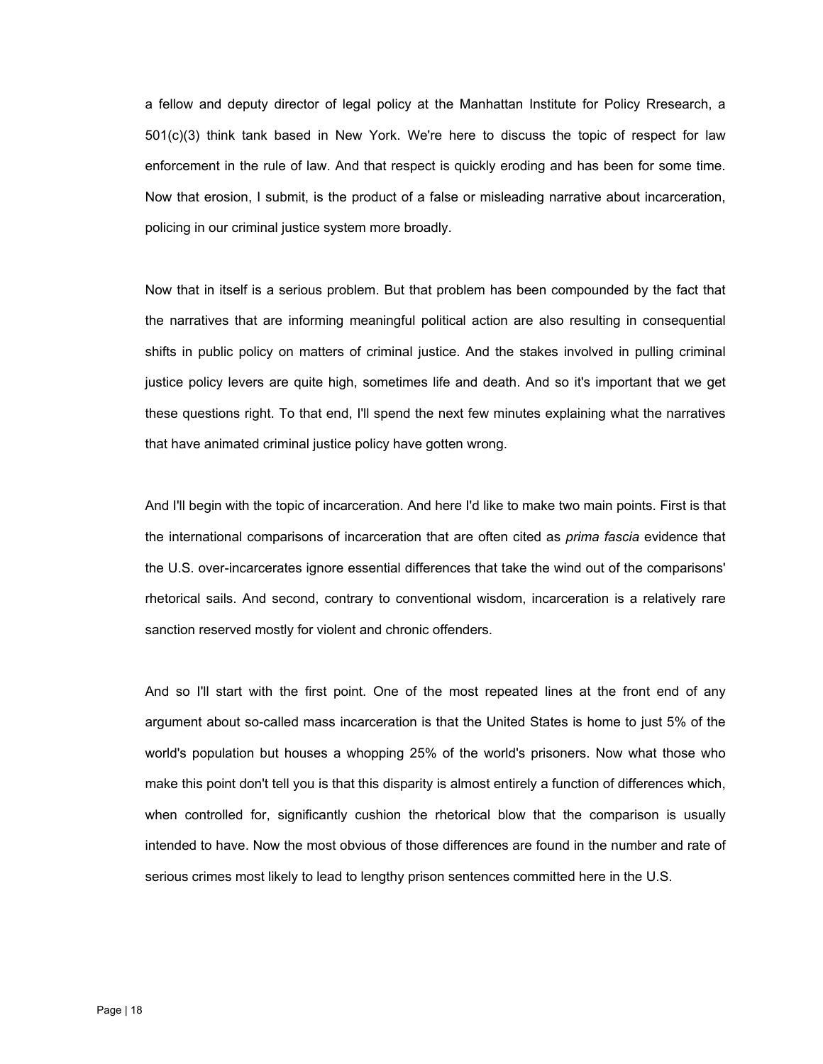a fellow and deputy director of legal policy at the Manhattan Institute for Policy Rresearch, a 501(c)(3) think tank based in New York. We're here to discuss the topic of respect for law enforcement in the rule of law. And that respect is quickly eroding and has been for some time. Now that erosion, I submit, is the product of a false or misleading narrative about incarceration, policing in our criminal justice system more broadly.

Now that in itself is a serious problem. But that problem has been compounded by the fact that the narratives that are informing meaningful political action are also resulting in consequential shifts in public policy on matters of criminal justice. And the stakes involved in pulling criminal justice policy levers are quite high, sometimes life and death. And so it's important that we get these questions right. To that end, I'll spend the next few minutes explaining what the narratives that have animated criminal justice policy have gotten wrong.

And I'll begin with the topic of incarceration. And here I'd like to make two main points. First is that the international comparisons of incarceration that are often cited as *prima fascia* evidence that the U.S. over-incarcerates ignore essential differences that take the wind out of the comparisons' rhetorical sails. And second, contrary to conventional wisdom, incarceration is a relatively rare sanction reserved mostly for violent and chronic offenders.

And so I'll start with the first point. One of the most repeated lines at the front end of any argument about so-called mass incarceration is that the United States is home to just 5% of the world's population but houses a whopping 25% of the world's prisoners. Now what those who make this point don't tell you is that this disparity is almost entirely a function of differences which, when controlled for, significantly cushion the rhetorical blow that the comparison is usually intended to have. Now the most obvious of those differences are found in the number and rate of serious crimes most likely to lead to lengthy prison sentences committed here in the U.S.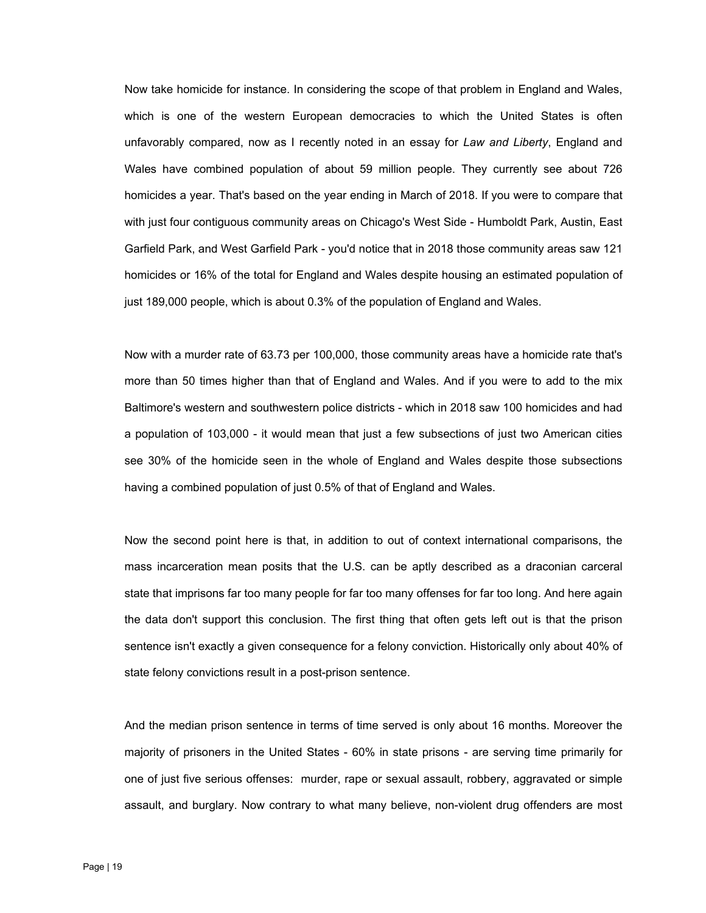Now take homicide for instance. In considering the scope of that problem in England and Wales, which is one of the western European democracies to which the United States is often unfavorably compared, now as I recently noted in an essay for *Law and Liberty*, England and Wales have combined population of about 59 million people. They currently see about 726 homicides a year. That's based on the year ending in March of 2018. If you were to compare that with just four contiguous community areas on Chicago's West Side - Humboldt Park, Austin, East Garfield Park, and West Garfield Park - you'd notice that in 2018 those community areas saw 121 homicides or 16% of the total for England and Wales despite housing an estimated population of just 189,000 people, which is about 0.3% of the population of England and Wales.

Now with a murder rate of 63.73 per 100,000, those community areas have a homicide rate that's more than 50 times higher than that of England and Wales. And if you were to add to the mix Baltimore's western and southwestern police districts - which in 2018 saw 100 homicides and had a population of 103,000 - it would mean that just a few subsections of just two American cities see 30% of the homicide seen in the whole of England and Wales despite those subsections having a combined population of just 0.5% of that of England and Wales.

Now the second point here is that, in addition to out of context international comparisons, the mass incarceration mean posits that the U.S. can be aptly described as a draconian carceral state that imprisons far too many people for far too many offenses for far too long. And here again the data don't support this conclusion. The first thing that often gets left out is that the prison sentence isn't exactly a given consequence for a felony conviction. Historically only about 40% of state felony convictions result in a post-prison sentence.

And the median prison sentence in terms of time served is only about 16 months. Moreover the majority of prisoners in the United States - 60% in state prisons - are serving time primarily for one of just five serious offenses: murder, rape or sexual assault, robbery, aggravated or simple assault, and burglary. Now contrary to what many believe, non-violent drug offenders are most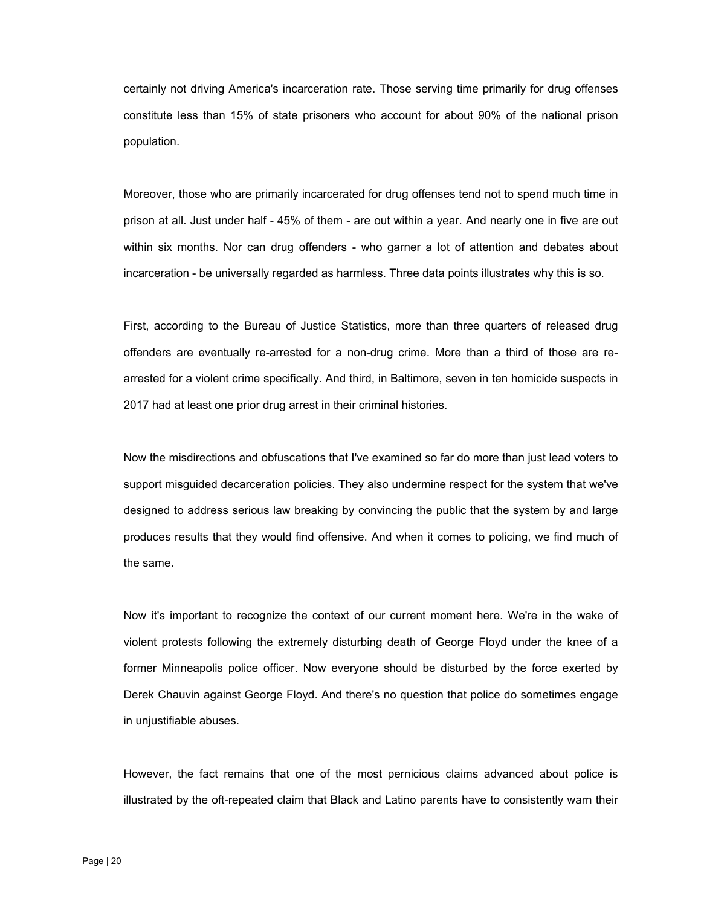certainly not driving America's incarceration rate. Those serving time primarily for drug offenses constitute less than 15% of state prisoners who account for about 90% of the national prison population.

Moreover, those who are primarily incarcerated for drug offenses tend not to spend much time in prison at all. Just under half - 45% of them - are out within a year. And nearly one in five are out within six months. Nor can drug offenders - who garner a lot of attention and debates about incarceration - be universally regarded as harmless. Three data points illustrates why this is so.

First, according to the Bureau of Justice Statistics, more than three quarters of released drug offenders are eventually re-arrested for a non-drug crime. More than a third of those are re-arrested for a violent crime specifically. And third, in Baltimore, seven in ten homicide suspects in 2017 had at least one prior drug arrest in their criminal histories.

Now the misdirections and obfuscations that I've examined so far do more than just lead voters to support misguided decarceration policies. They also undermine respect for the system that we've designed to address serious law breaking by convincing the public that the system by and large produces results that they would find offensive. And when it comes to policing, we find much of the same.

Now it's important to recognize the context of our current moment here. We're in the wake of violent protests following the extremely disturbing death of George Floyd under the knee of a former Minneapolis police officer. Now everyone should be disturbed by the force exerted by Derek Chauvin against George Floyd. And there's no question that police do sometimes engage in unjustifiable abuses.

However, the fact remains that one of the most pernicious claims advanced about police is illustrated by the oft-repeated claim that Black and Latino parents have to consistently warn their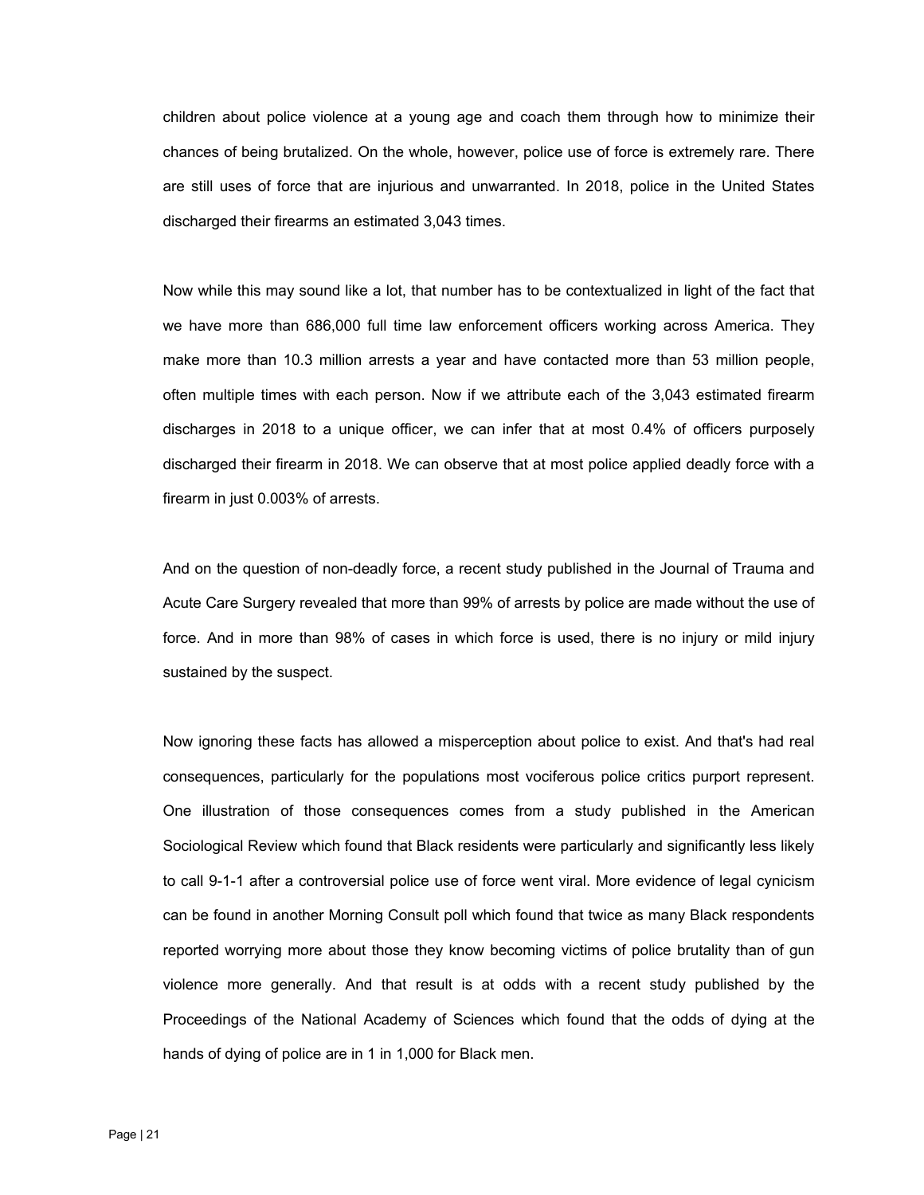children about police violence at a young age and coach them through how to minimize their chances of being brutalized. On the whole, however, police use of force is extremely rare. There are still uses of force that are injurious and unwarranted. In 2018, police in the United States discharged their firearms an estimated 3,043 times.

Now while this may sound like a lot, that number has to be contextualized in light of the fact that we have more than 686,000 full time law enforcement officers working across America. They make more than 10.3 million arrests a year and have contacted more than 53 million people, often multiple times with each person. Now if we attribute each of the 3,043 estimated firearm discharges in 2018 to a unique officer, we can infer that at most 0.4% of officers purposely discharged their firearm in 2018. We can observe that at most police applied deadly force with a firearm in just 0.003% of arrests.

And on the question of non-deadly force, a recent study published in the Journal of Trauma and Acute Care Surgery revealed that more than 99% of arrests by police are made without the use of force. And in more than 98% of cases in which force is used, there is no injury or mild injury sustained by the suspect.

Now ignoring these facts has allowed a misperception about police to exist. And that's had real consequences, particularly for the populations most vociferous police critics purport represent. One illustration of those consequences comes from a study published in the American Sociological Review which found that Black residents were particularly and significantly less likely to call 9-1-1 after a controversial police use of force went viral. More evidence of legal cynicism can be found in another Morning Consult poll which found that twice as many Black respondents reported worrying more about those they know becoming victims of police brutality than of gun violence more generally. And that result is at odds with a recent study published by the Proceedings of the National Academy of Sciences which found that the odds of dying at the hands of dying of police are in 1 in 1,000 for Black men.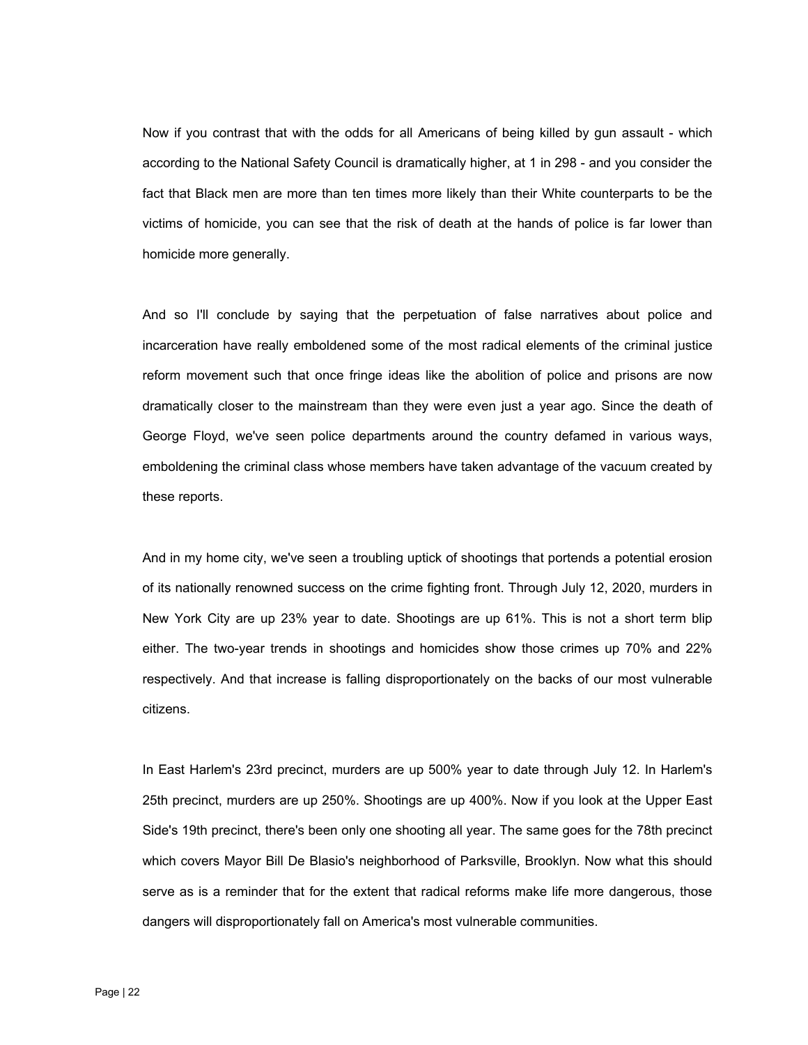Now if you contrast that with the odds for all Americans of being killed by gun assault - which according to the National Safety Council is dramatically higher, at 1 in 298 - and you consider the fact that Black men are more than ten times more likely than their White counterparts to be the victims of homicide, you can see that the risk of death at the hands of police is far lower than homicide more generally.

And so I'll conclude by saying that the perpetuation of false narratives about police and incarceration have really emboldened some of the most radical elements of the criminal justice reform movement such that once fringe ideas like the abolition of police and prisons are now dramatically closer to the mainstream than they were even just a year ago. Since the death of George Floyd, we've seen police departments around the country defamed in various ways, emboldening the criminal class whose members have taken advantage of the vacuum created by these reports.

And in my home city, we've seen a troubling uptick of shootings that portends a potential erosion of its nationally renowned success on the crime fighting front. Through July 12, 2020, murders in New York City are up 23% year to date. Shootings are up 61%. This is not a short term blip either. The two-year trends in shootings and homicides show those crimes up 70% and 22% respectively. And that increase is falling disproportionately on the backs of our most vulnerable citizens.

In East Harlem's 23rd precinct, murders are up 500% year to date through July 12. In Harlem's 25th precinct, murders are up 250%. Shootings are up 400%. Now if you look at the Upper East Side's 19th precinct, there's been only one shooting all year. The same goes for the 78th precinct which covers Mayor Bill De Blasio's neighborhood of Parksville, Brooklyn. Now what this should serve as is a reminder that for the extent that radical reforms make life more dangerous, those dangers will disproportionately fall on America's most vulnerable communities.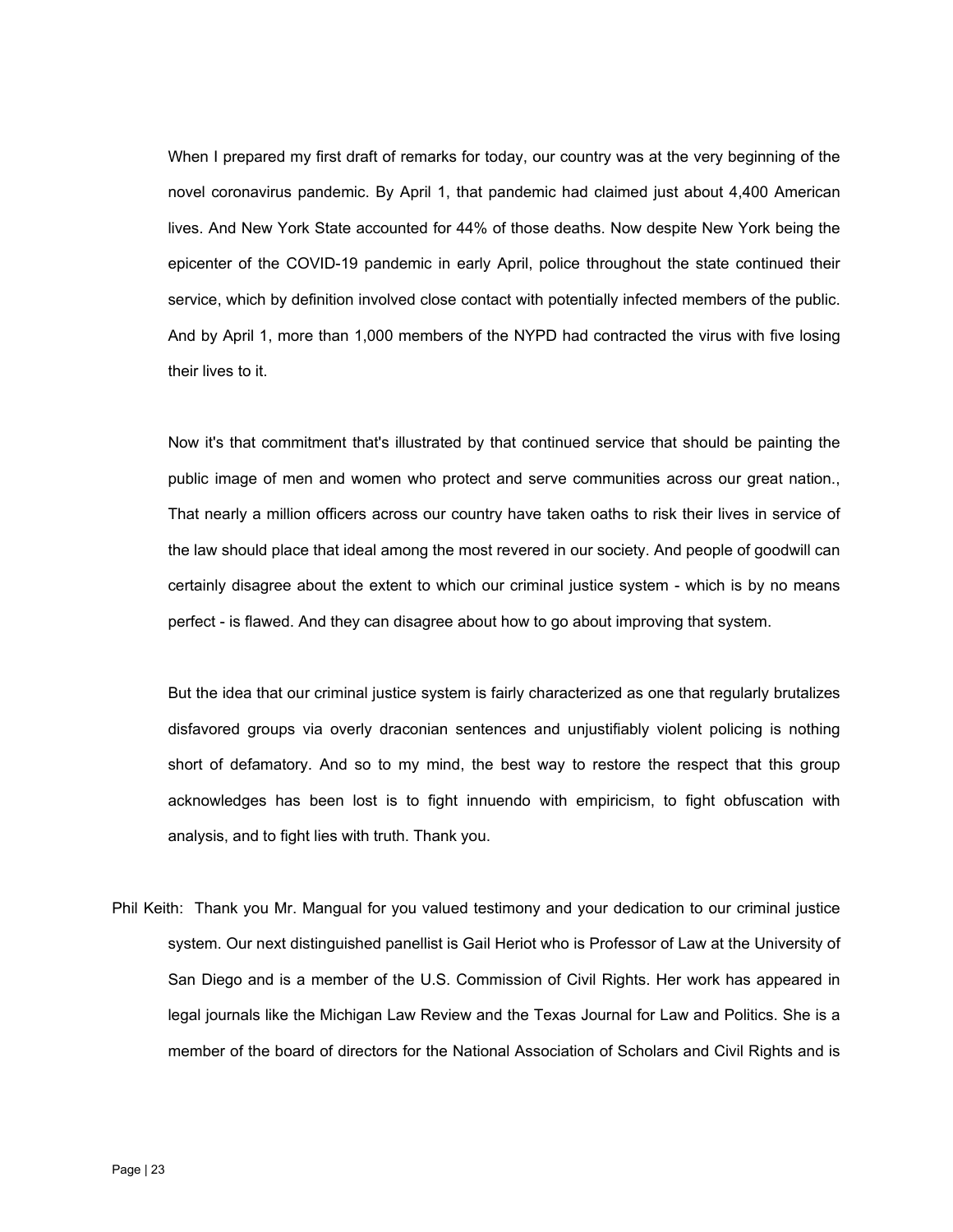When I prepared my first draft of remarks for today, our country was at the very beginning of the novel coronavirus pandemic. By April 1, that pandemic had claimed just about 4,400 American lives. And New York State accounted for 44% of those deaths. Now despite New York being the epicenter of the COVID-19 pandemic in early April, police throughout the state continued their service, which by definition involved close contact with potentially infected members of the public. And by April 1, more than 1,000 members of the NYPD had contracted the virus with five losing their lives to it.

Now it's that commitment that's illustrated by that continued service that should be painting the public image of men and women who protect and serve communities across our great nation., That nearly a million officers across our country have taken oaths to risk their lives in service of the law should place that ideal among the most revered in our society. And people of goodwill can certainly disagree about the extent to which our criminal justice system - which is by no means perfect - is flawed. And they can disagree about how to go about improving that system.

But the idea that our criminal justice system is fairly characterized as one that regularly brutalizes disfavored groups via overly draconian sentences and unjustifiably violent policing is nothing short of defamatory. And so to my mind, the best way to restore the respect that this group acknowledges has been lost is to fight innuendo with empiricism, to fight obfuscation with analysis, and to fight lies with truth. Thank you.

Phil Keith: Thank you Mr. Mangual for you valued testimony and your dedication to our criminal justice system. Our next distinguished panellist is Gail Heriot who is Professor of Law at the University of San Diego and is a member of the U.S. Commission of Civil Rights. Her work has appeared in legal journals like the Michigan Law Review and the Texas Journal for Law and Politics. She is a member of the board of directors for the National Association of Scholars and Civil Rights and is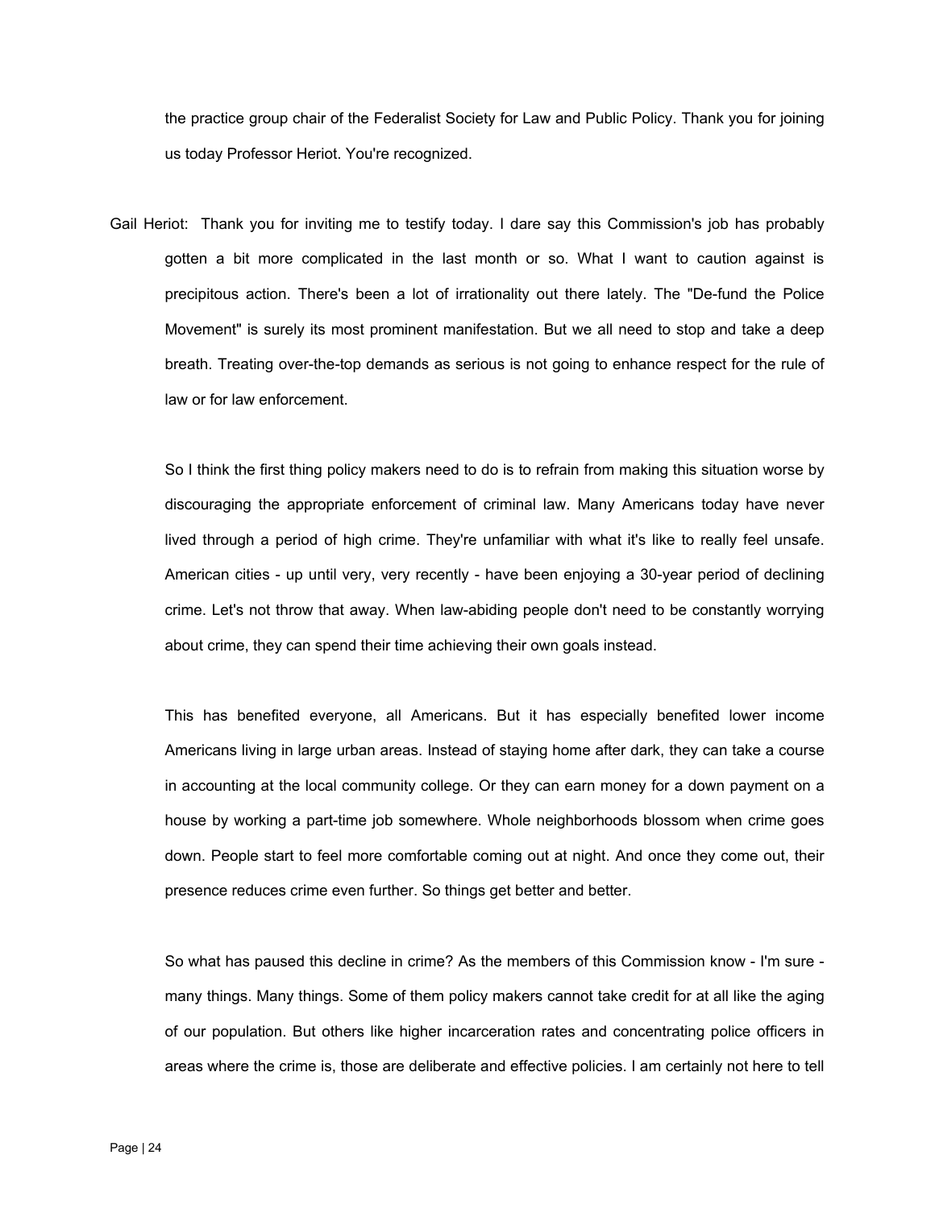the practice group chair of the Federalist Society for Law and Public Policy. Thank you for joining us today Professor Heriot. You're recognized.

Gail Heriot: Thank you for inviting me to testify today. I dare say this Commission's job has probably gotten a bit more complicated in the last month or so. What I want to caution against is precipitous action. There's been a lot of irrationality out there lately. The "De-fund the Police Movement" is surely its most prominent manifestation. But we all need to stop and take a deep breath. Treating over-the-top demands as serious is not going to enhance respect for the rule of law or for law enforcement.

So I think the first thing policy makers need to do is to refrain from making this situation worse by discouraging the appropriate enforcement of criminal law. Many Americans today have never lived through a period of high crime. They're unfamiliar with what it's like to really feel unsafe. American cities - up until very, very recently - have been enjoying a 30-year period of declining crime. Let's not throw that away. When law-abiding people don't need to be constantly worrying about crime, they can spend their time achieving their own goals instead.

This has benefited everyone, all Americans. But it has especially benefited lower income Americans living in large urban areas. Instead of staying home after dark, they can take a course in accounting at the local community college. Or they can earn money for a down payment on a house by working a part-time job somewhere. Whole neighborhoods blossom when crime goes down. People start to feel more comfortable coming out at night. And once they come out, their presence reduces crime even further. So things get better and better.

So what has paused this decline in crime? As the members of this Commission know - I'm sure - many things. Many things. Some of them policy makers cannot take credit for at all like the aging of our population. But others like higher incarceration rates and concentrating police officers in areas where the crime is, those are deliberate and effective policies. I am certainly not here to tell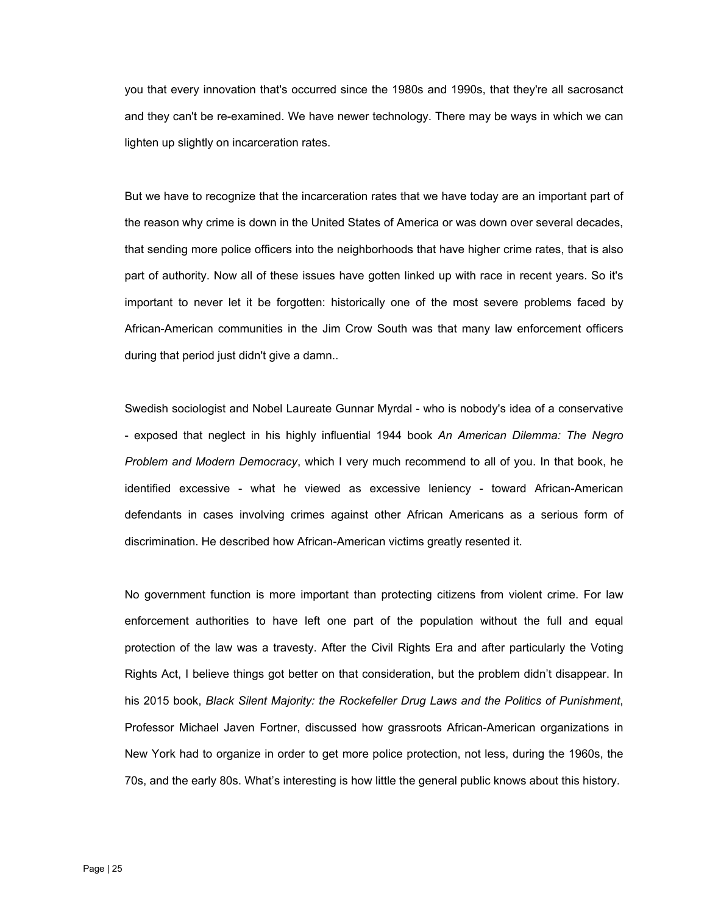you that every innovation that's occurred since the 1980s and 1990s, that they're all sacrosanct and they can't be re-examined. We have newer technology. There may be ways in which we can lighten up slightly on incarceration rates.

But we have to recognize that the incarceration rates that we have today are an important part of the reason why crime is down in the United States of America or was down over several decades, that sending more police officers into the neighborhoods that have higher crime rates, that is also part of authority. Now all of these issues have gotten linked up with race in recent years. So it's important to never let it be forgotten: historically one of the most severe problems faced by African-American communities in the Jim Crow South was that many law enforcement officers during that period just didn't give a damn..

Swedish sociologist and Nobel Laureate Gunnar Myrdal - who is nobody's idea of a conservative - exposed that neglect in his highly influential 1944 book *An American Dilemma: The Negro Problem and Modern Democracy*, which I very much recommend to all of you. In that book, he identified excessive - what he viewed as excessive leniency - toward African-American defendants in cases involving crimes against other African Americans as a serious form of discrimination. He described how African-American victims greatly resented it.

No government function is more important than protecting citizens from violent crime. For law enforcement authorities to have left one part of the population without the full and equal protection of the law was a travesty. After the Civil Rights Era and after particularly the Voting Rights Act, I believe things got better on that consideration, but the problem didn't disappear. In his 2015 book, *Black Silent Majority: the Rockefeller Drug Laws and the Politics of Punishment*, Professor Michael Javen Fortner, discussed how grassroots African-American organizations in New York had to organize in order to get more police protection, not less, during the 1960s, the 70s, and the early 80s. What's interesting is how little the general public knows about this history.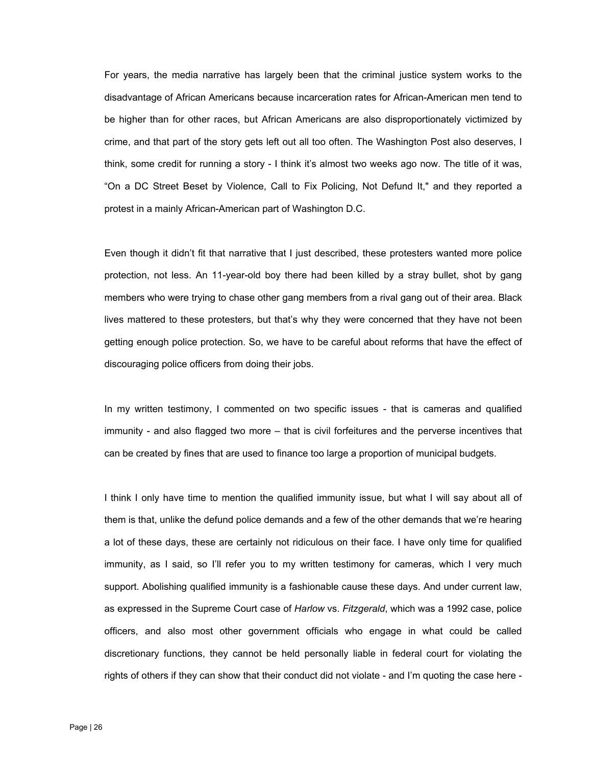For years, the media narrative has largely been that the criminal justice system works to the disadvantage of African Americans because incarceration rates for African-American men tend to be higher than for other races, but African Americans are also disproportionately victimized by crime, and that part of the story gets left out all too often. The Washington Post also deserves, I think, some credit for running a story - I think it's almost two weeks ago now. The title of it was, "On a DC Street Beset by Violence, Call to Fix Policing, Not Defund It," and they reported a protest in a mainly African-American part of Washington D.C.

Even though it didn't fit that narrative that I just described, these protesters wanted more police protection, not less. An 11-year-old boy there had been killed by a stray bullet, shot by gang members who were trying to chase other gang members from a rival gang out of their area. Black lives mattered to these protesters, but that's why they were concerned that they have not been getting enough police protection. So, we have to be careful about reforms that have the effect of discouraging police officers from doing their jobs.

In my written testimony, I commented on two specific issues - that is cameras and qualified immunity - and also flagged two more – that is civil forfeitures and the perverse incentives that can be created by fines that are used to finance too large a proportion of municipal budgets.

I think I only have time to mention the qualified immunity issue, but what I will say about all of them is that, unlike the defund police demands and a few of the other demands that we're hearing a lot of these days, these are certainly not ridiculous on their face. I have only time for qualified immunity, as I said, so I'll refer you to my written testimony for cameras, which I very much support. Abolishing qualified immunity is a fashionable cause these days. And under current law, as expressed in the Supreme Court case of *Harlow* vs. *Fitzgerald*, which was a 1992 case, police officers, and also most other government officials who engage in what could be called discretionary functions, they cannot be held personally liable in federal court for violating the rights of others if they can show that their conduct did not violate - and I'm quoting the case here -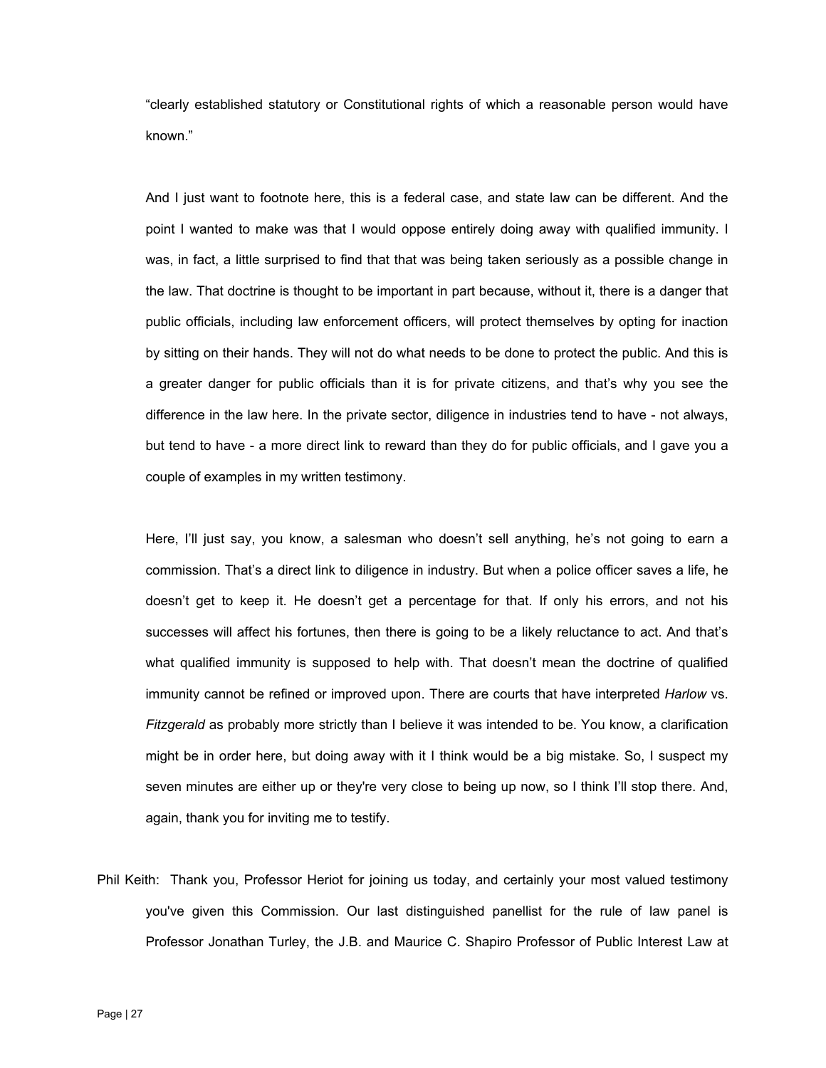"clearly established statutory or Constitutional rights of which a reasonable person would have known."

And I just want to footnote here, this is a federal case, and state law can be different. And the point I wanted to make was that I would oppose entirely doing away with qualified immunity. I was, in fact, a little surprised to find that that was being taken seriously as a possible change in the law. That doctrine is thought to be important in part because, without it, there is a danger that public officials, including law enforcement officers, will protect themselves by opting for inaction by sitting on their hands. They will not do what needs to be done to protect the public. And this is a greater danger for public officials than it is for private citizens, and that's why you see the difference in the law here. In the private sector, diligence in industries tend to have - not always, but tend to have - a more direct link to reward than they do for public officials, and I gave you a couple of examples in my written testimony.

Here, I'll just say, you know, a salesman who doesn't sell anything, he's not going to earn a commission. That's a direct link to diligence in industry. But when a police officer saves a life, he doesn't get to keep it. He doesn't get a percentage for that. If only his errors, and not his successes will affect his fortunes, then there is going to be a likely reluctance to act. And that's what qualified immunity is supposed to help with. That doesn't mean the doctrine of qualified immunity cannot be refined or improved upon. There are courts that have interpreted *Harlow* vs. *Fitzgerald* as probably more strictly than I believe it was intended to be. You know, a clarification might be in order here, but doing away with it I think would be a big mistake. So, I suspect my seven minutes are either up or they're very close to being up now, so I think I'll stop there. And, again, thank you for inviting me to testify.

Phil Keith: Thank you, Professor Heriot for joining us today, and certainly your most valued testimony you've given this Commission. Our last distinguished panellist for the rule of law panel is Professor Jonathan Turley, the J.B. and Maurice C. Shapiro Professor of Public Interest Law at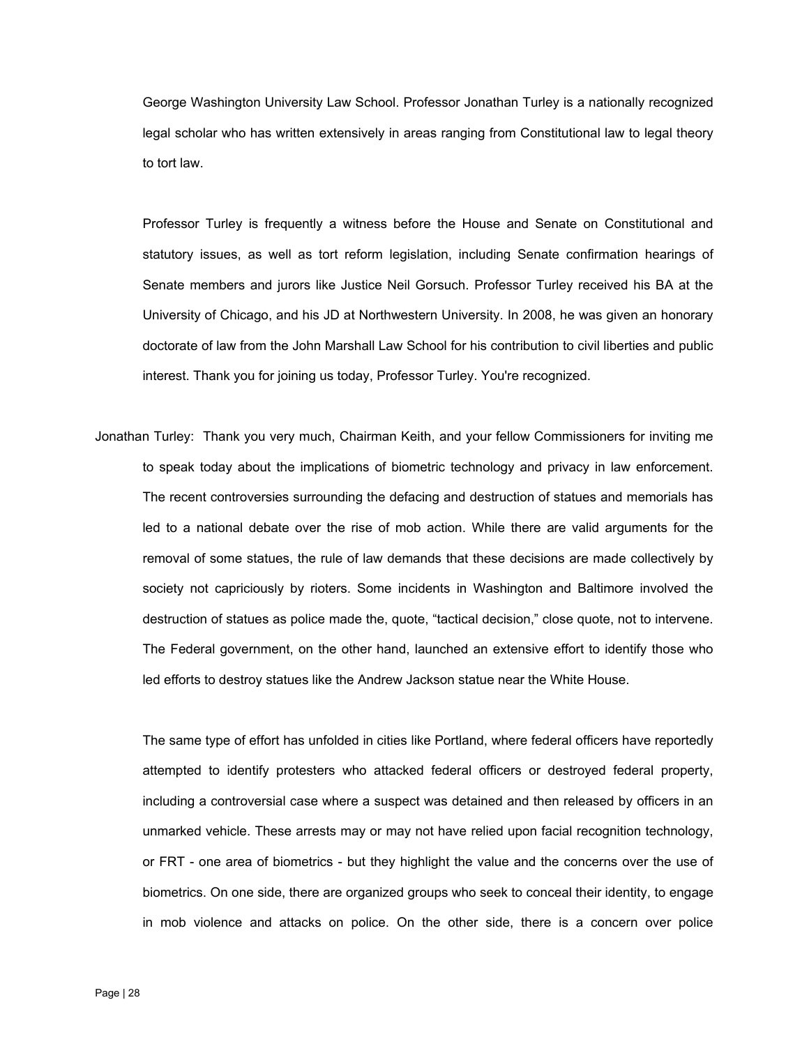George Washington University Law School. Professor Jonathan Turley is a nationally recognized legal scholar who has written extensively in areas ranging from Constitutional law to legal theory to tort law.

Professor Turley is frequently a witness before the House and Senate on Constitutional and statutory issues, as well as tort reform legislation, including Senate confirmation hearings of Senate members and jurors like Justice Neil Gorsuch. Professor Turley received his BA at the University of Chicago, and his JD at Northwestern University. In 2008, he was given an honorary doctorate of law from the John Marshall Law School for his contribution to civil liberties and public interest. Thank you for joining us today, Professor Turley. You're recognized.

Jonathan Turley: Thank you very much, Chairman Keith, and your fellow Commissioners for inviting me to speak today about the implications of biometric technology and privacy in law enforcement. The recent controversies surrounding the defacing and destruction of statues and memorials has led to a national debate over the rise of mob action. While there are valid arguments for the removal of some statues, the rule of law demands that these decisions are made collectively by society not capriciously by rioters. Some incidents in Washington and Baltimore involved the destruction of statues as police made the, quote, "tactical decision," close quote, not to intervene. The Federal government, on the other hand, launched an extensive effort to identify those who led efforts to destroy statues like the Andrew Jackson statue near the White House.

The same type of effort has unfolded in cities like Portland, where federal officers have reportedly attempted to identify protesters who attacked federal officers or destroyed federal property, including a controversial case where a suspect was detained and then released by officers in an unmarked vehicle. These arrests may or may not have relied upon facial recognition technology, or FRT - one area of biometrics - but they highlight the value and the concerns over the use of biometrics. On one side, there are organized groups who seek to conceal their identity, to engage in mob violence and attacks on police. On the other side, there is a concern over police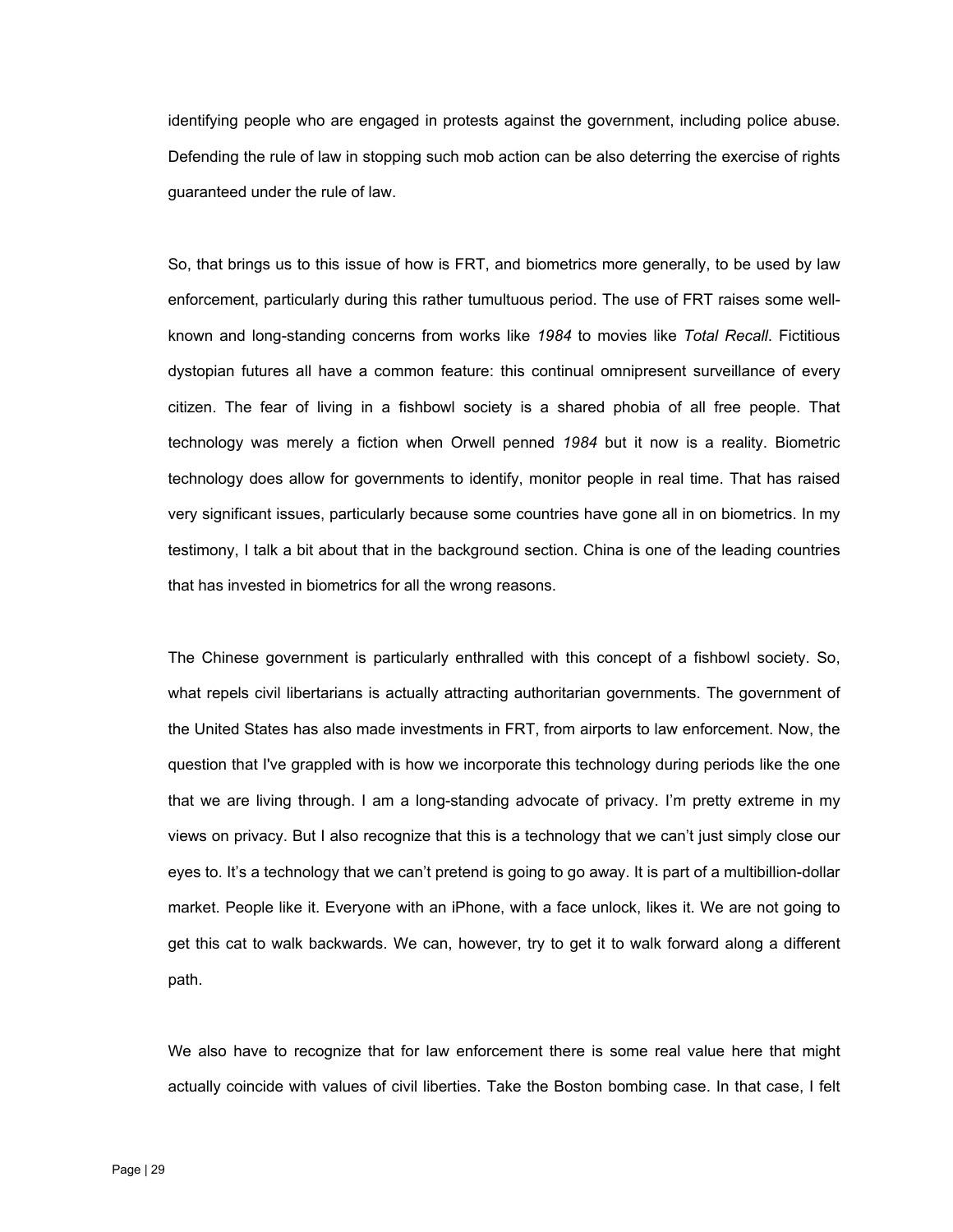identifying people who are engaged in protests against the government, including police abuse. Defending the rule of law in stopping such mob action can be also deterring the exercise of rights guaranteed under the rule of law.

So, that brings us to this issue of how is FRT, and biometrics more generally, to be used by law enforcement, particularly during this rather tumultuous period. The use of FRT raises some well-known and long-standing concerns from works like *1984* to movies like *Total Recall*. Fictitious dystopian futures all have a common feature: this continual omnipresent surveillance of every citizen. The fear of living in a fishbowl society is a shared phobia of all free people. That technology was merely a fiction when Orwell penned *1984* but it now is a reality. Biometric technology does allow for governments to identify, monitor people in real time. That has raised very significant issues, particularly because some countries have gone all in on biometrics. In my testimony, I talk a bit about that in the background section. China is one of the leading countries that has invested in biometrics for all the wrong reasons.

The Chinese government is particularly enthralled with this concept of a fishbowl society. So, what repels civil libertarians is actually attracting authoritarian governments. The government of the United States has also made investments in FRT, from airports to law enforcement. Now, the question that I've grappled with is how we incorporate this technology during periods like the one that we are living through. I am a long-standing advocate of privacy. I'm pretty extreme in my views on privacy. But I also recognize that this is a technology that we can't just simply close our eyes to. It's a technology that we can't pretend is going to go away. It is part of a multibillion-dollar market. People like it. Everyone with an iPhone, with a face unlock, likes it. We are not going to get this cat to walk backwards. We can, however, try to get it to walk forward along a different path.

We also have to recognize that for law enforcement there is some real value here that might actually coincide with values of civil liberties. Take the Boston bombing case. In that case, I felt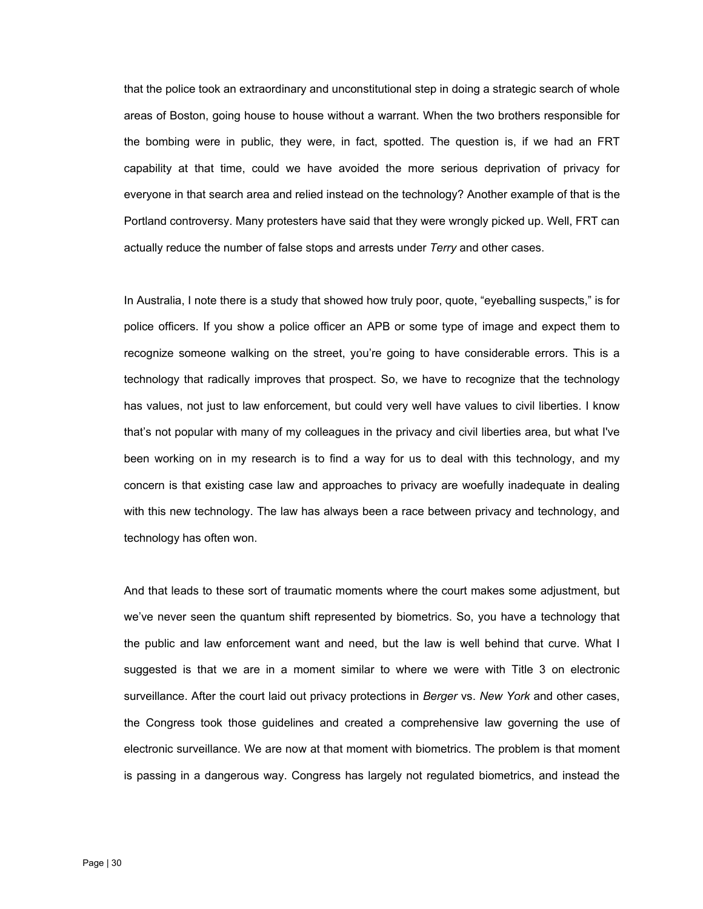that the police took an extraordinary and unconstitutional step in doing a strategic search of whole areas of Boston, going house to house without a warrant. When the two brothers responsible for the bombing were in public, they were, in fact, spotted. The question is, if we had an FRT capability at that time, could we have avoided the more serious deprivation of privacy for everyone in that search area and relied instead on the technology? Another example of that is the Portland controversy. Many protesters have said that they were wrongly picked up. Well, FRT can actually reduce the number of false stops and arrests under *Terry* and other cases.

In Australia, I note there is a study that showed how truly poor, quote, "eyeballing suspects," is for police officers. If you show a police officer an APB or some type of image and expect them to recognize someone walking on the street, you're going to have considerable errors. This is a technology that radically improves that prospect. So, we have to recognize that the technology has values, not just to law enforcement, but could very well have values to civil liberties. I know that's not popular with many of my colleagues in the privacy and civil liberties area, but what I've been working on in my research is to find a way for us to deal with this technology, and my concern is that existing case law and approaches to privacy are woefully inadequate in dealing with this new technology. The law has always been a race between privacy and technology, and technology has often won.

And that leads to these sort of traumatic moments where the court makes some adjustment, but we've never seen the quantum shift represented by biometrics. So, you have a technology that the public and law enforcement want and need, but the law is well behind that curve. What I suggested is that we are in a moment similar to where we were with Title 3 on electronic surveillance. After the court laid out privacy protections in *Berger* vs. *New York* and other cases, the Congress took those guidelines and created a comprehensive law governing the use of electronic surveillance. We are now at that moment with biometrics. The problem is that moment is passing in a dangerous way. Congress has largely not regulated biometrics, and instead the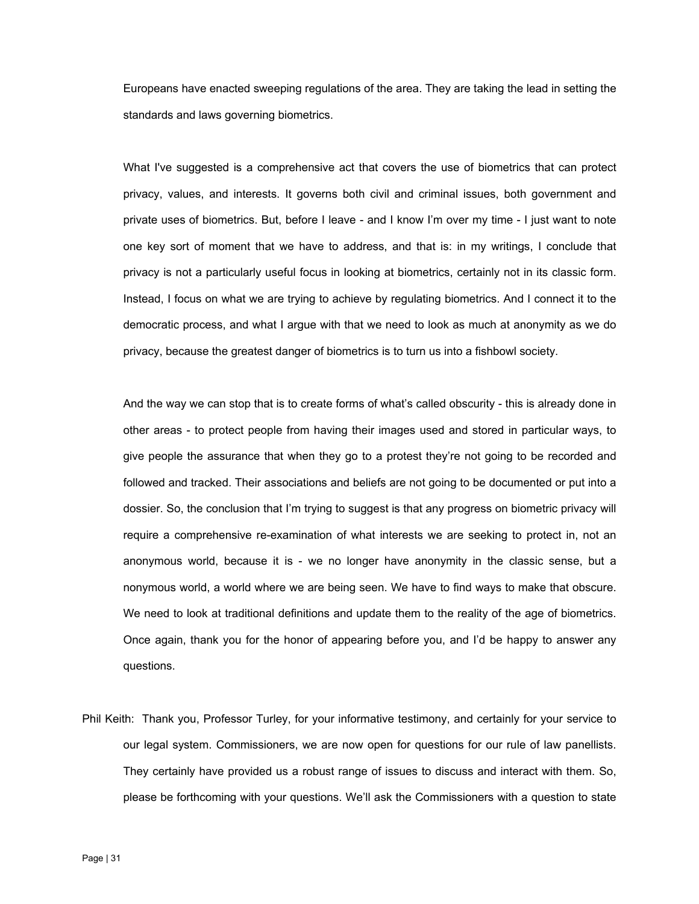Europeans have enacted sweeping regulations of the area. They are taking the lead in setting the standards and laws governing biometrics.

What I've suggested is a comprehensive act that covers the use of biometrics that can protect privacy, values, and interests. It governs both civil and criminal issues, both government and private uses of biometrics. But, before I leave - and I know I'm over my time - I just want to note one key sort of moment that we have to address, and that is: in my writings, I conclude that privacy is not a particularly useful focus in looking at biometrics, certainly not in its classic form. Instead, I focus on what we are trying to achieve by regulating biometrics. And I connect it to the democratic process, and what I argue with that we need to look as much at anonymity as we do privacy, because the greatest danger of biometrics is to turn us into a fishbowl society.

And the way we can stop that is to create forms of what's called obscurity - this is already done in other areas - to protect people from having their images used and stored in particular ways, to give people the assurance that when they go to a protest they're not going to be recorded and followed and tracked. Their associations and beliefs are not going to be documented or put into a dossier. So, the conclusion that I'm trying to suggest is that any progress on biometric privacy will require a comprehensive re-examination of what interests we are seeking to protect in, not an anonymous world, because it is - we no longer have anonymity in the classic sense, but a nonymous world, a world where we are being seen. We have to find ways to make that obscure. We need to look at traditional definitions and update them to the reality of the age of biometrics. Once again, thank you for the honor of appearing before you, and I'd be happy to answer any questions.

Phil Keith: Thank you, Professor Turley, for your informative testimony, and certainly for your service to our legal system. Commissioners, we are now open for questions for our rule of law panellists. They certainly have provided us a robust range of issues to discuss and interact with them. So, please be forthcoming with your questions. We'll ask the Commissioners with a question to state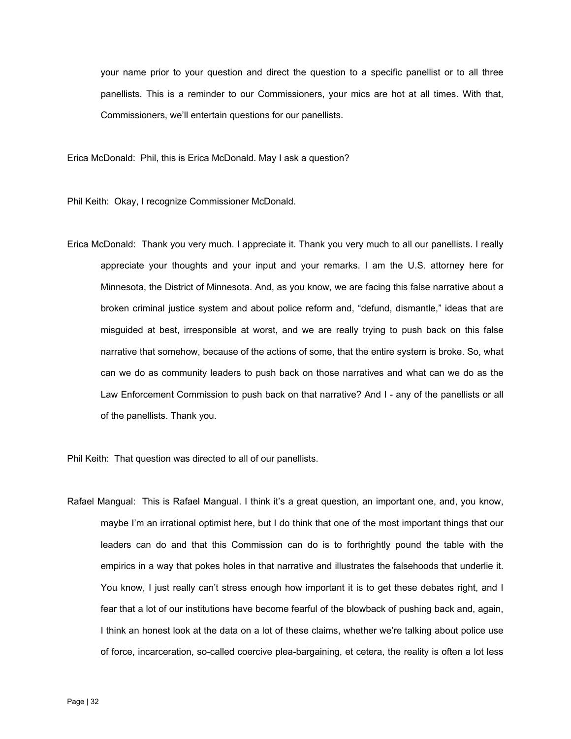your name prior to your question and direct the question to a specific panellist or to all three panellists. This is a reminder to our Commissioners, your mics are hot at all times. With that, Commissioners, we'll entertain questions for our panellists.

Erica McDonald: Phil, this is Erica McDonald. May I ask a question?

Phil Keith: Okay, I recognize Commissioner McDonald.

Erica McDonald: Thank you very much. I appreciate it. Thank you very much to all our panellists. I really appreciate your thoughts and your input and your remarks. I am the U.S. attorney here for Minnesota, the District of Minnesota. And, as you know, we are facing this false narrative about a broken criminal justice system and about police reform and, "defund, dismantle," ideas that are misguided at best, irresponsible at worst, and we are really trying to push back on this false narrative that somehow, because of the actions of some, that the entire system is broke. So, what can we do as community leaders to push back on those narratives and what can we do as the Law Enforcement Commission to push back on that narrative? And I - any of the panellists or all of the panellists. Thank you.

Phil Keith: That question was directed to all of our panellists.

Rafael Mangual: This is Rafael Mangual. I think it's a great question, an important one, and, you know, maybe I'm an irrational optimist here, but I do think that one of the most important things that our leaders can do and that this Commission can do is to forthrightly pound the table with the empirics in a way that pokes holes in that narrative and illustrates the falsehoods that underlie it. You know, I just really can't stress enough how important it is to get these debates right, and I fear that a lot of our institutions have become fearful of the blowback of pushing back and, again, I think an honest look at the data on a lot of these claims, whether we're talking about police use of force, incarceration, so-called coercive plea-bargaining, et cetera, the reality is often a lot less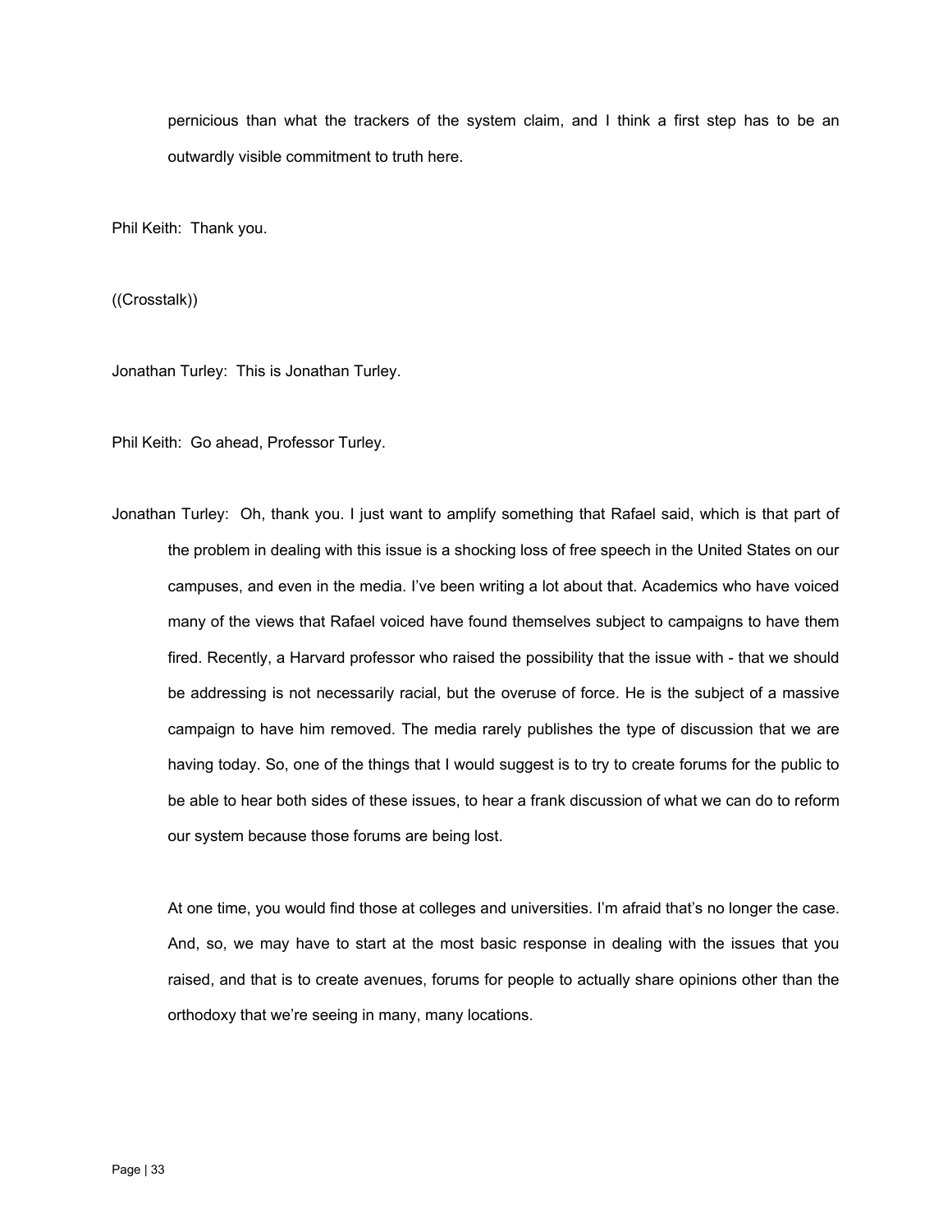pernicious than what the trackers of the system claim, and I think a first step has to be an outwardly visible commitment to truth here.

Phil Keith: Thank you.

((Crosstalk))

Jonathan Turley: This is Jonathan Turley.

Phil Keith: Go ahead, Professor Turley.

Jonathan Turley: Oh, thank you. I just want to amplify something that Rafael said, which is that part of the problem in dealing with this issue is a shocking loss of free speech in the United States on our campuses, and even in the media. I've been writing a lot about that. Academics who have voiced many of the views that Rafael voiced have found themselves subject to campaigns to have them fired. Recently, a Harvard professor who raised the possibility that the issue with - that we should be addressing is not necessarily racial, but the overuse of force. He is the subject of a massive campaign to have him removed. The media rarely publishes the type of discussion that we are having today. So, one of the things that I would suggest is to try to create forums for the public to be able to hear both sides of these issues, to hear a frank discussion of what we can do to reform our system because those forums are being lost.

At one time, you would find those at colleges and universities. I'm afraid that's no longer the case. And, so, we may have to start at the most basic response in dealing with the issues that you raised, and that is to create avenues, forums for people to actually share opinions other than the orthodoxy that we're seeing in many, many locations.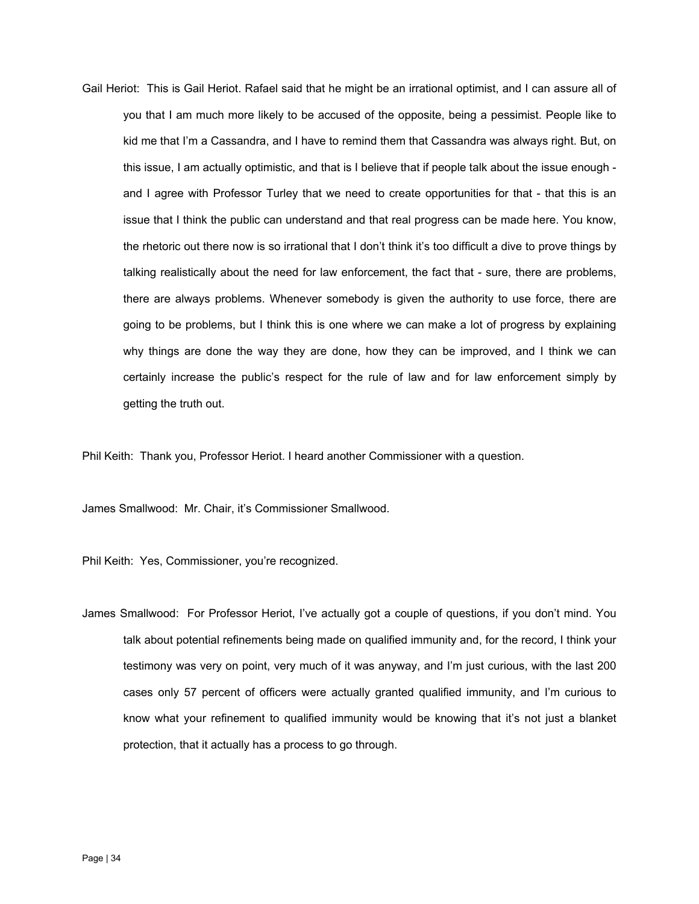Gail Heriot: This is Gail Heriot. Rafael said that he might be an irrational optimist, and I can assure all of you that I am much more likely to be accused of the opposite, being a pessimist. People like to kid me that I'm a Cassandra, and I have to remind them that Cassandra was always right. But, on this issue, I am actually optimistic, and that is I believe that if people talk about the issue enough - and I agree with Professor Turley that we need to create opportunities for that - that this is an issue that I think the public can understand and that real progress can be made here. You know, the rhetoric out there now is so irrational that I don't think it's too difficult a dive to prove things by talking realistically about the need for law enforcement, the fact that - sure, there are problems, there are always problems. Whenever somebody is given the authority to use force, there are going to be problems, but I think this is one where we can make a lot of progress by explaining why things are done the way they are done, how they can be improved, and I think we can certainly increase the public's respect for the rule of law and for law enforcement simply by getting the truth out.

Phil Keith: Thank you, Professor Heriot. I heard another Commissioner with a question.

James Smallwood: Mr. Chair, it's Commissioner Smallwood.

Phil Keith: Yes, Commissioner, you're recognized.

James Smallwood: For Professor Heriot, I've actually got a couple of questions, if you don't mind. You talk about potential refinements being made on qualified immunity and, for the record, I think your testimony was very on point, very much of it was anyway, and I'm just curious, with the last 200 cases only 57 percent of officers were actually granted qualified immunity, and I'm curious to know what your refinement to qualified immunity would be knowing that it's not just a blanket protection, that it actually has a process to go through.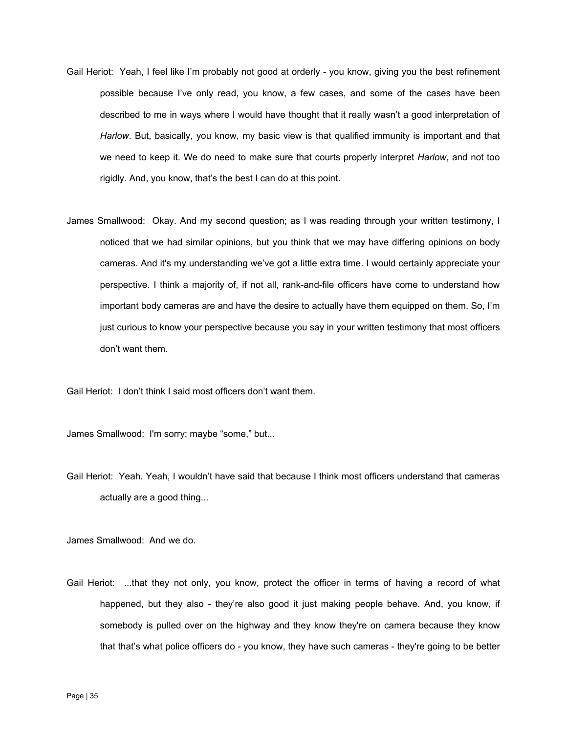Gail Heriot: Yeah, I feel like I'm probably not good at orderly - you know, giving you the best refinement possible because I've only read, you know, a few cases, and some of the cases have been described to me in ways where I would have thought that it really wasn't a good interpretation of *Harlow*. But, basically, you know, my basic view is that qualified immunity is important and that we need to keep it. We do need to make sure that courts properly interpret *Harlow*, and not too rigidly. And, you know, that's the best I can do at this point.

James Smallwood: Okay. And my second question; as I was reading through your written testimony, I noticed that we had similar opinions, but you think that we may have differing opinions on body cameras. And it's my understanding we've got a little extra time. I would certainly appreciate your perspective. I think a majority of, if not all, rank-and-file officers have come to understand how important body cameras are and have the desire to actually have them equipped on them. So, I'm just curious to know your perspective because you say in your written testimony that most officers don't want them.

Gail Heriot: I don't think I said most officers don't want them.

James Smallwood: I'm sorry; maybe "some," but...

Gail Heriot: Yeah. Yeah, I wouldn't have said that because I think most officers understand that cameras actually are a good thing...

James Smallwood: And we do.

Gail Heriot: ...that they not only, you know, protect the officer in terms of having a record of what happened, but they also - they're also good it just making people behave. And, you know, if somebody is pulled over on the highway and they know they're on camera because they know that that's what police officers do - you know, they have such cameras - they're going to be better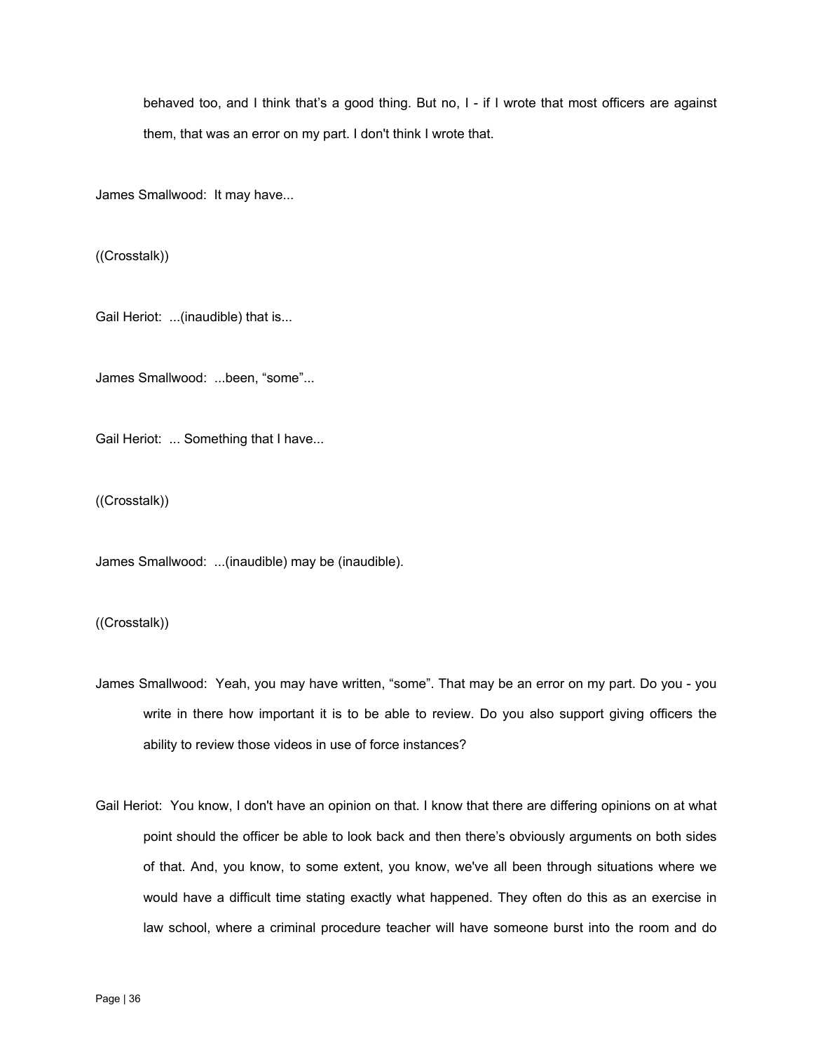behaved too, and I think that's a good thing. But no, I - if I wrote that most officers are against them, that was an error on my part. I don't think I wrote that.

James Smallwood: It may have...

((Crosstalk))

Gail Heriot: ...(inaudible) that is...

James Smallwood: ...been, "some"...

Gail Heriot: ... Something that I have...

((Crosstalk))

James Smallwood: ...(inaudible) may be (inaudible).

((Crosstalk))

James Smallwood: Yeah, you may have written, "some". That may be an error on my part. Do you - you write in there how important it is to be able to review. Do you also support giving officers the ability to review those videos in use of force instances?

Gail Heriot: You know, I don't have an opinion on that. I know that there are differing opinions on at what point should the officer be able to look back and then there's obviously arguments on both sides of that. And, you know, to some extent, you know, we've all been through situations where we would have a difficult time stating exactly what happened. They often do this as an exercise in law school, where a criminal procedure teacher will have someone burst into the room and do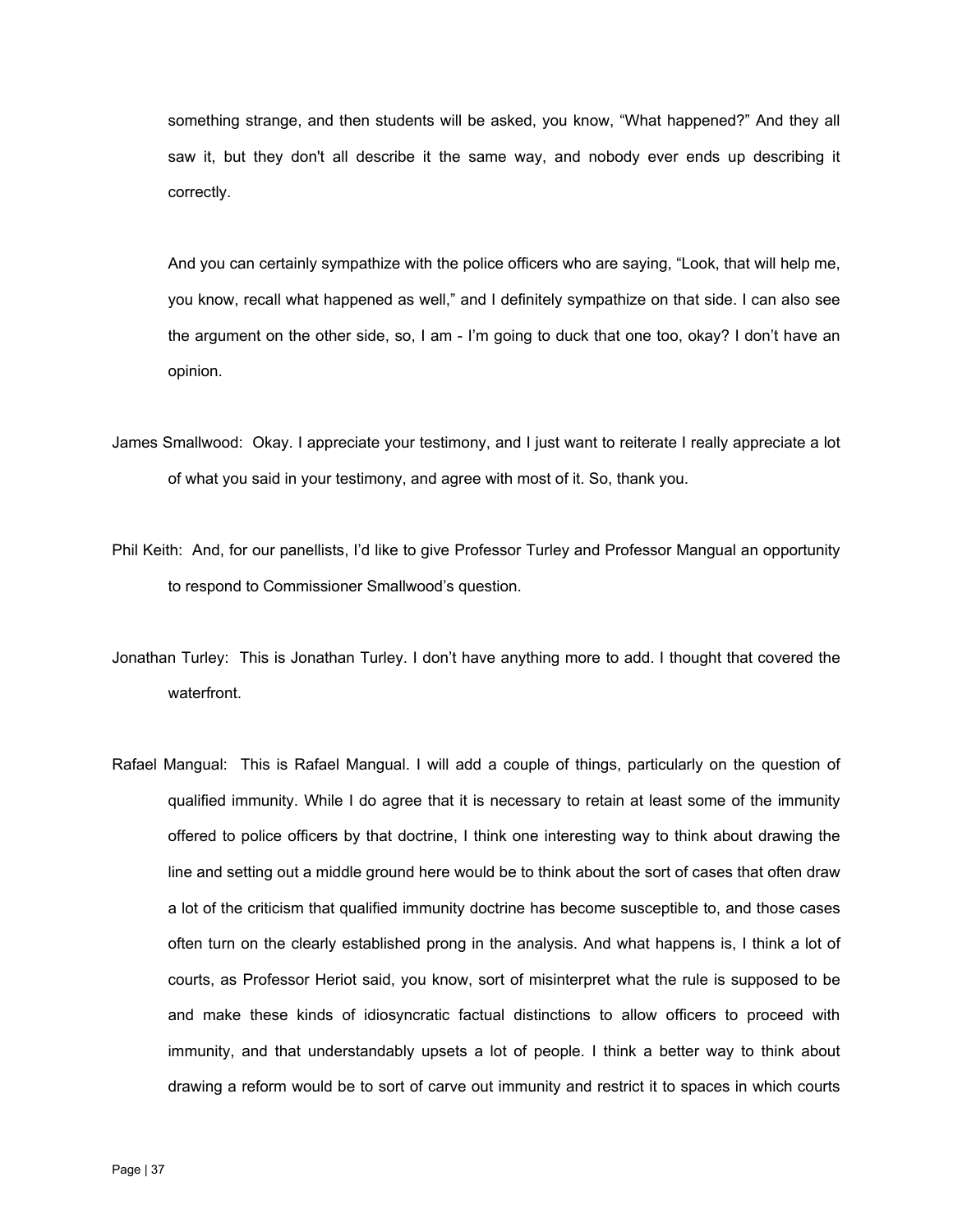something strange, and then students will be asked, you know, "What happened?" And they all saw it, but they don't all describe it the same way, and nobody ever ends up describing it correctly.

And you can certainly sympathize with the police officers who are saying, "Look, that will help me, you know, recall what happened as well," and I definitely sympathize on that side. I can also see the argument on the other side, so, I am - I'm going to duck that one too, okay? I don't have an opinion.

James Smallwood: Okay. I appreciate your testimony, and I just want to reiterate I really appreciate a lot of what you said in your testimony, and agree with most of it. So, thank you.

Phil Keith: And, for our panellists, I'd like to give Professor Turley and Professor Mangual an opportunity to respond to Commissioner Smallwood's question.

Jonathan Turley: This is Jonathan Turley. I don't have anything more to add. I thought that covered the waterfront.

Rafael Mangual: This is Rafael Mangual. I will add a couple of things, particularly on the question of qualified immunity. While I do agree that it is necessary to retain at least some of the immunity offered to police officers by that doctrine, I think one interesting way to think about drawing the line and setting out a middle ground here would be to think about the sort of cases that often draw a lot of the criticism that qualified immunity doctrine has become susceptible to, and those cases often turn on the clearly established prong in the analysis. And what happens is, I think a lot of courts, as Professor Heriot said, you know, sort of misinterpret what the rule is supposed to be and make these kinds of idiosyncratic factual distinctions to allow officers to proceed with immunity, and that understandably upsets a lot of people. I think a better way to think about drawing a reform would be to sort of carve out immunity and restrict it to spaces in which courts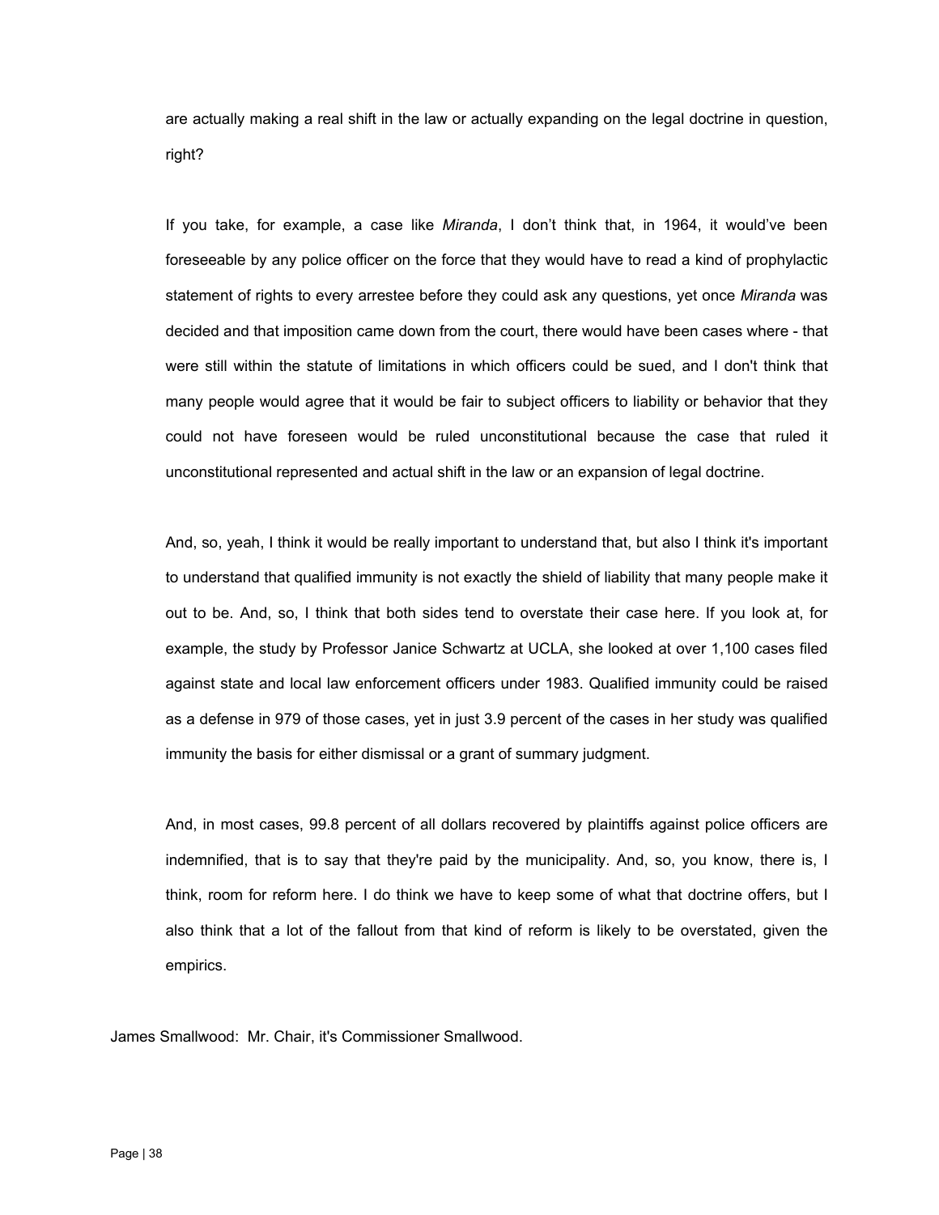are actually making a real shift in the law or actually expanding on the legal doctrine in question, right?

If you take, for example, a case like *Miranda*, I don't think that, in 1964, it would've been foreseeable by any police officer on the force that they would have to read a kind of prophylactic statement of rights to every arrestee before they could ask any questions, yet once *Miranda* was decided and that imposition came down from the court, there would have been cases where - that were still within the statute of limitations in which officers could be sued, and I don't think that many people would agree that it would be fair to subject officers to liability or behavior that they could not have foreseen would be ruled unconstitutional because the case that ruled it unconstitutional represented and actual shift in the law or an expansion of legal doctrine.

And, so, yeah, I think it would be really important to understand that, but also I think it's important to understand that qualified immunity is not exactly the shield of liability that many people make it out to be. And, so, I think that both sides tend to overstate their case here. If you look at, for example, the study by Professor Janice Schwartz at UCLA, she looked at over 1,100 cases filed against state and local law enforcement officers under 1983. Qualified immunity could be raised as a defense in 979 of those cases, yet in just 3.9 percent of the cases in her study was qualified immunity the basis for either dismissal or a grant of summary judgment.

And, in most cases, 99.8 percent of all dollars recovered by plaintiffs against police officers are indemnified, that is to say that they're paid by the municipality. And, so, you know, there is, I think, room for reform here. I do think we have to keep some of what that doctrine offers, but I also think that a lot of the fallout from that kind of reform is likely to be overstated, given the empirics.

James Smallwood: Mr. Chair, it's Commissioner Smallwood.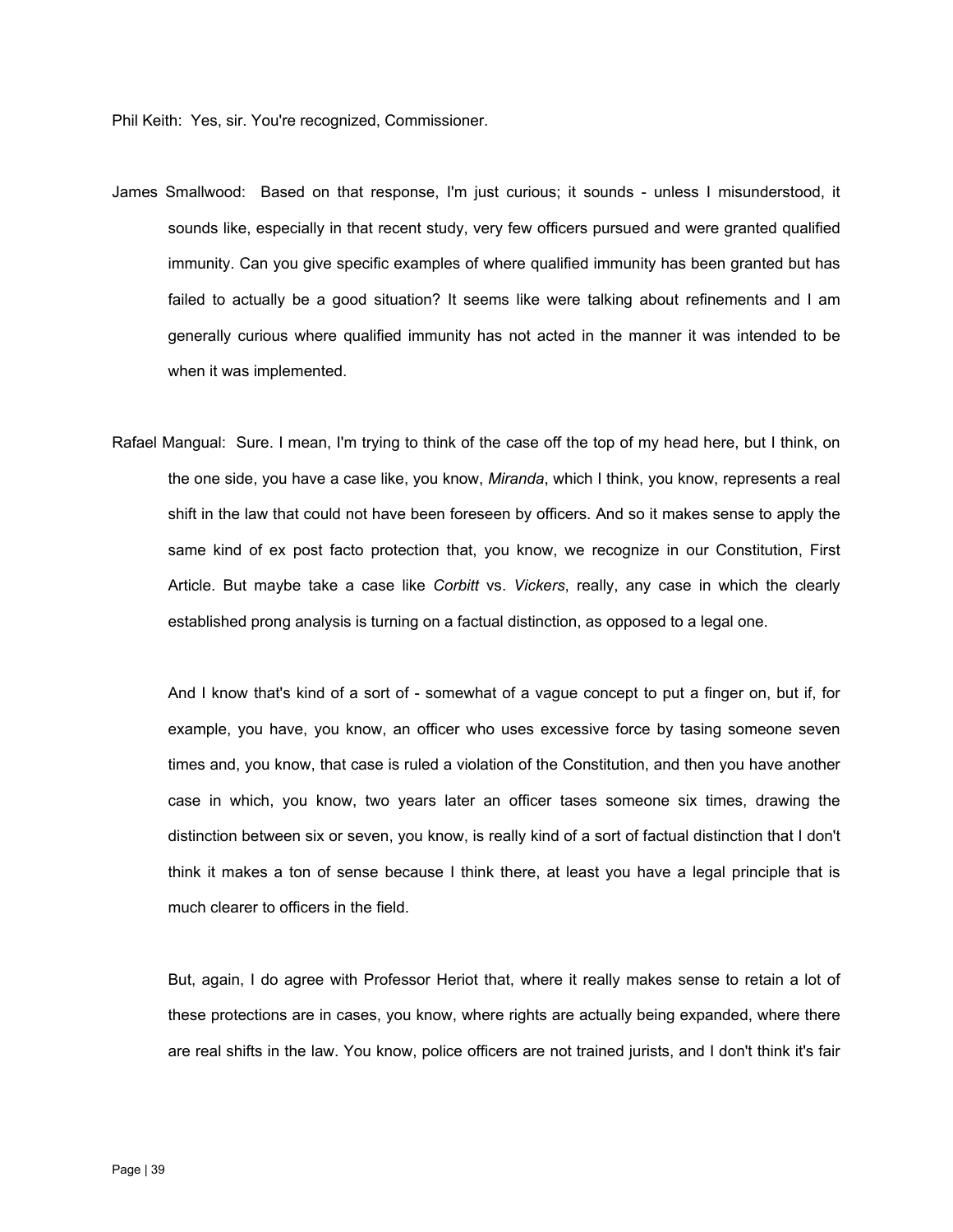Phil Keith: Yes, sir. You're recognized, Commissioner.

James Smallwood: Based on that response, I'm just curious; it sounds - unless I misunderstood, it sounds like, especially in that recent study, very few officers pursued and were granted qualified immunity. Can you give specific examples of where qualified immunity has been granted but has failed to actually be a good situation? It seems like were talking about refinements and I am generally curious where qualified immunity has not acted in the manner it was intended to be when it was implemented.

Rafael Mangual: Sure. I mean, I'm trying to think of the case off the top of my head here, but I think, on the one side, you have a case like, you know, *Miranda*, which I think, you know, represents a real shift in the law that could not have been foreseen by officers. And so it makes sense to apply the same kind of ex post facto protection that, you know, we recognize in our Constitution, First Article. But maybe take a case like *Corbitt* vs. *Vickers*, really, any case in which the clearly established prong analysis is turning on a factual distinction, as opposed to a legal one.

And I know that's kind of a sort of - somewhat of a vague concept to put a finger on, but if, for example, you have, you know, an officer who uses excessive force by tasing someone seven times and, you know, that case is ruled a violation of the Constitution, and then you have another case in which, you know, two years later an officer tases someone six times, drawing the distinction between six or seven, you know, is really kind of a sort of factual distinction that I don't think it makes a ton of sense because I think there, at least you have a legal principle that is much clearer to officers in the field.

But, again, I do agree with Professor Heriot that, where it really makes sense to retain a lot of these protections are in cases, you know, where rights are actually being expanded, where there are real shifts in the law. You know, police officers are not trained jurists, and I don't think it's fair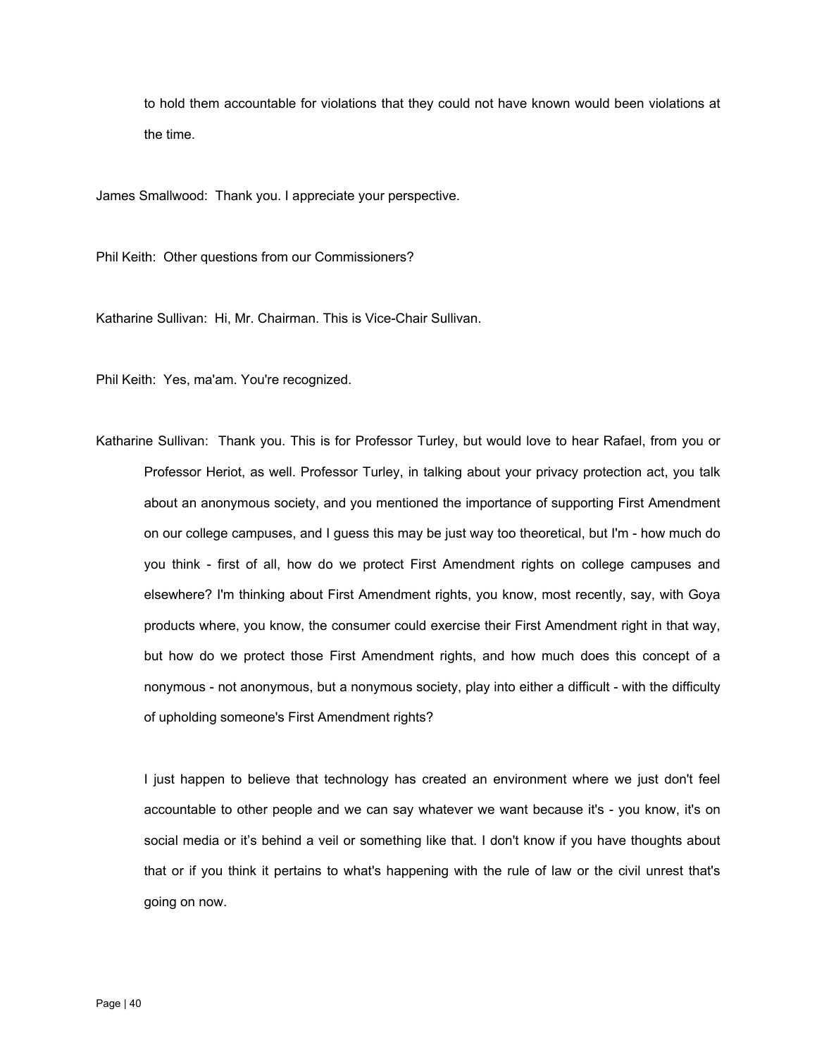to hold them accountable for violations that they could not have known would been violations at the time.

James Smallwood: Thank you. I appreciate your perspective.

Phil Keith: Other questions from our Commissioners?

Katharine Sullivan: Hi, Mr. Chairman. This is Vice-Chair Sullivan.

Phil Keith: Yes, ma'am. You're recognized.

Katharine Sullivan: Thank you. This is for Professor Turley, but would love to hear Rafael, from you or Professor Heriot, as well. Professor Turley, in talking about your privacy protection act, you talk about an anonymous society, and you mentioned the importance of supporting First Amendment on our college campuses, and I guess this may be just way too theoretical, but I'm - how much do you think - first of all, how do we protect First Amendment rights on college campuses and elsewhere? I'm thinking about First Amendment rights, you know, most recently, say, with Goya products where, you know, the consumer could exercise their First Amendment right in that way, but how do we protect those First Amendment rights, and how much does this concept of a nonymous - not anonymous, but a nonymous society, play into either a difficult - with the difficulty of upholding someone's First Amendment rights?

I just happen to believe that technology has created an environment where we just don't feel accountable to other people and we can say whatever we want because it's - you know, it's on social media or it's behind a veil or something like that. I don't know if you have thoughts about that or if you think it pertains to what's happening with the rule of law or the civil unrest that's going on now.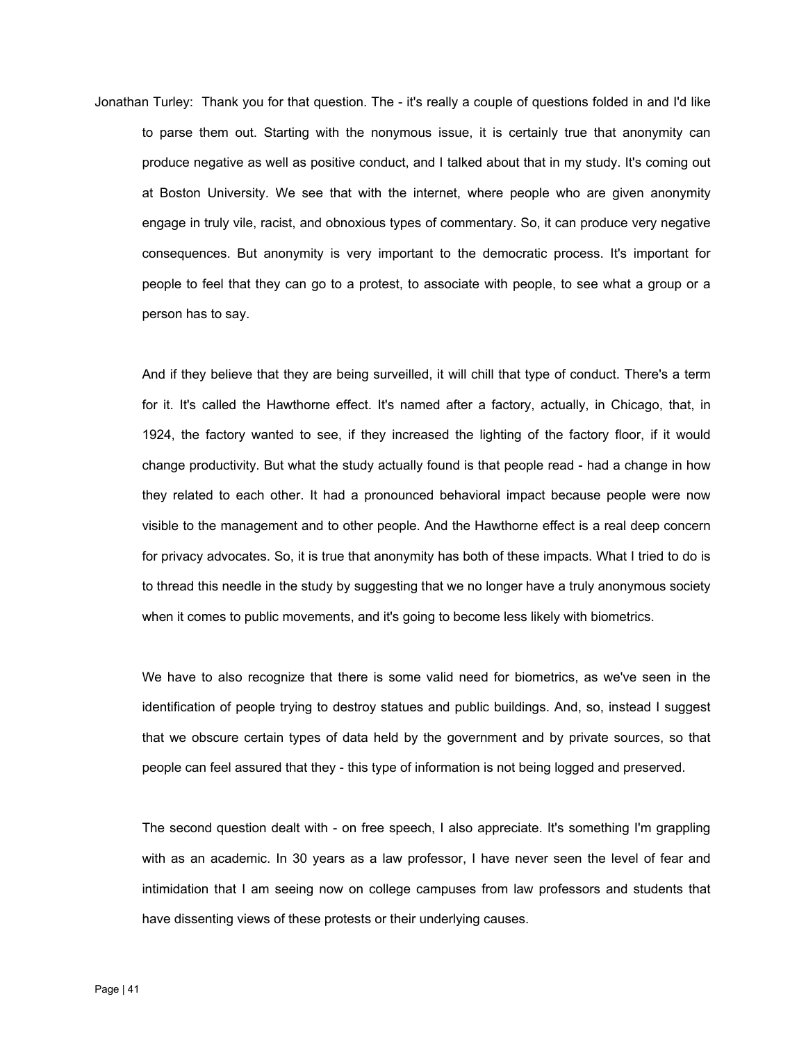Jonathan Turley: Thank you for that question. The - it's really a couple of questions folded in and I'd like to parse them out. Starting with the nonymous issue, it is certainly true that anonymity can produce negative as well as positive conduct, and I talked about that in my study. It's coming out at Boston University. We see that with the internet, where people who are given anonymity engage in truly vile, racist, and obnoxious types of commentary. So, it can produce very negative consequences. But anonymity is very important to the democratic process. It's important for people to feel that they can go to a protest, to associate with people, to see what a group or a person has to say.

And if they believe that they are being surveilled, it will chill that type of conduct. There's a term for it. It's called the Hawthorne effect. It's named after a factory, actually, in Chicago, that, in 1924, the factory wanted to see, if they increased the lighting of the factory floor, if it would change productivity. But what the study actually found is that people read - had a change in how they related to each other. It had a pronounced behavioral impact because people were now visible to the management and to other people. And the Hawthorne effect is a real deep concern for privacy advocates. So, it is true that anonymity has both of these impacts. What I tried to do is to thread this needle in the study by suggesting that we no longer have a truly anonymous society when it comes to public movements, and it's going to become less likely with biometrics.

We have to also recognize that there is some valid need for biometrics, as we've seen in the identification of people trying to destroy statues and public buildings. And, so, instead I suggest that we obscure certain types of data held by the government and by private sources, so that people can feel assured that they - this type of information is not being logged and preserved.

The second question dealt with - on free speech, I also appreciate. It's something I'm grappling with as an academic. In 30 years as a law professor, I have never seen the level of fear and intimidation that I am seeing now on college campuses from law professors and students that have dissenting views of these protests or their underlying causes.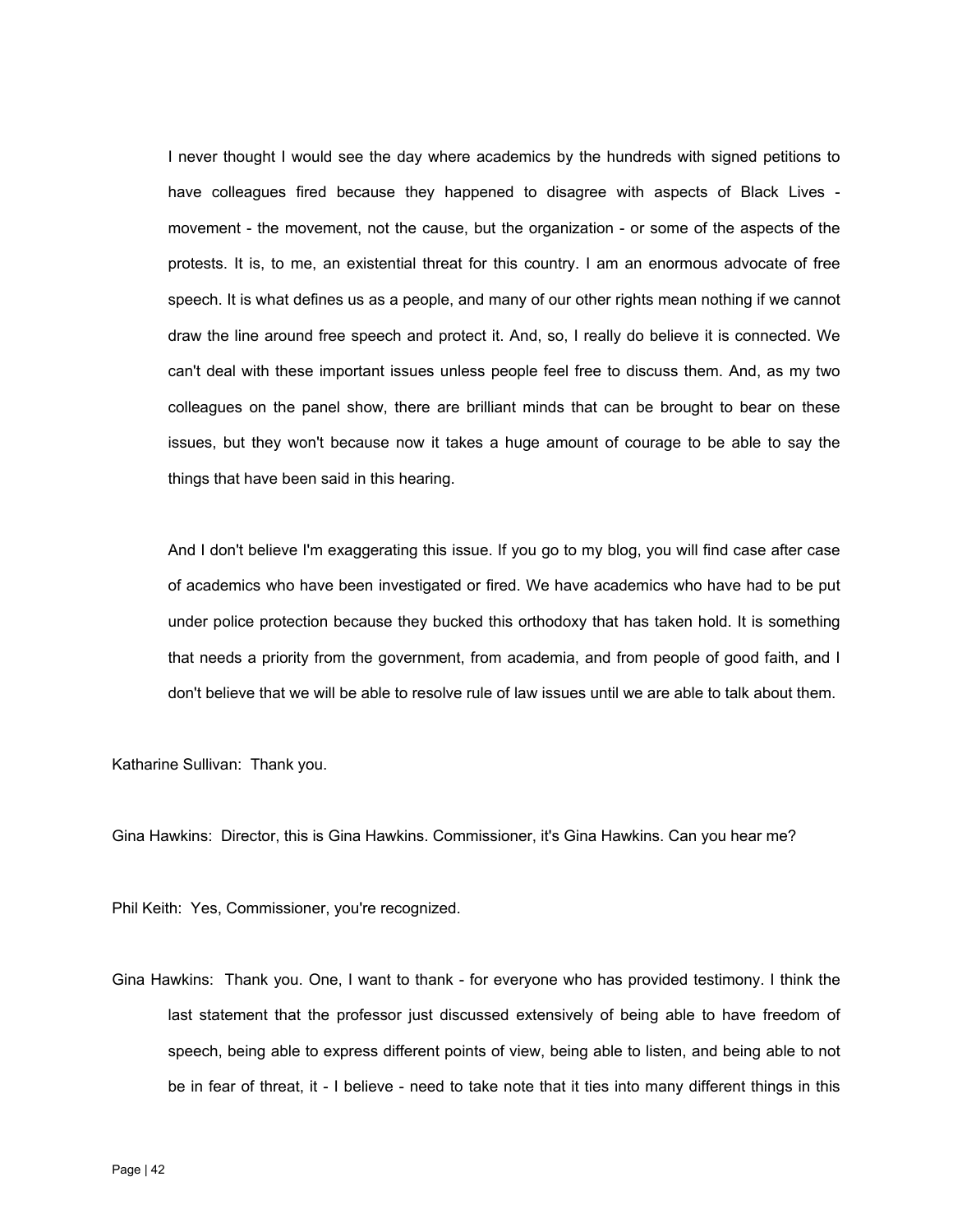I never thought I would see the day where academics by the hundreds with signed petitions to have colleagues fired because they happened to disagree with aspects of Black Lives - movement - the movement, not the cause, but the organization - or some of the aspects of the protests. It is, to me, an existential threat for this country. I am an enormous advocate of free speech. It is what defines us as a people, and many of our other rights mean nothing if we cannot draw the line around free speech and protect it. And, so, I really do believe it is connected. We can't deal with these important issues unless people feel free to discuss them. And, as my two colleagues on the panel show, there are brilliant minds that can be brought to bear on these issues, but they won't because now it takes a huge amount of courage to be able to say the things that have been said in this hearing.

And I don't believe I'm exaggerating this issue. If you go to my blog, you will find case after case of academics who have been investigated or fired. We have academics who have had to be put under police protection because they bucked this orthodoxy that has taken hold. It is something that needs a priority from the government, from academia, and from people of good faith, and I don't believe that we will be able to resolve rule of law issues until we are able to talk about them.

Katharine Sullivan: Thank you.

Gina Hawkins: Director, this is Gina Hawkins. Commissioner, it's Gina Hawkins. Can you hear me?

Phil Keith: Yes, Commissioner, you're recognized.

Gina Hawkins: Thank you. One, I want to thank - for everyone who has provided testimony. I think the last statement that the professor just discussed extensively of being able to have freedom of speech, being able to express different points of view, being able to listen, and being able to not be in fear of threat, it - I believe - need to take note that it ties into many different things in this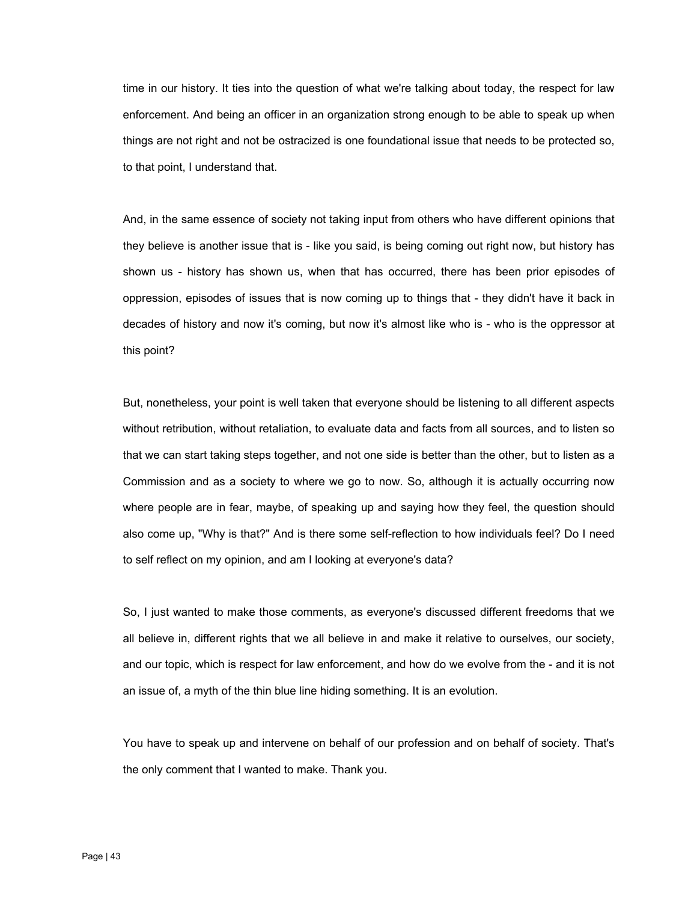time in our history. It ties into the question of what we're talking about today, the respect for law enforcement. And being an officer in an organization strong enough to be able to speak up when things are not right and not be ostracized is one foundational issue that needs to be protected so, to that point, I understand that.

And, in the same essence of society not taking input from others who have different opinions that they believe is another issue that is - like you said, is being coming out right now, but history has shown us - history has shown us, when that has occurred, there has been prior episodes of oppression, episodes of issues that is now coming up to things that - they didn't have it back in decades of history and now it's coming, but now it's almost like who is - who is the oppressor at this point?

But, nonetheless, your point is well taken that everyone should be listening to all different aspects without retribution, without retaliation, to evaluate data and facts from all sources, and to listen so that we can start taking steps together, and not one side is better than the other, but to listen as a Commission and as a society to where we go to now. So, although it is actually occurring now where people are in fear, maybe, of speaking up and saying how they feel, the question should also come up, "Why is that?" And is there some self-reflection to how individuals feel? Do I need to self reflect on my opinion, and am I looking at everyone's data?

So, I just wanted to make those comments, as everyone's discussed different freedoms that we all believe in, different rights that we all believe in and make it relative to ourselves, our society, and our topic, which is respect for law enforcement, and how do we evolve from the - and it is not an issue of, a myth of the thin blue line hiding something. It is an evolution.

You have to speak up and intervene on behalf of our profession and on behalf of society. That's the only comment that I wanted to make. Thank you.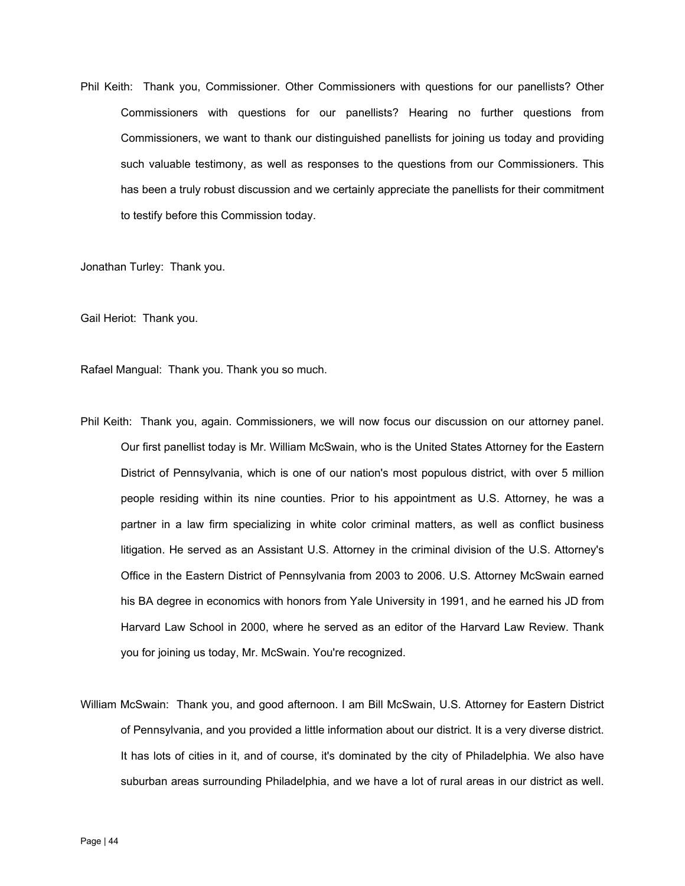Phil Keith: Thank you, Commissioner. Other Commissioners with questions for our panellists? Other Commissioners with questions for our panellists? Hearing no further questions from Commissioners, we want to thank our distinguished panellists for joining us today and providing such valuable testimony, as well as responses to the questions from our Commissioners. This has been a truly robust discussion and we certainly appreciate the panellists for their commitment to testify before this Commission today.

Jonathan Turley: Thank you.

Gail Heriot: Thank you.

Rafael Mangual: Thank you. Thank you so much.

Phil Keith: Thank you, again. Commissioners, we will now focus our discussion on our attorney panel. Our first panellist today is Mr. William McSwain, who is the United States Attorney for the Eastern District of Pennsylvania, which is one of our nation's most populous district, with over 5 million people residing within its nine counties. Prior to his appointment as U.S. Attorney, he was a partner in a law firm specializing in white color criminal matters, as well as conflict business litigation. He served as an Assistant U.S. Attorney in the criminal division of the U.S. Attorney's Office in the Eastern District of Pennsylvania from 2003 to 2006. U.S. Attorney McSwain earned his BA degree in economics with honors from Yale University in 1991, and he earned his JD from Harvard Law School in 2000, where he served as an editor of the Harvard Law Review. Thank you for joining us today, Mr. McSwain. You're recognized.

William McSwain: Thank you, and good afternoon. I am Bill McSwain, U.S. Attorney for Eastern District of Pennsylvania, and you provided a little information about our district. It is a very diverse district. It has lots of cities in it, and of course, it's dominated by the city of Philadelphia. We also have suburban areas surrounding Philadelphia, and we have a lot of rural areas in our district as well.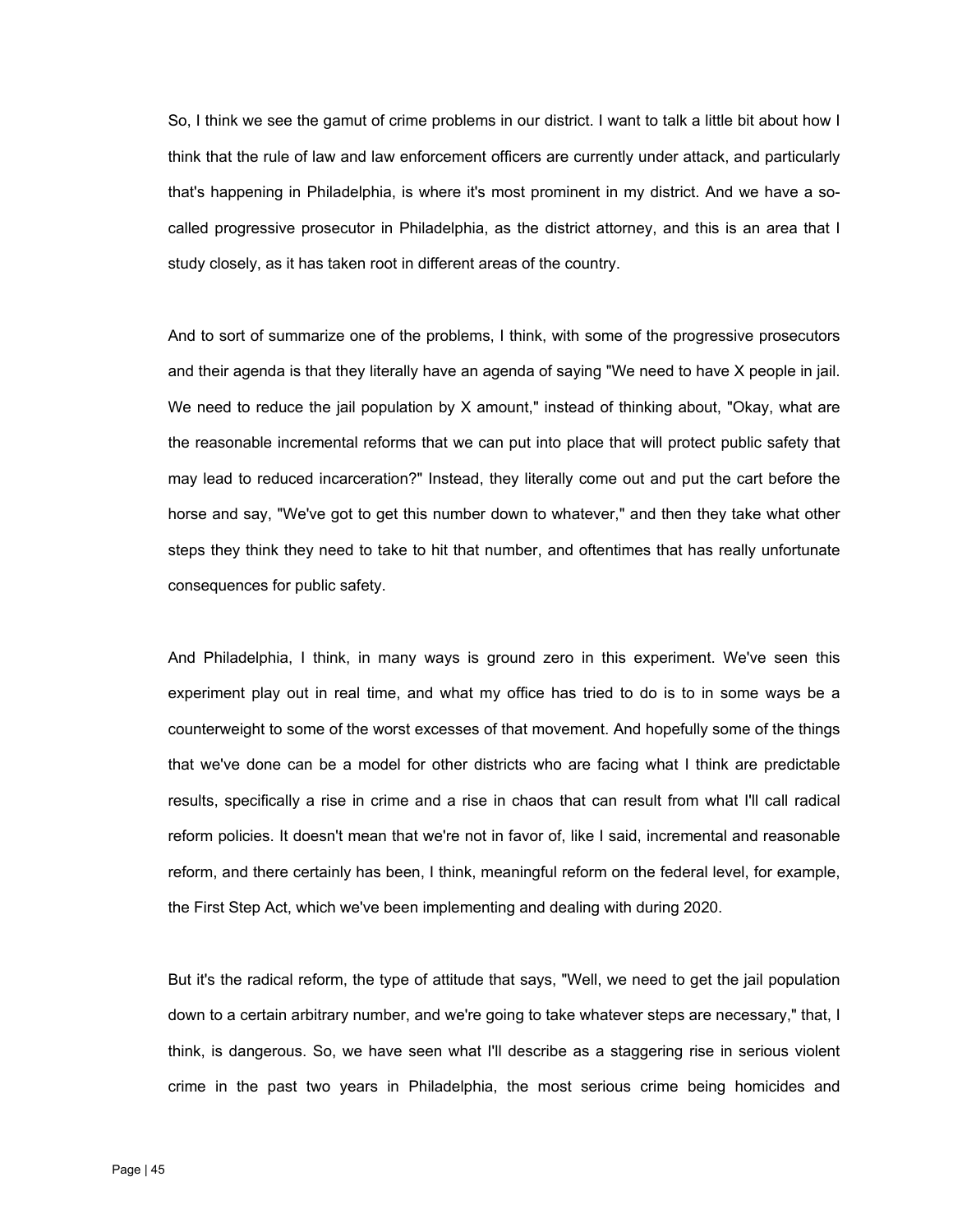So, I think we see the gamut of crime problems in our district. I want to talk a little bit about how I think that the rule of law and law enforcement officers are currently under attack, and particularly that's happening in Philadelphia, is where it's most prominent in my district. And we have a so-called progressive prosecutor in Philadelphia, as the district attorney, and this is an area that I study closely, as it has taken root in different areas of the country.

And to sort of summarize one of the problems, I think, with some of the progressive prosecutors and their agenda is that they literally have an agenda of saying "We need to have X people in jail. We need to reduce the jail population by X amount," instead of thinking about, "Okay, what are the reasonable incremental reforms that we can put into place that will protect public safety that may lead to reduced incarceration?" Instead, they literally come out and put the cart before the horse and say, "We've got to get this number down to whatever," and then they take what other steps they think they need to take to hit that number, and oftentimes that has really unfortunate consequences for public safety.

And Philadelphia, I think, in many ways is ground zero in this experiment. We've seen this experiment play out in real time, and what my office has tried to do is to in some ways be a counterweight to some of the worst excesses of that movement. And hopefully some of the things that we've done can be a model for other districts who are facing what I think are predictable results, specifically a rise in crime and a rise in chaos that can result from what I'll call radical reform policies. It doesn't mean that we're not in favor of, like I said, incremental and reasonable reform, and there certainly has been, I think, meaningful reform on the federal level, for example, the First Step Act, which we've been implementing and dealing with during 2020.

But it's the radical reform, the type of attitude that says, "Well, we need to get the jail population down to a certain arbitrary number, and we're going to take whatever steps are necessary," that, I think, is dangerous. So, we have seen what I'll describe as a staggering rise in serious violent crime in the past two years in Philadelphia, the most serious crime being homicides and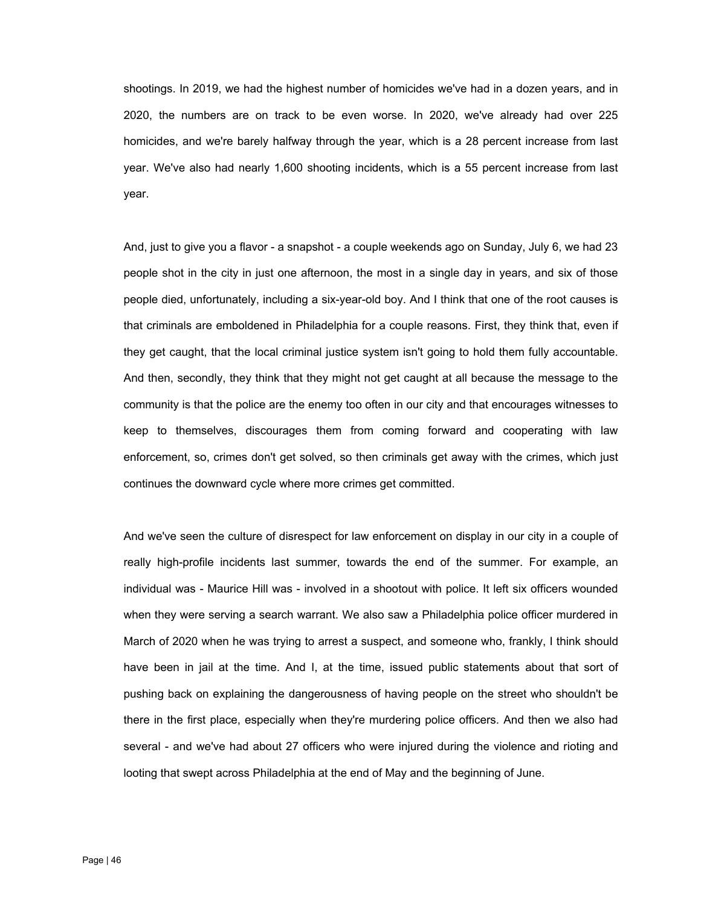shootings. In 2019, we had the highest number of homicides we've had in a dozen years, and in 2020, the numbers are on track to be even worse. In 2020, we've already had over 225 homicides, and we're barely halfway through the year, which is a 28 percent increase from last year. We've also had nearly 1,600 shooting incidents, which is a 55 percent increase from last year.

And, just to give you a flavor - a snapshot - a couple weekends ago on Sunday, July 6, we had 23 people shot in the city in just one afternoon, the most in a single day in years, and six of those people died, unfortunately, including a six-year-old boy. And I think that one of the root causes is that criminals are emboldened in Philadelphia for a couple reasons. First, they think that, even if they get caught, that the local criminal justice system isn't going to hold them fully accountable. And then, secondly, they think that they might not get caught at all because the message to the community is that the police are the enemy too often in our city and that encourages witnesses to keep to themselves, discourages them from coming forward and cooperating with law enforcement, so, crimes don't get solved, so then criminals get away with the crimes, which just continues the downward cycle where more crimes get committed.

And we've seen the culture of disrespect for law enforcement on display in our city in a couple of really high-profile incidents last summer, towards the end of the summer. For example, an individual was - Maurice Hill was - involved in a shootout with police. It left six officers wounded when they were serving a search warrant. We also saw a Philadelphia police officer murdered in March of 2020 when he was trying to arrest a suspect, and someone who, frankly, I think should have been in jail at the time. And I, at the time, issued public statements about that sort of pushing back on explaining the dangerousness of having people on the street who shouldn't be there in the first place, especially when they're murdering police officers. And then we also had several - and we've had about 27 officers who were injured during the violence and rioting and looting that swept across Philadelphia at the end of May and the beginning of June.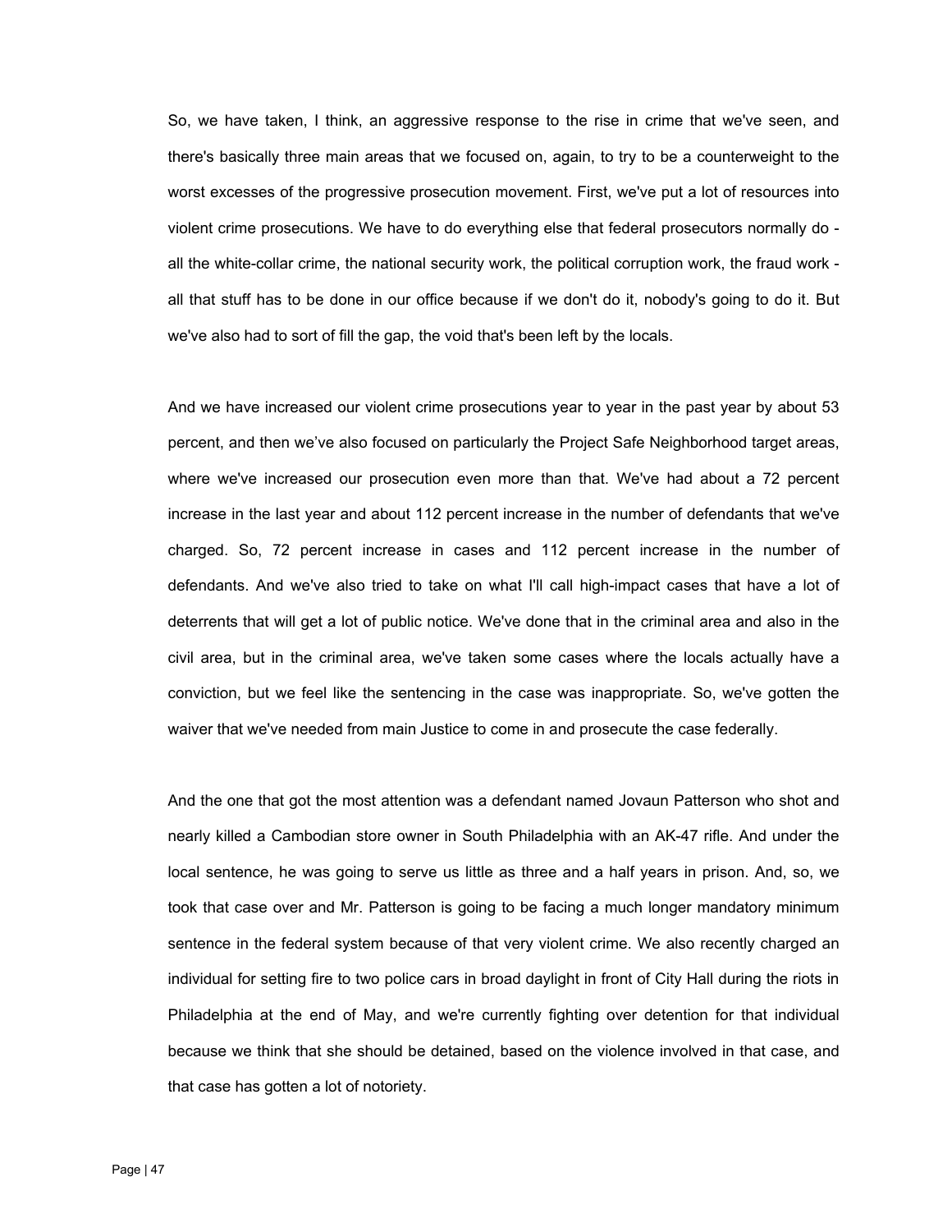So, we have taken, I think, an aggressive response to the rise in crime that we've seen, and there's basically three main areas that we focused on, again, to try to be a counterweight to the worst excesses of the progressive prosecution movement. First, we've put a lot of resources into violent crime prosecutions. We have to do everything else that federal prosecutors normally do - all the white-collar crime, the national security work, the political corruption work, the fraud work - all that stuff has to be done in our office because if we don't do it, nobody's going to do it. But we've also had to sort of fill the gap, the void that's been left by the locals.

And we have increased our violent crime prosecutions year to year in the past year by about 53 percent, and then we've also focused on particularly the Project Safe Neighborhood target areas, where we've increased our prosecution even more than that. We've had about a 72 percent increase in the last year and about 112 percent increase in the number of defendants that we've charged. So, 72 percent increase in cases and 112 percent increase in the number of defendants. And we've also tried to take on what I'll call high-impact cases that have a lot of deterrents that will get a lot of public notice. We've done that in the criminal area and also in the civil area, but in the criminal area, we've taken some cases where the locals actually have a conviction, but we feel like the sentencing in the case was inappropriate. So, we've gotten the waiver that we've needed from main Justice to come in and prosecute the case federally.

And the one that got the most attention was a defendant named Jovaun Patterson who shot and nearly killed a Cambodian store owner in South Philadelphia with an AK-47 rifle. And under the local sentence, he was going to serve us little as three and a half years in prison. And, so, we took that case over and Mr. Patterson is going to be facing a much longer mandatory minimum sentence in the federal system because of that very violent crime. We also recently charged an individual for setting fire to two police cars in broad daylight in front of City Hall during the riots in Philadelphia at the end of May, and we're currently fighting over detention for that individual because we think that she should be detained, based on the violence involved in that case, and that case has gotten a lot of notoriety.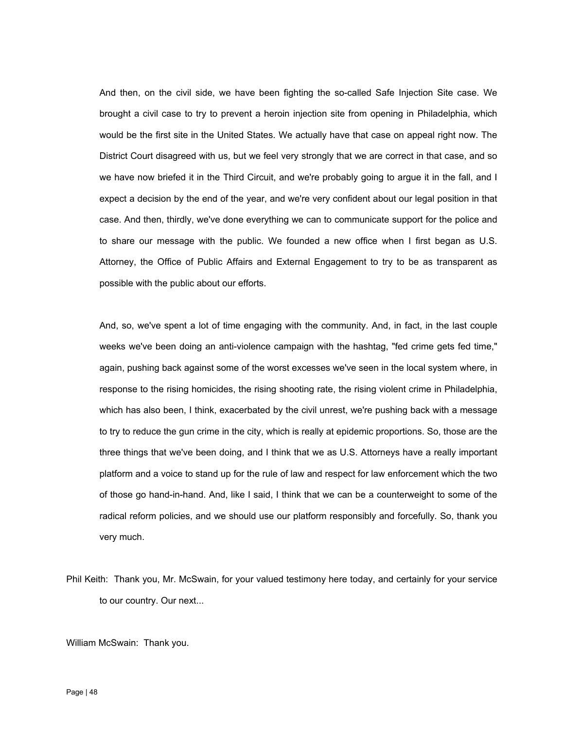And then, on the civil side, we have been fighting the so-called Safe Injection Site case. We brought a civil case to try to prevent a heroin injection site from opening in Philadelphia, which would be the first site in the United States. We actually have that case on appeal right now. The District Court disagreed with us, but we feel very strongly that we are correct in that case, and so we have now briefed it in the Third Circuit, and we're probably going to argue it in the fall, and I expect a decision by the end of the year, and we're very confident about our legal position in that case. And then, thirdly, we've done everything we can to communicate support for the police and to share our message with the public. We founded a new office when I first began as U.S. Attorney, the Office of Public Affairs and External Engagement to try to be as transparent as possible with the public about our efforts.

And, so, we've spent a lot of time engaging with the community. And, in fact, in the last couple weeks we've been doing an anti-violence campaign with the hashtag, "fed crime gets fed time," again, pushing back against some of the worst excesses we've seen in the local system where, in response to the rising homicides, the rising shooting rate, the rising violent crime in Philadelphia, which has also been, I think, exacerbated by the civil unrest, we're pushing back with a message to try to reduce the gun crime in the city, which is really at epidemic proportions. So, those are the three things that we've been doing, and I think that we as U.S. Attorneys have a really important platform and a voice to stand up for the rule of law and respect for law enforcement which the two of those go hand-in-hand. And, like I said, I think that we can be a counterweight to some of the radical reform policies, and we should use our platform responsibly and forcefully. So, thank you very much.

Phil Keith: Thank you, Mr. McSwain, for your valued testimony here today, and certainly for your service to our country. Our next...

William McSwain: Thank you.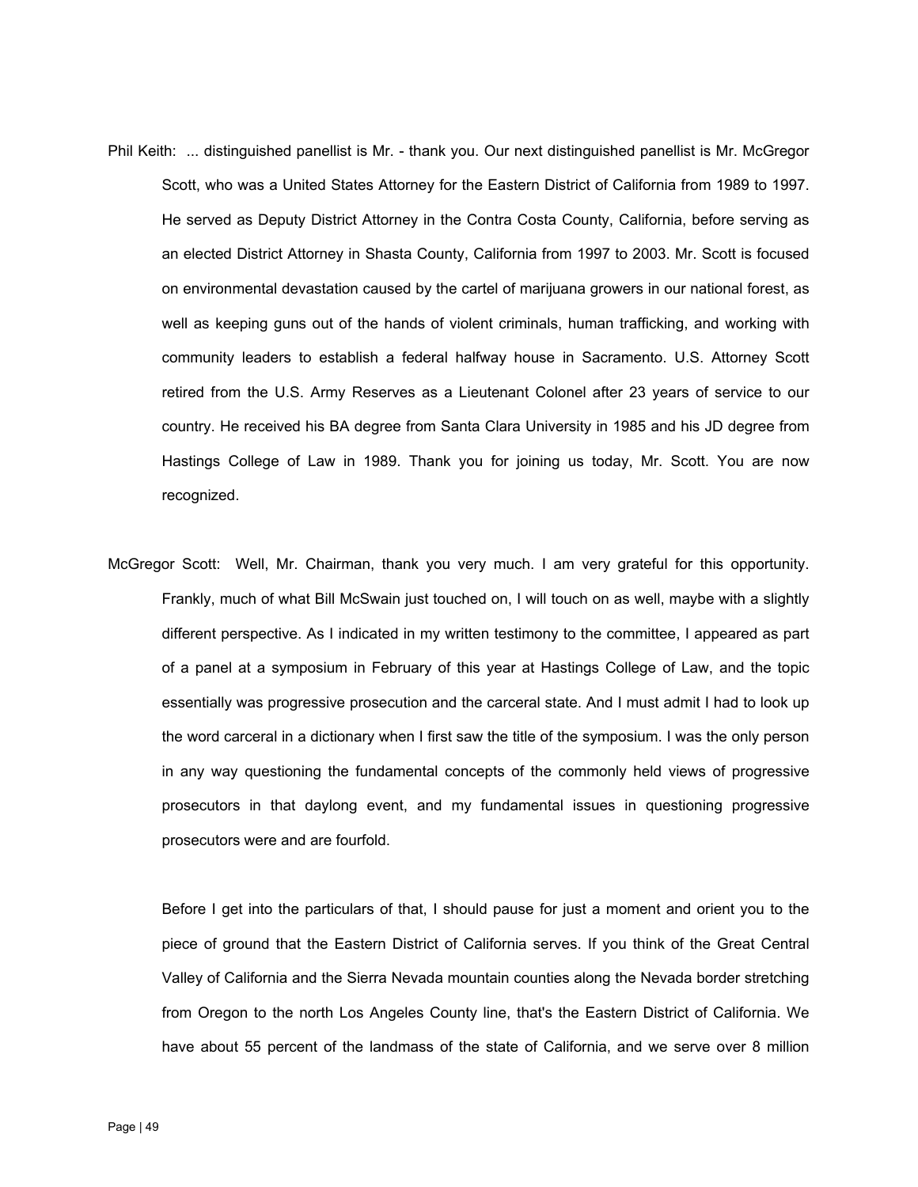Phil Keith: ... distinguished panellist is Mr. - thank you. Our next distinguished panellist is Mr. McGregor Scott, who was a United States Attorney for the Eastern District of California from 1989 to 1997. He served as Deputy District Attorney in the Contra Costa County, California, before serving as an elected District Attorney in Shasta County, California from 1997 to 2003. Mr. Scott is focused on environmental devastation caused by the cartel of marijuana growers in our national forest, as well as keeping guns out of the hands of violent criminals, human trafficking, and working with community leaders to establish a federal halfway house in Sacramento. U.S. Attorney Scott retired from the U.S. Army Reserves as a Lieutenant Colonel after 23 years of service to our country. He received his BA degree from Santa Clara University in 1985 and his JD degree from Hastings College of Law in 1989. Thank you for joining us today, Mr. Scott. You are now recognized.

McGregor Scott: Well, Mr. Chairman, thank you very much. I am very grateful for this opportunity. Frankly, much of what Bill McSwain just touched on, I will touch on as well, maybe with a slightly different perspective. As I indicated in my written testimony to the committee, I appeared as part of a panel at a symposium in February of this year at Hastings College of Law, and the topic essentially was progressive prosecution and the carceral state. And I must admit I had to look up the word carceral in a dictionary when I first saw the title of the symposium. I was the only person in any way questioning the fundamental concepts of the commonly held views of progressive prosecutors in that daylong event, and my fundamental issues in questioning progressive prosecutors were and are fourfold.

Before I get into the particulars of that, I should pause for just a moment and orient you to the piece of ground that the Eastern District of California serves. If you think of the Great Central Valley of California and the Sierra Nevada mountain counties along the Nevada border stretching from Oregon to the north Los Angeles County line, that's the Eastern District of California. We have about 55 percent of the landmass of the state of California, and we serve over 8 million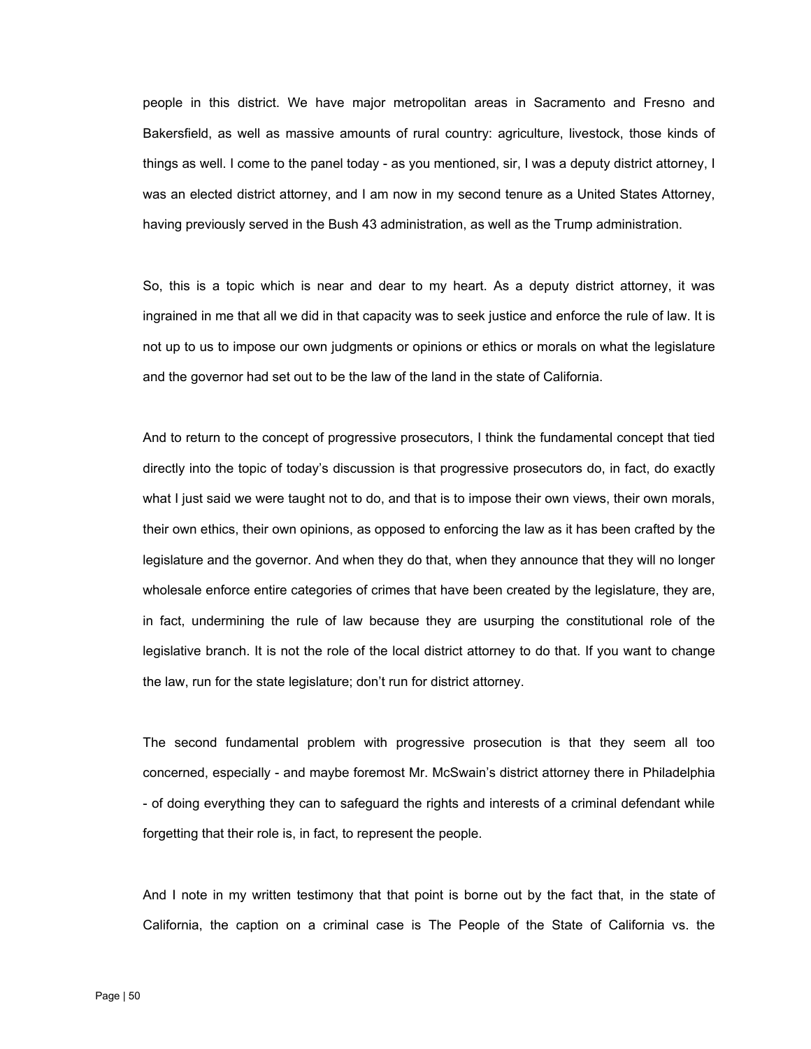people in this district. We have major metropolitan areas in Sacramento and Fresno and Bakersfield, as well as massive amounts of rural country: agriculture, livestock, those kinds of things as well. I come to the panel today - as you mentioned, sir, I was a deputy district attorney, I was an elected district attorney, and I am now in my second tenure as a United States Attorney, having previously served in the Bush 43 administration, as well as the Trump administration.

So, this is a topic which is near and dear to my heart. As a deputy district attorney, it was ingrained in me that all we did in that capacity was to seek justice and enforce the rule of law. It is not up to us to impose our own judgments or opinions or ethics or morals on what the legislature and the governor had set out to be the law of the land in the state of California.

And to return to the concept of progressive prosecutors, I think the fundamental concept that tied directly into the topic of today's discussion is that progressive prosecutors do, in fact, do exactly what I just said we were taught not to do, and that is to impose their own views, their own morals, their own ethics, their own opinions, as opposed to enforcing the law as it has been crafted by the legislature and the governor. And when they do that, when they announce that they will no longer wholesale enforce entire categories of crimes that have been created by the legislature, they are, in fact, undermining the rule of law because they are usurping the constitutional role of the legislative branch. It is not the role of the local district attorney to do that. If you want to change the law, run for the state legislature; don't run for district attorney.

The second fundamental problem with progressive prosecution is that they seem all too concerned, especially - and maybe foremost Mr. McSwain's district attorney there in Philadelphia - of doing everything they can to safeguard the rights and interests of a criminal defendant while forgetting that their role is, in fact, to represent the people.

And I note in my written testimony that that point is borne out by the fact that, in the state of California, the caption on a criminal case is The People of the State of California vs. the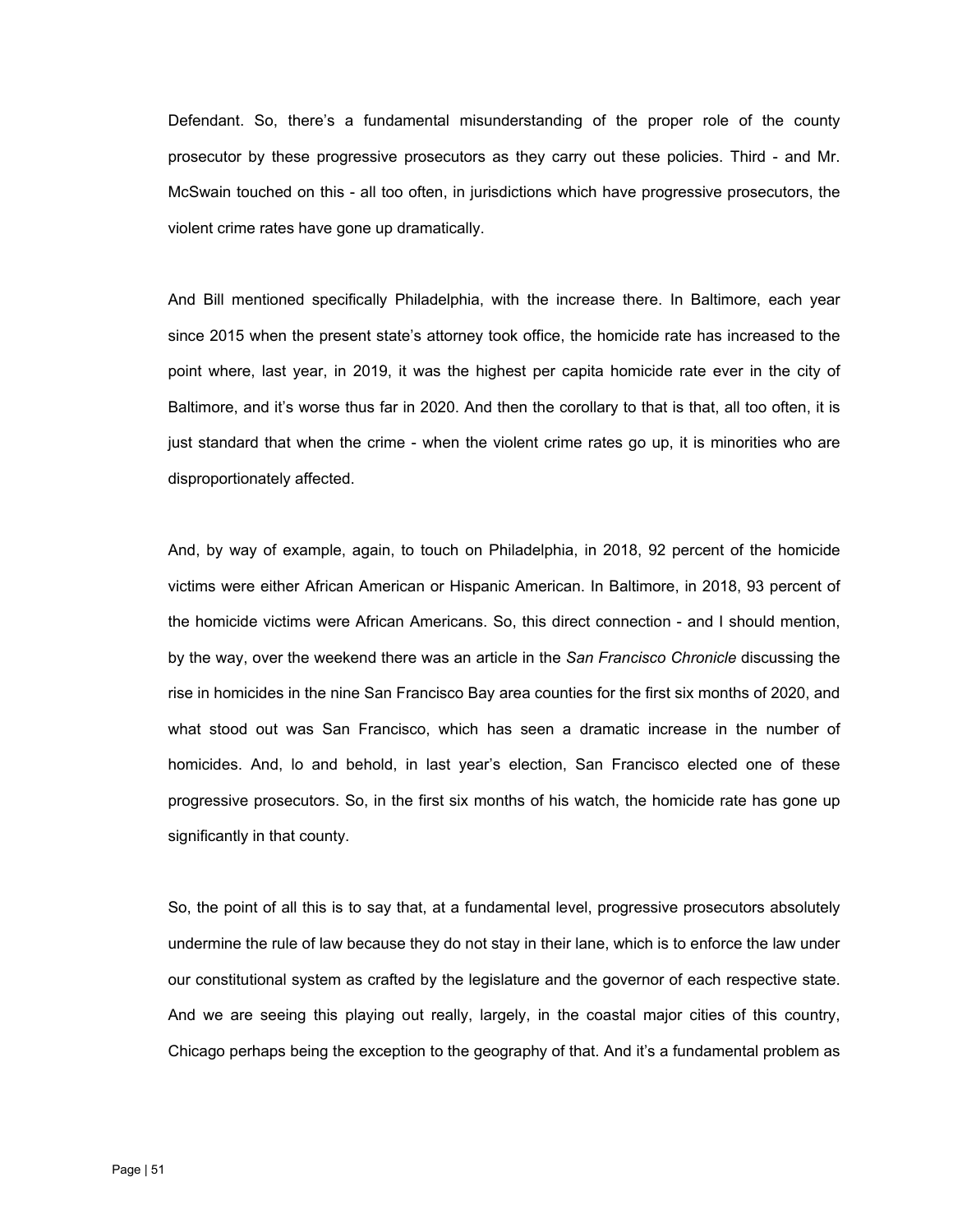Defendant. So, there's a fundamental misunderstanding of the proper role of the county prosecutor by these progressive prosecutors as they carry out these policies. Third - and Mr. McSwain touched on this - all too often, in jurisdictions which have progressive prosecutors, the violent crime rates have gone up dramatically.

And Bill mentioned specifically Philadelphia, with the increase there. In Baltimore, each year since 2015 when the present state's attorney took office, the homicide rate has increased to the point where, last year, in 2019, it was the highest per capita homicide rate ever in the city of Baltimore, and it's worse thus far in 2020. And then the corollary to that is that, all too often, it is just standard that when the crime - when the violent crime rates go up, it is minorities who are disproportionately affected.

And, by way of example, again, to touch on Philadelphia, in 2018, 92 percent of the homicide victims were either African American or Hispanic American. In Baltimore, in 2018, 93 percent of the homicide victims were African Americans. So, this direct connection - and I should mention, by the way, over the weekend there was an article in the *San Francisco Chronicle* discussing the rise in homicides in the nine San Francisco Bay area counties for the first six months of 2020, and what stood out was San Francisco, which has seen a dramatic increase in the number of homicides. And, lo and behold, in last year's election, San Francisco elected one of these progressive prosecutors. So, in the first six months of his watch, the homicide rate has gone up significantly in that county.

So, the point of all this is to say that, at a fundamental level, progressive prosecutors absolutely undermine the rule of law because they do not stay in their lane, which is to enforce the law under our constitutional system as crafted by the legislature and the governor of each respective state. And we are seeing this playing out really, largely, in the coastal major cities of this country, Chicago perhaps being the exception to the geography of that. And it's a fundamental problem as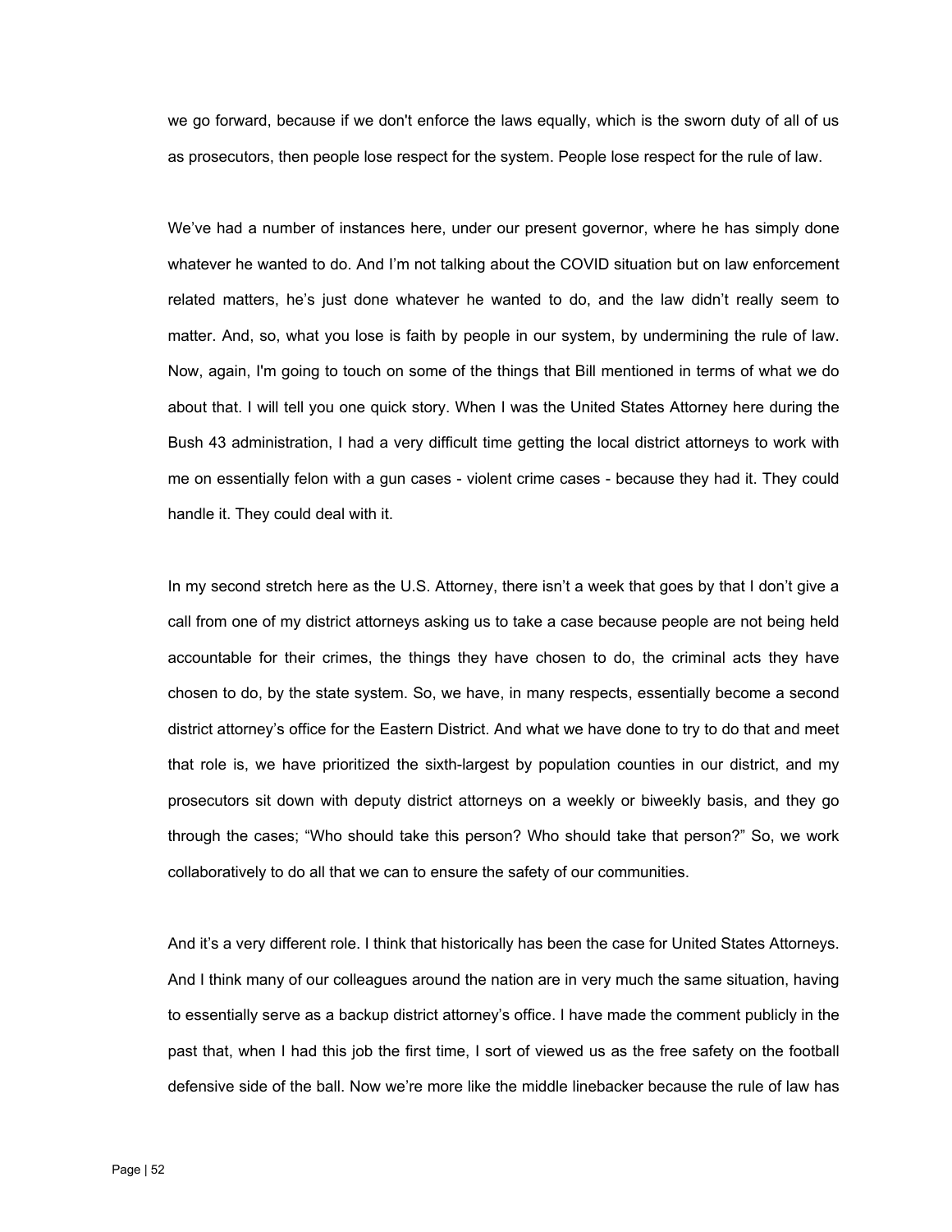we go forward, because if we don't enforce the laws equally, which is the sworn duty of all of us as prosecutors, then people lose respect for the system. People lose respect for the rule of law.

We've had a number of instances here, under our present governor, where he has simply done whatever he wanted to do. And I'm not talking about the COVID situation but on law enforcement related matters, he's just done whatever he wanted to do, and the law didn't really seem to matter. And, so, what you lose is faith by people in our system, by undermining the rule of law. Now, again, I'm going to touch on some of the things that Bill mentioned in terms of what we do about that. I will tell you one quick story. When I was the United States Attorney here during the Bush 43 administration, I had a very difficult time getting the local district attorneys to work with me on essentially felon with a gun cases - violent crime cases - because they had it. They could handle it. They could deal with it.

In my second stretch here as the U.S. Attorney, there isn't a week that goes by that I don't give a call from one of my district attorneys asking us to take a case because people are not being held accountable for their crimes, the things they have chosen to do, the criminal acts they have chosen to do, by the state system. So, we have, in many respects, essentially become a second district attorney's office for the Eastern District. And what we have done to try to do that and meet that role is, we have prioritized the sixth-largest by population counties in our district, and my prosecutors sit down with deputy district attorneys on a weekly or biweekly basis, and they go through the cases; "Who should take this person? Who should take that person?" So, we work collaboratively to do all that we can to ensure the safety of our communities.

And it's a very different role. I think that historically has been the case for United States Attorneys. And I think many of our colleagues around the nation are in very much the same situation, having to essentially serve as a backup district attorney's office. I have made the comment publicly in the past that, when I had this job the first time, I sort of viewed us as the free safety on the football defensive side of the ball. Now we're more like the middle linebacker because the rule of law has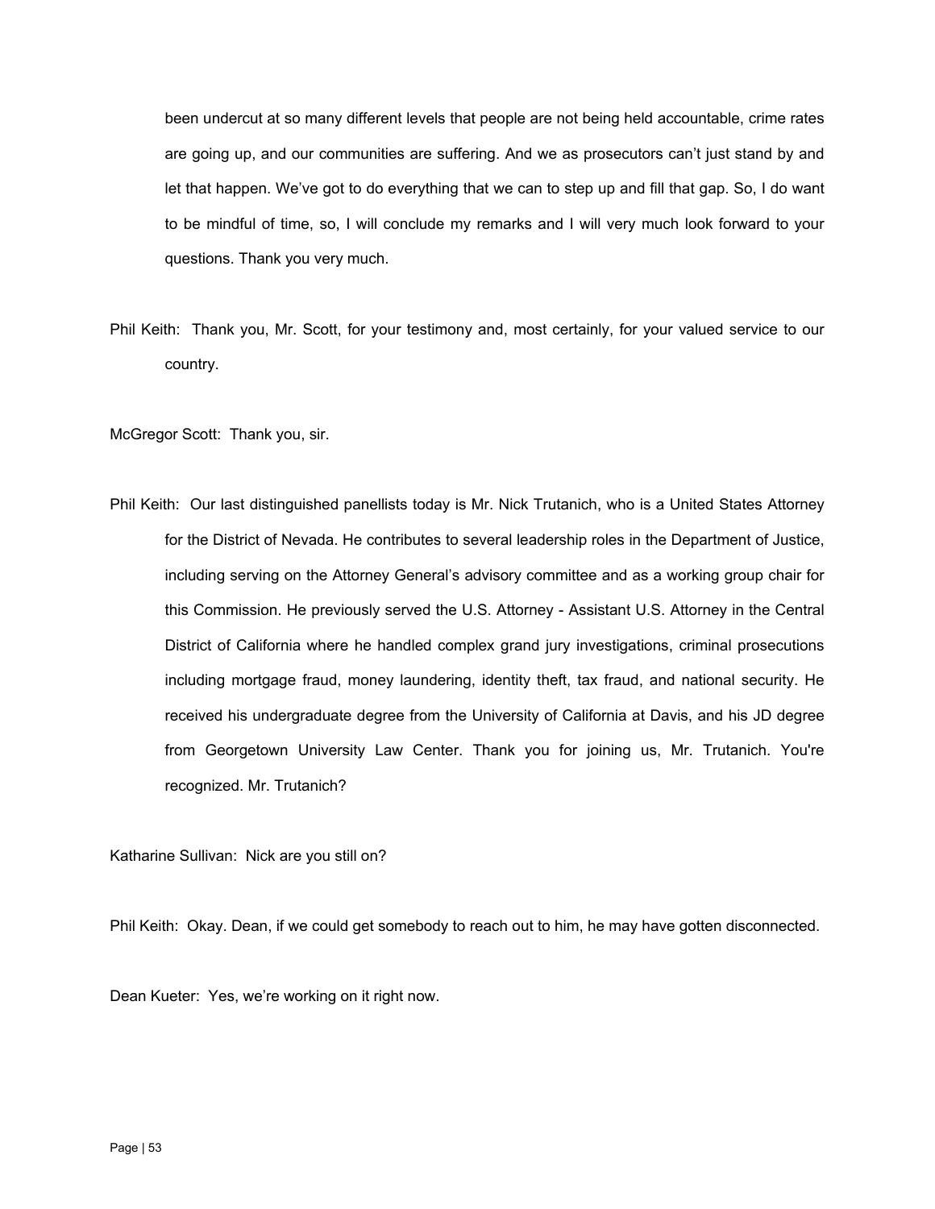been undercut at so many different levels that people are not being held accountable, crime rates are going up, and our communities are suffering. And we as prosecutors can't just stand by and let that happen. We've got to do everything that we can to step up and fill that gap. So, I do want to be mindful of time, so, I will conclude my remarks and I will very much look forward to your questions. Thank you very much.

Phil Keith: Thank you, Mr. Scott, for your testimony and, most certainly, for your valued service to our country.

McGregor Scott: Thank you, sir.

Phil Keith: Our last distinguished panellists today is Mr. Nick Trutanich, who is a United States Attorney for the District of Nevada. He contributes to several leadership roles in the Department of Justice, including serving on the Attorney General's advisory committee and as a working group chair for this Commission. He previously served the U.S. Attorney - Assistant U.S. Attorney in the Central District of California where he handled complex grand jury investigations, criminal prosecutions including mortgage fraud, money laundering, identity theft, tax fraud, and national security. He received his undergraduate degree from the University of California at Davis, and his JD degree from Georgetown University Law Center. Thank you for joining us, Mr. Trutanich. You're recognized. Mr. Trutanich?

Katharine Sullivan: Nick are you still on?

Phil Keith: Okay. Dean, if we could get somebody to reach out to him, he may have gotten disconnected.

Dean Kueter: Yes, we're working on it right now.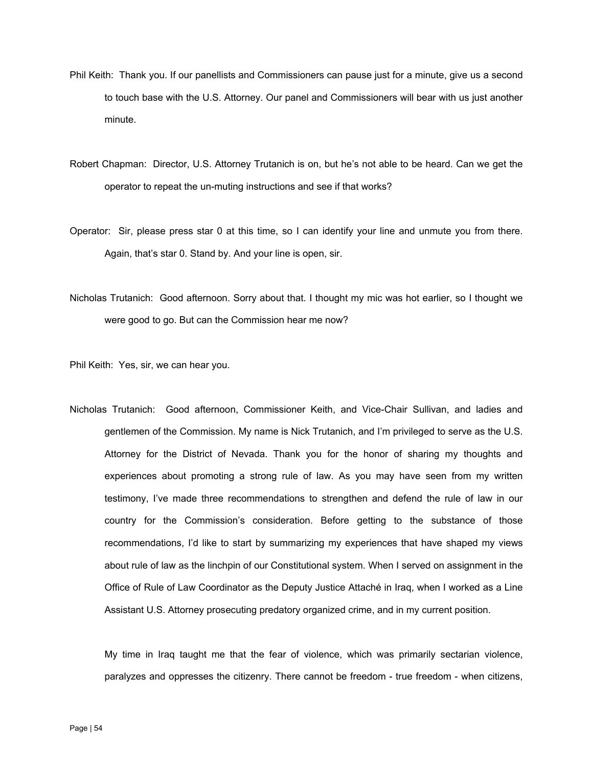Phil Keith: Thank you. If our panellists and Commissioners can pause just for a minute, give us a second to touch base with the U.S. Attorney. Our panel and Commissioners will bear with us just another minute.

Robert Chapman: Director, U.S. Attorney Trutanich is on, but he's not able to be heard. Can we get the operator to repeat the un-muting instructions and see if that works?

Operator: Sir, please press star 0 at this time, so I can identify your line and unmute you from there. Again, that's star 0. Stand by. And your line is open, sir.

Nicholas Trutanich: Good afternoon. Sorry about that. I thought my mic was hot earlier, so I thought we were good to go. But can the Commission hear me now?

Phil Keith: Yes, sir, we can hear you.

Nicholas Trutanich: Good afternoon, Commissioner Keith, and Vice-Chair Sullivan, and ladies and gentlemen of the Commission. My name is Nick Trutanich, and I'm privileged to serve as the U.S. Attorney for the District of Nevada. Thank you for the honor of sharing my thoughts and experiences about promoting a strong rule of law. As you may have seen from my written testimony, I've made three recommendations to strengthen and defend the rule of law in our country for the Commission's consideration. Before getting to the substance of those recommendations, I'd like to start by summarizing my experiences that have shaped my views about rule of law as the linchpin of our Constitutional system. When I served on assignment in the Office of Rule of Law Coordinator as the Deputy Justice Attaché in Iraq, when I worked as a Line Assistant U.S. Attorney prosecuting predatory organized crime, and in my current position.

My time in Iraq taught me that the fear of violence, which was primarily sectarian violence, paralyzes and oppresses the citizenry. There cannot be freedom - true freedom - when citizens,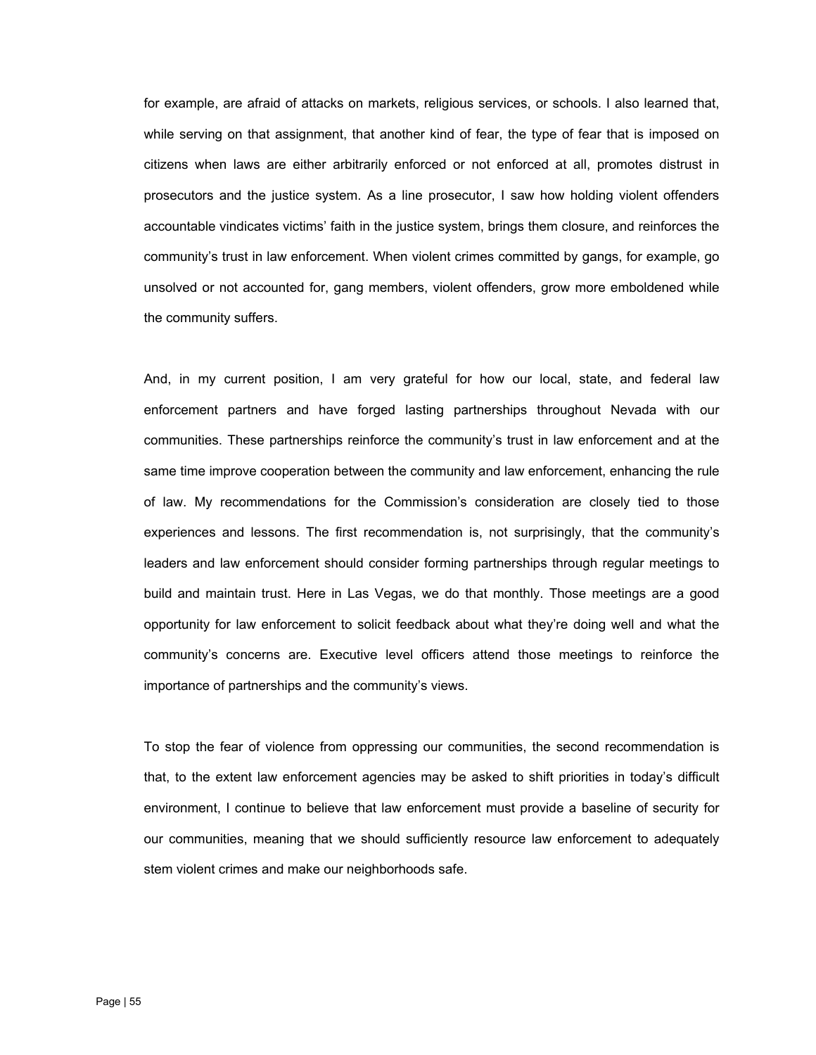for example, are afraid of attacks on markets, religious services, or schools. I also learned that, while serving on that assignment, that another kind of fear, the type of fear that is imposed on citizens when laws are either arbitrarily enforced or not enforced at all, promotes distrust in prosecutors and the justice system. As a line prosecutor, I saw how holding violent offenders accountable vindicates victims' faith in the justice system, brings them closure, and reinforces the community's trust in law enforcement. When violent crimes committed by gangs, for example, go unsolved or not accounted for, gang members, violent offenders, grow more emboldened while the community suffers.

And, in my current position, I am very grateful for how our local, state, and federal law enforcement partners and have forged lasting partnerships throughout Nevada with our communities. These partnerships reinforce the community's trust in law enforcement and at the same time improve cooperation between the community and law enforcement, enhancing the rule of law. My recommendations for the Commission's consideration are closely tied to those experiences and lessons. The first recommendation is, not surprisingly, that the community's leaders and law enforcement should consider forming partnerships through regular meetings to build and maintain trust. Here in Las Vegas, we do that monthly. Those meetings are a good opportunity for law enforcement to solicit feedback about what they're doing well and what the community's concerns are. Executive level officers attend those meetings to reinforce the importance of partnerships and the community's views.

To stop the fear of violence from oppressing our communities, the second recommendation is that, to the extent law enforcement agencies may be asked to shift priorities in today's difficult environment, I continue to believe that law enforcement must provide a baseline of security for our communities, meaning that we should sufficiently resource law enforcement to adequately stem violent crimes and make our neighborhoods safe.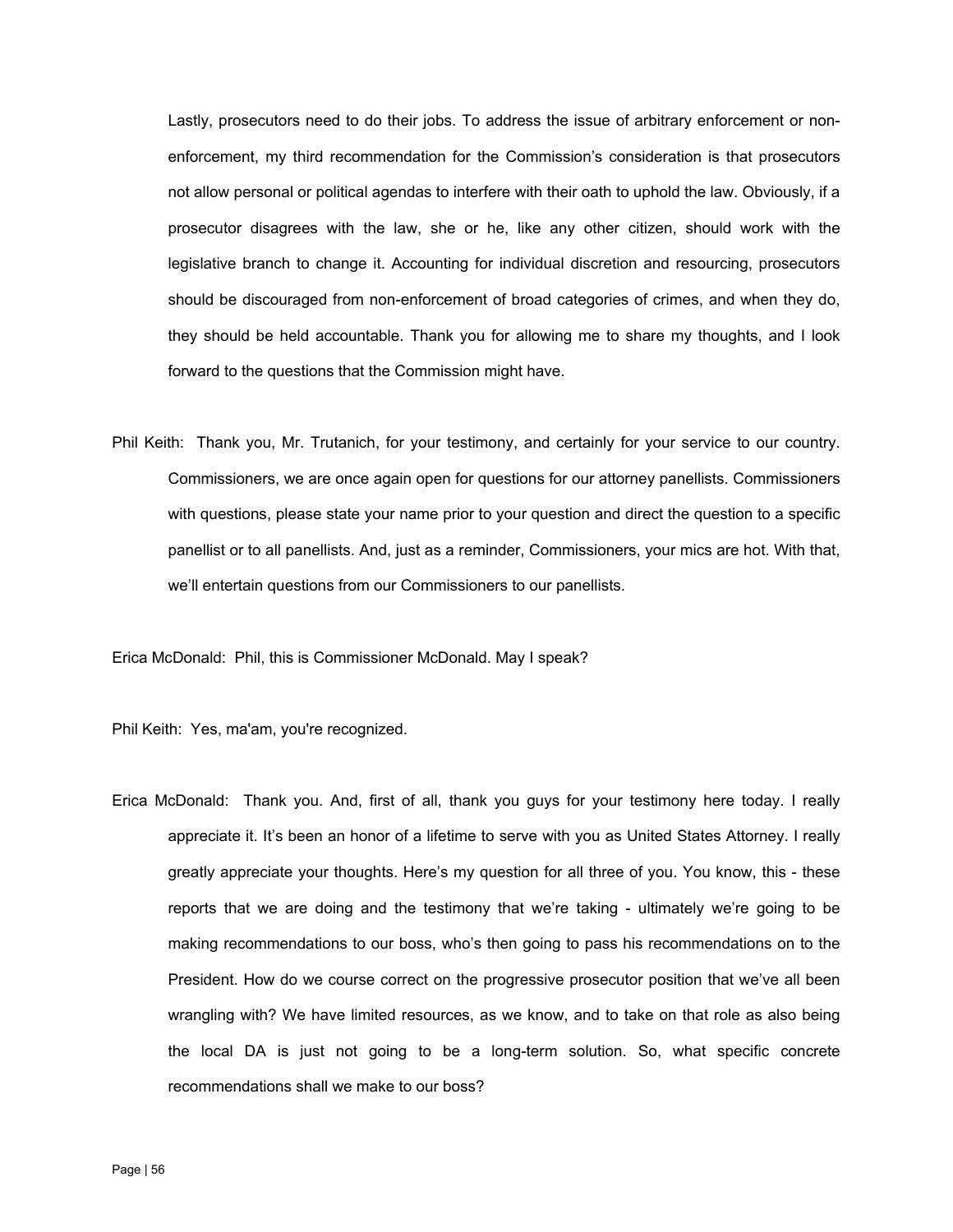Lastly, prosecutors need to do their jobs. To address the issue of arbitrary enforcement or non-enforcement, my third recommendation for the Commission's consideration is that prosecutors not allow personal or political agendas to interfere with their oath to uphold the law. Obviously, if a prosecutor disagrees with the law, she or he, like any other citizen, should work with the legislative branch to change it. Accounting for individual discretion and resourcing, prosecutors should be discouraged from non-enforcement of broad categories of crimes, and when they do, they should be held accountable. Thank you for allowing me to share my thoughts, and I look forward to the questions that the Commission might have.

Phil Keith: Thank you, Mr. Trutanich, for your testimony, and certainly for your service to our country. Commissioners, we are once again open for questions for our attorney panellists. Commissioners with questions, please state your name prior to your question and direct the question to a specific panellist or to all panellists. And, just as a reminder, Commissioners, your mics are hot. With that, we'll entertain questions from our Commissioners to our panellists.

Erica McDonald: Phil, this is Commissioner McDonald. May I speak?

Phil Keith: Yes, ma'am, you're recognized.

Erica McDonald: Thank you. And, first of all, thank you guys for your testimony here today. I really appreciate it. It's been an honor of a lifetime to serve with you as United States Attorney. I really greatly appreciate your thoughts. Here's my question for all three of you. You know, this - these reports that we are doing and the testimony that we're taking - ultimately we're going to be making recommendations to our boss, who's then going to pass his recommendations on to the President. How do we course correct on the progressive prosecutor position that we've all been wrangling with? We have limited resources, as we know, and to take on that role as also being the local DA is just not going to be a long-term solution. So, what specific concrete recommendations shall we make to our boss?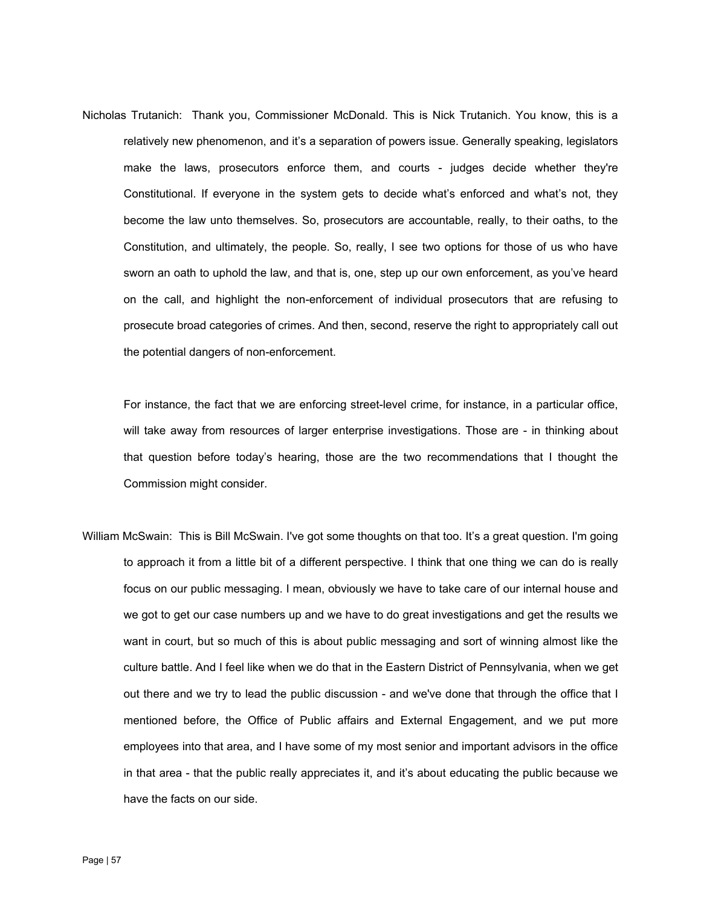Nicholas Trutanich: Thank you, Commissioner McDonald. This is Nick Trutanich. You know, this is a relatively new phenomenon, and it's a separation of powers issue. Generally speaking, legislators make the laws, prosecutors enforce them, and courts - judges decide whether they're Constitutional. If everyone in the system gets to decide what's enforced and what's not, they become the law unto themselves. So, prosecutors are accountable, really, to their oaths, to the Constitution, and ultimately, the people. So, really, I see two options for those of us who have sworn an oath to uphold the law, and that is, one, step up our own enforcement, as you've heard on the call, and highlight the non-enforcement of individual prosecutors that are refusing to prosecute broad categories of crimes. And then, second, reserve the right to appropriately call out the potential dangers of non-enforcement.

For instance, the fact that we are enforcing street-level crime, for instance, in a particular office, will take away from resources of larger enterprise investigations. Those are - in thinking about that question before today's hearing, those are the two recommendations that I thought the Commission might consider.

William McSwain: This is Bill McSwain. I've got some thoughts on that too. It's a great question. I'm going to approach it from a little bit of a different perspective. I think that one thing we can do is really focus on our public messaging. I mean, obviously we have to take care of our internal house and we got to get our case numbers up and we have to do great investigations and get the results we want in court, but so much of this is about public messaging and sort of winning almost like the culture battle. And I feel like when we do that in the Eastern District of Pennsylvania, when we get out there and we try to lead the public discussion - and we've done that through the office that I mentioned before, the Office of Public affairs and External Engagement, and we put more employees into that area, and I have some of my most senior and important advisors in the office in that area - that the public really appreciates it, and it's about educating the public because we have the facts on our side.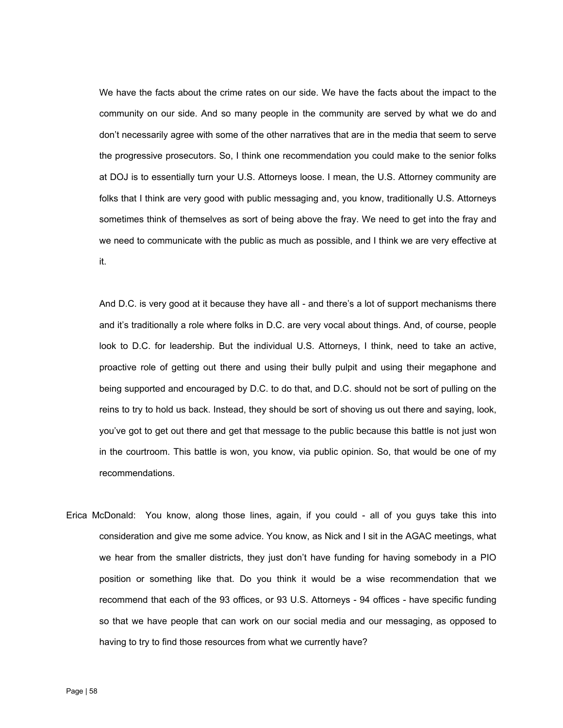We have the facts about the crime rates on our side. We have the facts about the impact to the community on our side. And so many people in the community are served by what we do and don't necessarily agree with some of the other narratives that are in the media that seem to serve the progressive prosecutors. So, I think one recommendation you could make to the senior folks at DOJ is to essentially turn your U.S. Attorneys loose. I mean, the U.S. Attorney community are folks that I think are very good with public messaging and, you know, traditionally U.S. Attorneys sometimes think of themselves as sort of being above the fray. We need to get into the fray and we need to communicate with the public as much as possible, and I think we are very effective at it.

And D.C. is very good at it because they have all - and there's a lot of support mechanisms there and it's traditionally a role where folks in D.C. are very vocal about things. And, of course, people look to D.C. for leadership. But the individual U.S. Attorneys, I think, need to take an active, proactive role of getting out there and using their bully pulpit and using their megaphone and being supported and encouraged by D.C. to do that, and D.C. should not be sort of pulling on the reins to try to hold us back. Instead, they should be sort of shoving us out there and saying, look, you've got to get out there and get that message to the public because this battle is not just won in the courtroom. This battle is won, you know, via public opinion. So, that would be one of my recommendations.

Erica McDonald: You know, along those lines, again, if you could - all of you guys take this into consideration and give me some advice. You know, as Nick and I sit in the AGAC meetings, what we hear from the smaller districts, they just don't have funding for having somebody in a PIO position or something like that. Do you think it would be a wise recommendation that we recommend that each of the 93 offices, or 93 U.S. Attorneys - 94 offices - have specific funding so that we have people that can work on our social media and our messaging, as opposed to having to try to find those resources from what we currently have?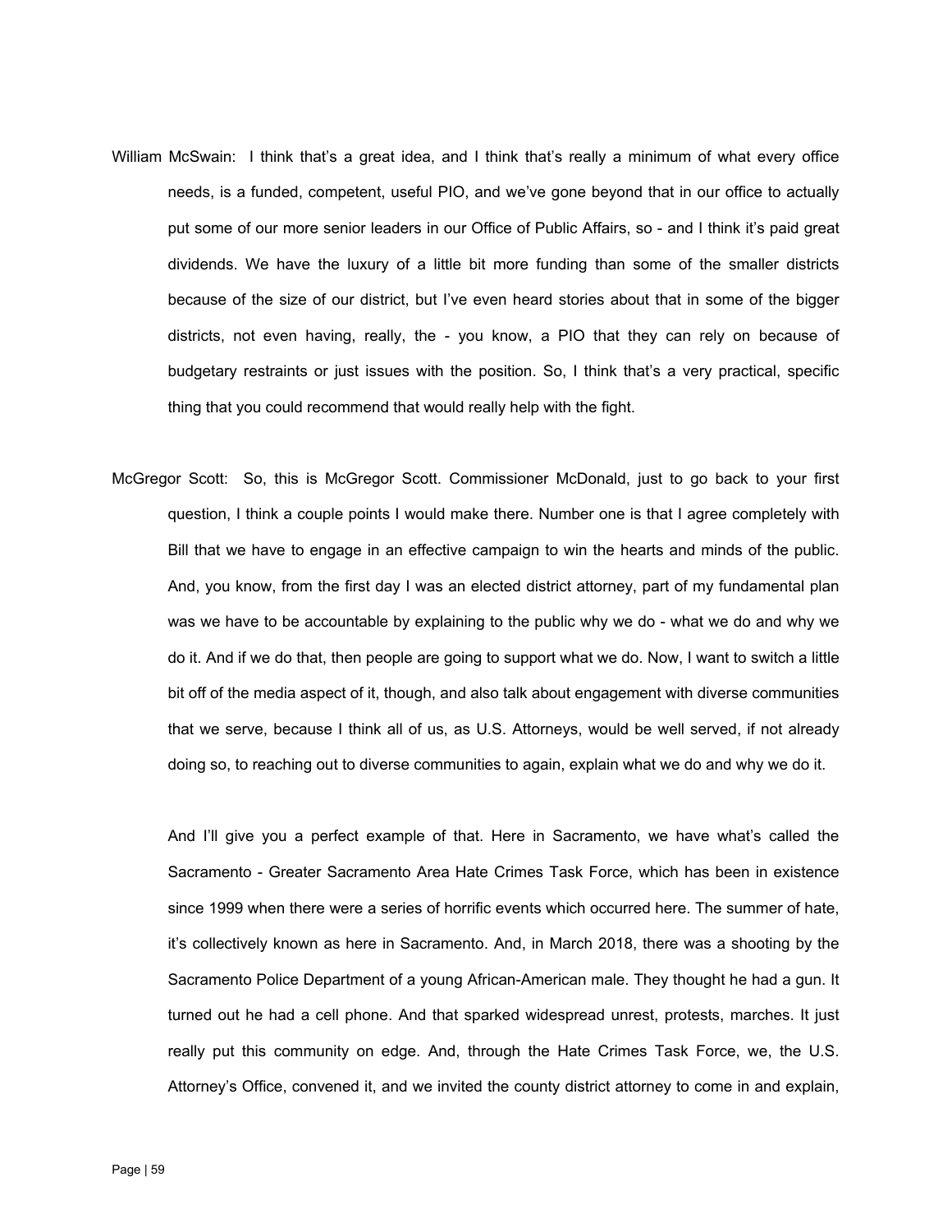William McSwain: I think that's a great idea, and I think that's really a minimum of what every office needs, is a funded, competent, useful PIO, and we've gone beyond that in our office to actually put some of our more senior leaders in our Office of Public Affairs, so - and I think it's paid great dividends. We have the luxury of a little bit more funding than some of the smaller districts because of the size of our district, but I've even heard stories about that in some of the bigger districts, not even having, really, the - you know, a PIO that they can rely on because of budgetary restraints or just issues with the position. So, I think that's a very practical, specific thing that you could recommend that would really help with the fight.

McGregor Scott: So, this is McGregor Scott. Commissioner McDonald, just to go back to your first question, I think a couple points I would make there. Number one is that I agree completely with Bill that we have to engage in an effective campaign to win the hearts and minds of the public. And, you know, from the first day I was an elected district attorney, part of my fundamental plan was we have to be accountable by explaining to the public why we do - what we do and why we do it. And if we do that, then people are going to support what we do. Now, I want to switch a little bit off of the media aspect of it, though, and also talk about engagement with diverse communities that we serve, because I think all of us, as U.S. Attorneys, would be well served, if not already doing so, to reaching out to diverse communities to again, explain what we do and why we do it.

And I'll give you a perfect example of that. Here in Sacramento, we have what's called the Sacramento - Greater Sacramento Area Hate Crimes Task Force, which has been in existence since 1999 when there were a series of horrific events which occurred here. The summer of hate, it's collectively known as here in Sacramento. And, in March 2018, there was a shooting by the Sacramento Police Department of a young African-American male. They thought he had a gun. It turned out he had a cell phone. And that sparked widespread unrest, protests, marches. It just really put this community on edge. And, through the Hate Crimes Task Force, we, the U.S. Attorney's Office, convened it, and we invited the county district attorney to come in and explain,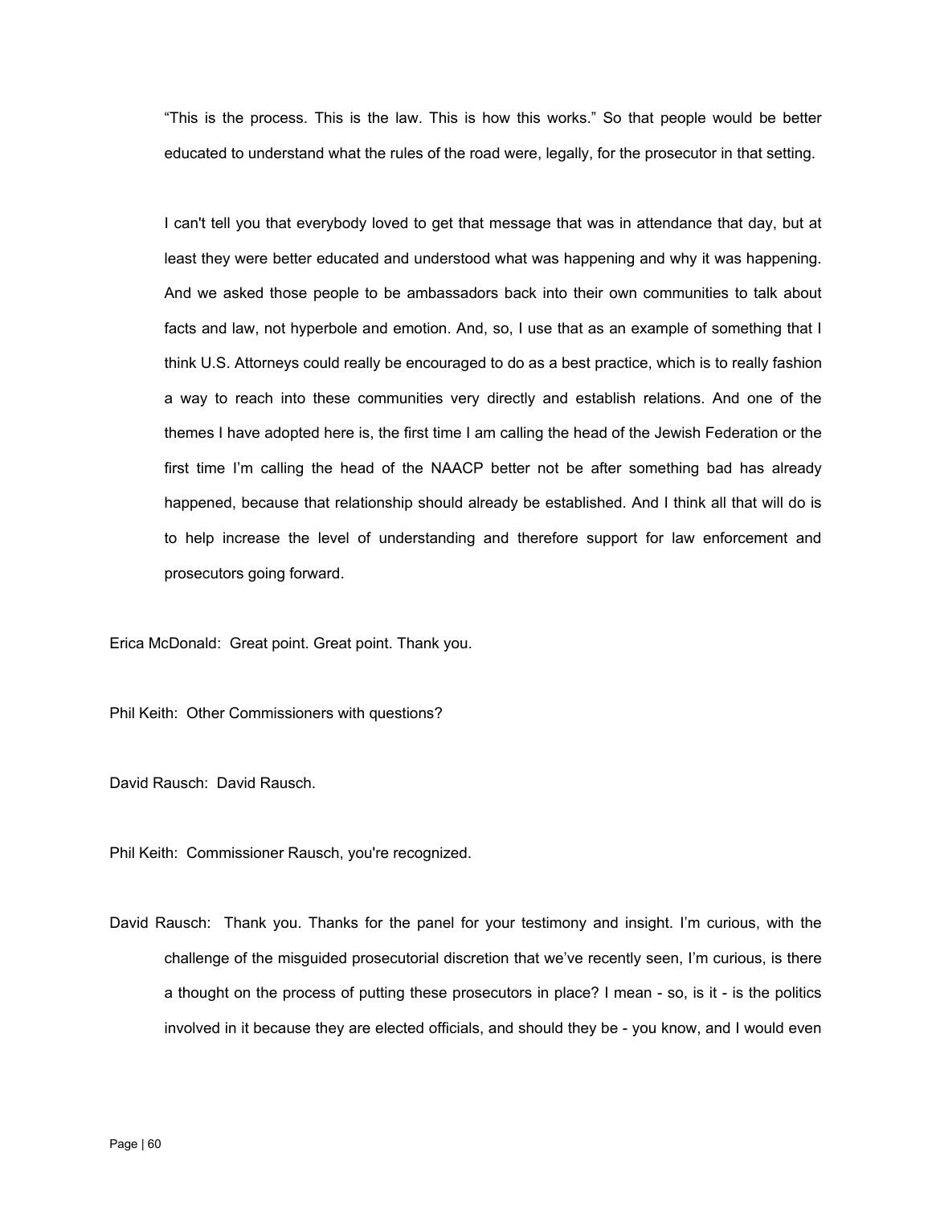"This is the process. This is the law. This is how this works." So that people would be better educated to understand what the rules of the road were, legally, for the prosecutor in that setting.

I can't tell you that everybody loved to get that message that was in attendance that day, but at least they were better educated and understood what was happening and why it was happening. And we asked those people to be ambassadors back into their own communities to talk about facts and law, not hyperbole and emotion. And, so, I use that as an example of something that I think U.S. Attorneys could really be encouraged to do as a best practice, which is to really fashion a way to reach into these communities very directly and establish relations. And one of the themes I have adopted here is, the first time I am calling the head of the Jewish Federation or the first time I'm calling the head of the NAACP better not be after something bad has already happened, because that relationship should already be established. And I think all that will do is to help increase the level of understanding and therefore support for law enforcement and prosecutors going forward.

Erica McDonald: Great point. Great point. Thank you.

Phil Keith: Other Commissioners with questions?

David Rausch: David Rausch.

Phil Keith: Commissioner Rausch, you're recognized.

David Rausch: Thank you. Thanks for the panel for your testimony and insight. I'm curious, with the challenge of the misguided prosecutorial discretion that we've recently seen, I'm curious, is there a thought on the process of putting these prosecutors in place? I mean - so, is it - is the politics involved in it because they are elected officials, and should they be - you know, and I would even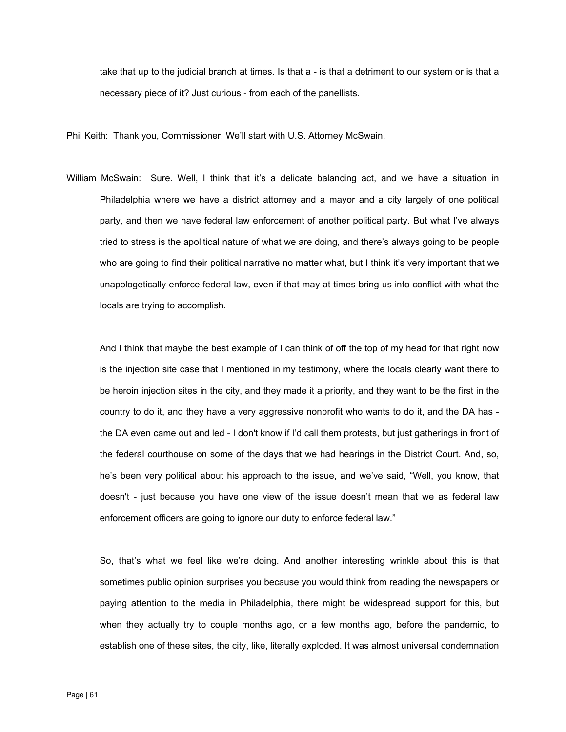take that up to the judicial branch at times. Is that a - is that a detriment to our system or is that a necessary piece of it? Just curious - from each of the panellists.

Phil Keith: Thank you, Commissioner. We'll start with U.S. Attorney McSwain.

William McSwain: Sure. Well, I think that it's a delicate balancing act, and we have a situation in Philadelphia where we have a district attorney and a mayor and a city largely of one political party, and then we have federal law enforcement of another political party. But what I've always tried to stress is the apolitical nature of what we are doing, and there's always going to be people who are going to find their political narrative no matter what, but I think it's very important that we unapologetically enforce federal law, even if that may at times bring us into conflict with what the locals are trying to accomplish.

And I think that maybe the best example of I can think of off the top of my head for that right now is the injection site case that I mentioned in my testimony, where the locals clearly want there to be heroin injection sites in the city, and they made it a priority, and they want to be the first in the country to do it, and they have a very aggressive nonprofit who wants to do it, and the DA has - the DA even came out and led - I don't know if I'd call them protests, but just gatherings in front of the federal courthouse on some of the days that we had hearings in the District Court. And, so, he's been very political about his approach to the issue, and we've said, "Well, you know, that doesn't - just because you have one view of the issue doesn't mean that we as federal law enforcement officers are going to ignore our duty to enforce federal law."

So, that's what we feel like we're doing. And another interesting wrinkle about this is that sometimes public opinion surprises you because you would think from reading the newspapers or paying attention to the media in Philadelphia, there might be widespread support for this, but when they actually try to couple months ago, or a few months ago, before the pandemic, to establish one of these sites, the city, like, literally exploded. It was almost universal condemnation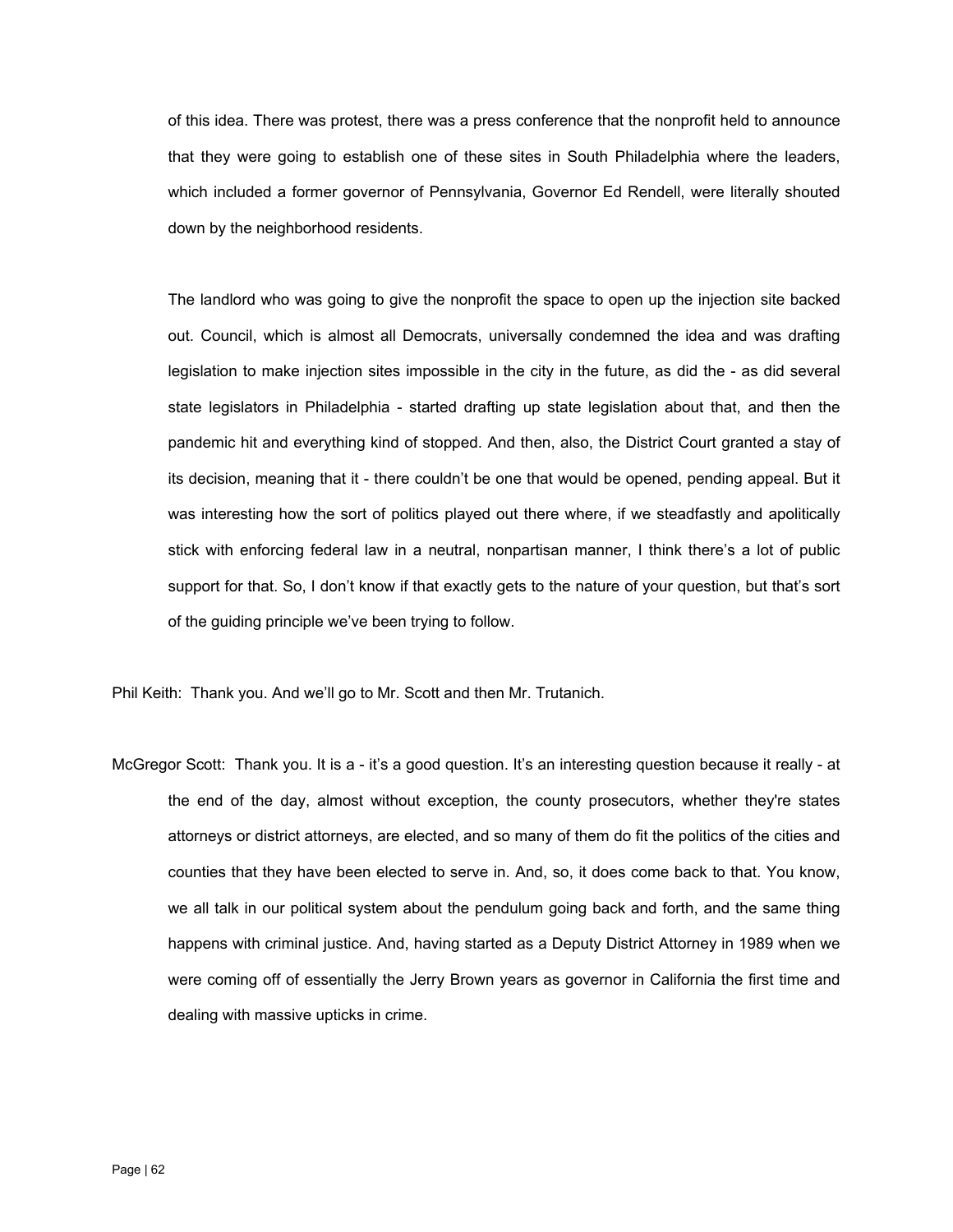of this idea. There was protest, there was a press conference that the nonprofit held to announce that they were going to establish one of these sites in South Philadelphia where the leaders, which included a former governor of Pennsylvania, Governor Ed Rendell, were literally shouted down by the neighborhood residents.

The landlord who was going to give the nonprofit the space to open up the injection site backed out. Council, which is almost all Democrats, universally condemned the idea and was drafting legislation to make injection sites impossible in the city in the future, as did the - as did several state legislators in Philadelphia - started drafting up state legislation about that, and then the pandemic hit and everything kind of stopped. And then, also, the District Court granted a stay of its decision, meaning that it - there couldn't be one that would be opened, pending appeal. But it was interesting how the sort of politics played out there where, if we steadfastly and apolitically stick with enforcing federal law in a neutral, nonpartisan manner, I think there's a lot of public support for that. So, I don't know if that exactly gets to the nature of your question, but that's sort of the guiding principle we've been trying to follow.

Phil Keith: Thank you. And we'll go to Mr. Scott and then Mr. Trutanich.

McGregor Scott: Thank you. It is a - it's a good question. It's an interesting question because it really - at the end of the day, almost without exception, the county prosecutors, whether they're states attorneys or district attorneys, are elected, and so many of them do fit the politics of the cities and counties that they have been elected to serve in. And, so, it does come back to that. You know, we all talk in our political system about the pendulum going back and forth, and the same thing happens with criminal justice. And, having started as a Deputy District Attorney in 1989 when we were coming off of essentially the Jerry Brown years as governor in California the first time and dealing with massive upticks in crime.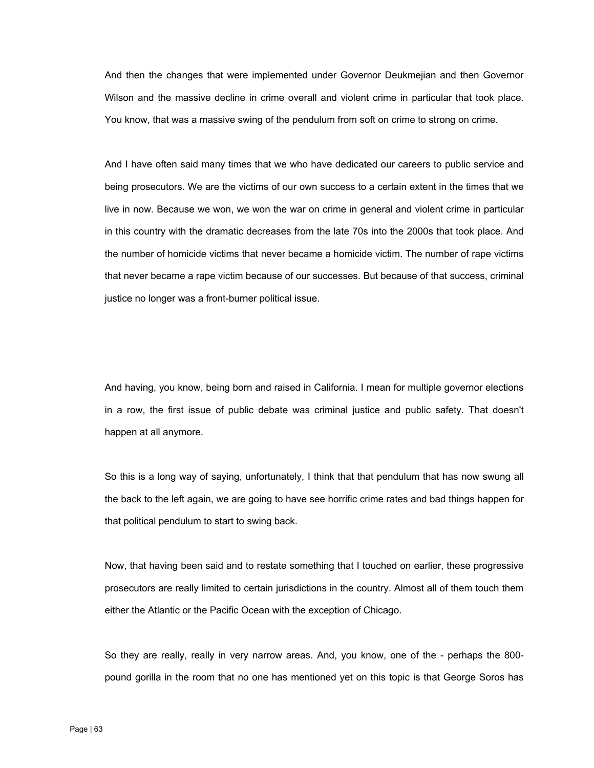And then the changes that were implemented under Governor Deukmejian and then Governor Wilson and the massive decline in crime overall and violent crime in particular that took place. You know, that was a massive swing of the pendulum from soft on crime to strong on crime.

And I have often said many times that we who have dedicated our careers to public service and being prosecutors. We are the victims of our own success to a certain extent in the times that we live in now. Because we won, we won the war on crime in general and violent crime in particular in this country with the dramatic decreases from the late 70s into the 2000s that took place. And the number of homicide victims that never became a homicide victim. The number of rape victims that never became a rape victim because of our successes. But because of that success, criminal justice no longer was a front-burner political issue.

And having, you know, being born and raised in California. I mean for multiple governor elections in a row, the first issue of public debate was criminal justice and public safety. That doesn't happen at all anymore.

So this is a long way of saying, unfortunately, I think that that pendulum that has now swung all the back to the left again, we are going to have see horrific crime rates and bad things happen for that political pendulum to start to swing back.

Now, that having been said and to restate something that I touched on earlier, these progressive prosecutors are really limited to certain jurisdictions in the country. Almost all of them touch them either the Atlantic or the Pacific Ocean with the exception of Chicago.

So they are really, really in very narrow areas. And, you know, one of the - perhaps the 800-pound gorilla in the room that no one has mentioned yet on this topic is that George Soros has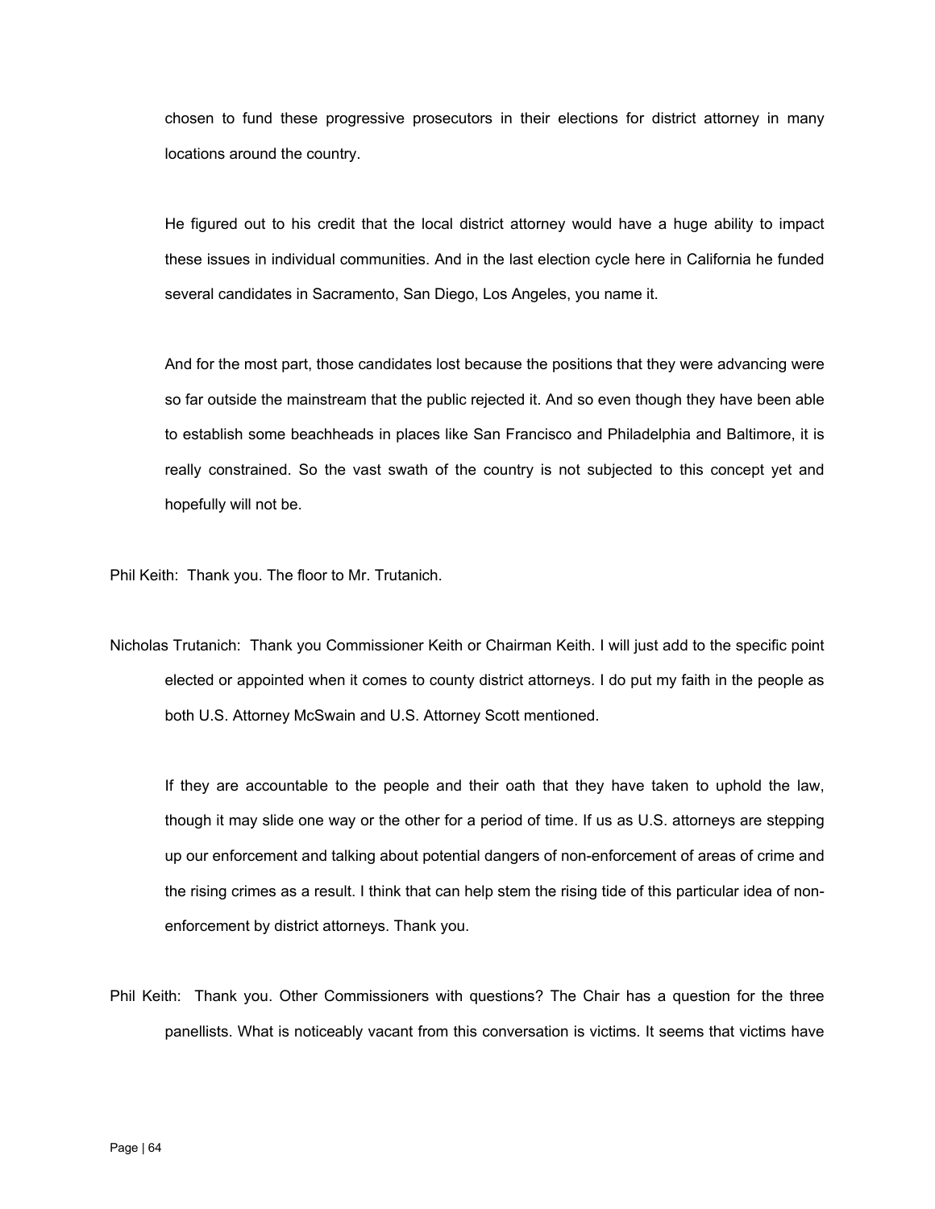chosen to fund these progressive prosecutors in their elections for district attorney in many locations around the country.

He figured out to his credit that the local district attorney would have a huge ability to impact these issues in individual communities. And in the last election cycle here in California he funded several candidates in Sacramento, San Diego, Los Angeles, you name it.

And for the most part, those candidates lost because the positions that they were advancing were so far outside the mainstream that the public rejected it. And so even though they have been able to establish some beachheads in places like San Francisco and Philadelphia and Baltimore, it is really constrained. So the vast swath of the country is not subjected to this concept yet and hopefully will not be.

Phil Keith: Thank you. The floor to Mr. Trutanich.

Nicholas Trutanich: Thank you Commissioner Keith or Chairman Keith. I will just add to the specific point elected or appointed when it comes to county district attorneys. I do put my faith in the people as both U.S. Attorney McSwain and U.S. Attorney Scott mentioned.

If they are accountable to the people and their oath that they have taken to uphold the law, though it may slide one way or the other for a period of time. If us as U.S. attorneys are stepping up our enforcement and talking about potential dangers of non-enforcement of areas of crime and the rising crimes as a result. I think that can help stem the rising tide of this particular idea of non-enforcement by district attorneys. Thank you.

Phil Keith: Thank you. Other Commissioners with questions? The Chair has a question for the three panellists. What is noticeably vacant from this conversation is victims. It seems that victims have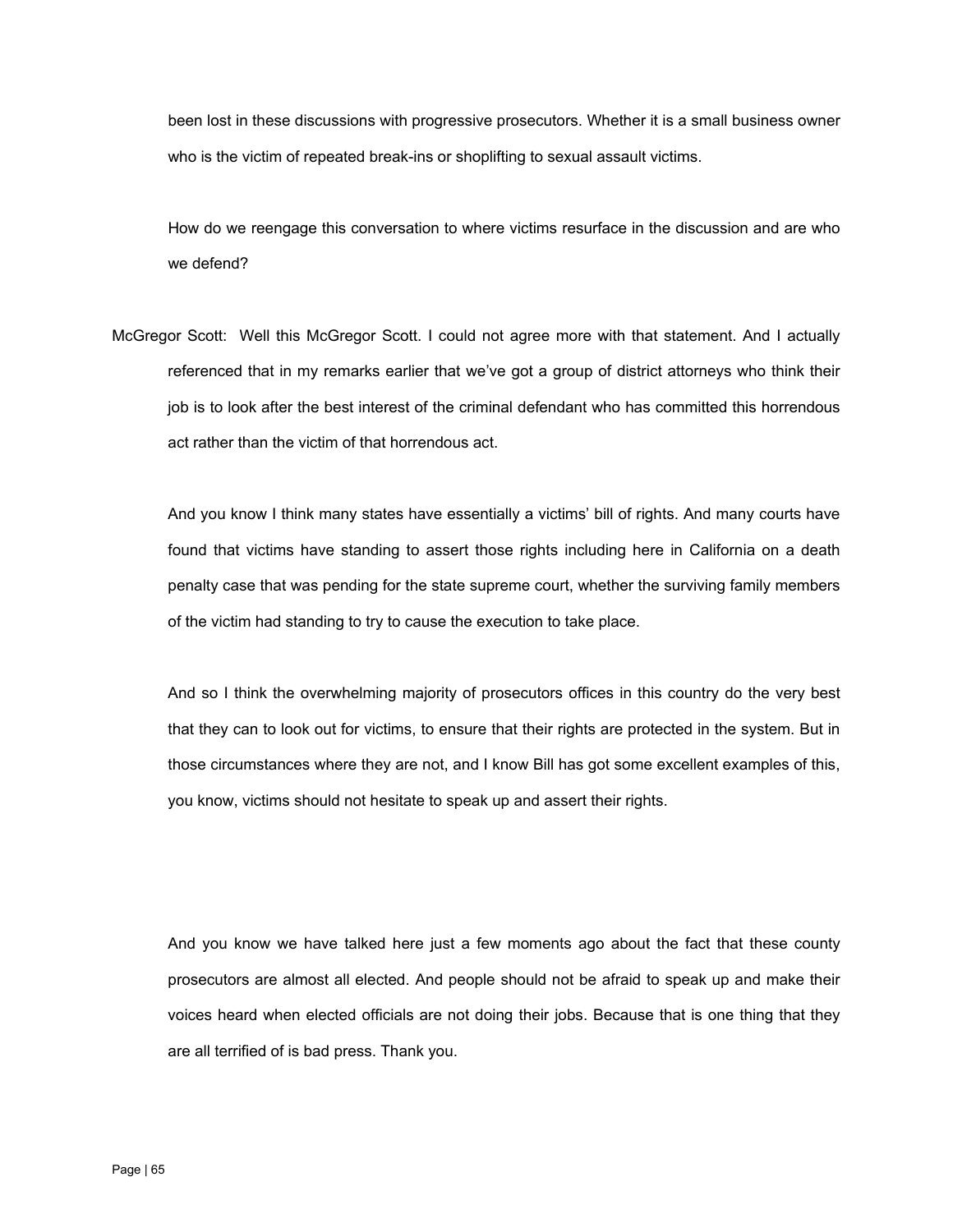been lost in these discussions with progressive prosecutors. Whether it is a small business owner who is the victim of repeated break-ins or shoplifting to sexual assault victims.

How do we reengage this conversation to where victims resurface in the discussion and are who we defend?

McGregor Scott: Well this McGregor Scott. I could not agree more with that statement. And I actually referenced that in my remarks earlier that we've got a group of district attorneys who think their job is to look after the best interest of the criminal defendant who has committed this horrendous act rather than the victim of that horrendous act.

And you know I think many states have essentially a victims' bill of rights. And many courts have found that victims have standing to assert those rights including here in California on a death penalty case that was pending for the state supreme court, whether the surviving family members of the victim had standing to try to cause the execution to take place.

And so I think the overwhelming majority of prosecutors offices in this country do the very best that they can to look out for victims, to ensure that their rights are protected in the system. But in those circumstances where they are not, and I know Bill has got some excellent examples of this, you know, victims should not hesitate to speak up and assert their rights.

And you know we have talked here just a few moments ago about the fact that these county prosecutors are almost all elected. And people should not be afraid to speak up and make their voices heard when elected officials are not doing their jobs. Because that is one thing that they are all terrified of is bad press. Thank you.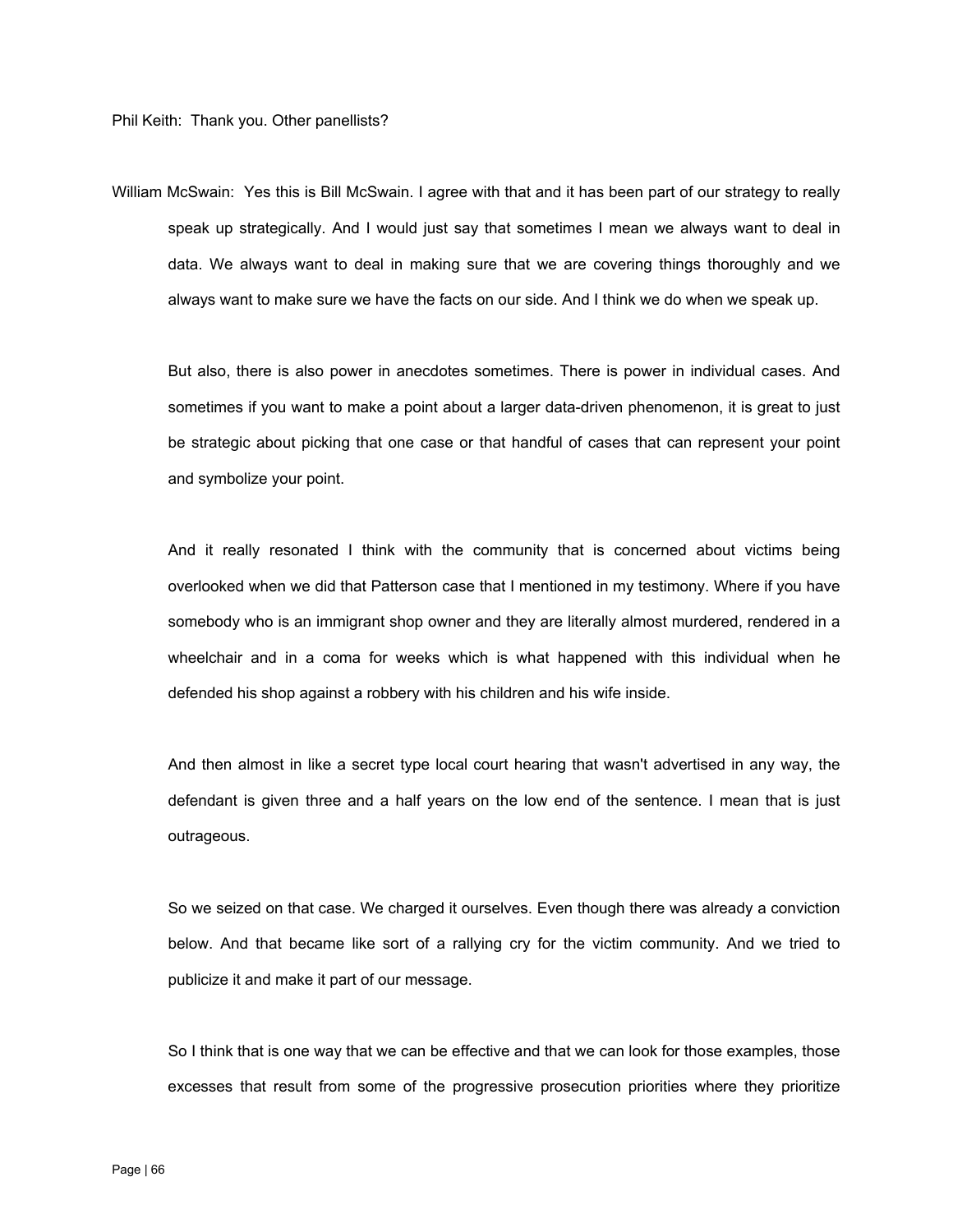Phil Keith: Thank you. Other panellists?

William McSwain: Yes this is Bill McSwain. I agree with that and it has been part of our strategy to really speak up strategically. And I would just say that sometimes I mean we always want to deal in data. We always want to deal in making sure that we are covering things thoroughly and we always want to make sure we have the facts on our side. And I think we do when we speak up.

But also, there is also power in anecdotes sometimes. There is power in individual cases. And sometimes if you want to make a point about a larger data-driven phenomenon, it is great to just be strategic about picking that one case or that handful of cases that can represent your point and symbolize your point.

And it really resonated I think with the community that is concerned about victims being overlooked when we did that Patterson case that I mentioned in my testimony. Where if you have somebody who is an immigrant shop owner and they are literally almost murdered, rendered in a wheelchair and in a coma for weeks which is what happened with this individual when he defended his shop against a robbery with his children and his wife inside.

And then almost in like a secret type local court hearing that wasn't advertised in any way, the defendant is given three and a half years on the low end of the sentence. I mean that is just outrageous.

So we seized on that case. We charged it ourselves. Even though there was already a conviction below. And that became like sort of a rallying cry for the victim community. And we tried to publicize it and make it part of our message.

So I think that is one way that we can be effective and that we can look for those examples, those excesses that result from some of the progressive prosecution priorities where they prioritize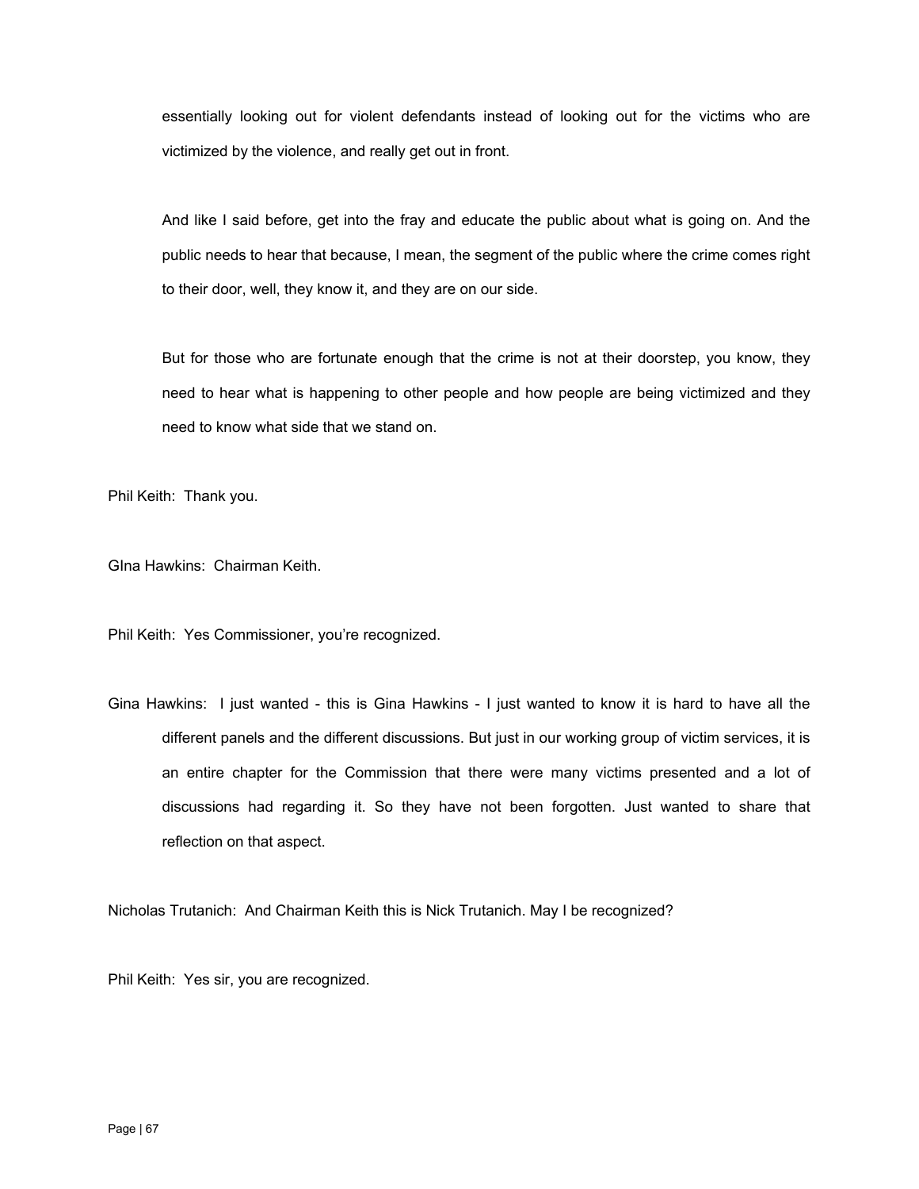essentially looking out for violent defendants instead of looking out for the victims who are victimized by the violence, and really get out in front.

And like I said before, get into the fray and educate the public about what is going on. And the public needs to hear that because, I mean, the segment of the public where the crime comes right to their door, well, they know it, and they are on our side.

But for those who are fortunate enough that the crime is not at their doorstep, you know, they need to hear what is happening to other people and how people are being victimized and they need to know what side that we stand on.

Phil Keith: Thank you.

GIna Hawkins: Chairman Keith.

Phil Keith: Yes Commissioner, you're recognized.

Gina Hawkins: I just wanted - this is Gina Hawkins - I just wanted to know it is hard to have all the different panels and the different discussions. But just in our working group of victim services, it is an entire chapter for the Commission that there were many victims presented and a lot of discussions had regarding it. So they have not been forgotten. Just wanted to share that reflection on that aspect.

Nicholas Trutanich: And Chairman Keith this is Nick Trutanich. May I be recognized?

Phil Keith: Yes sir, you are recognized.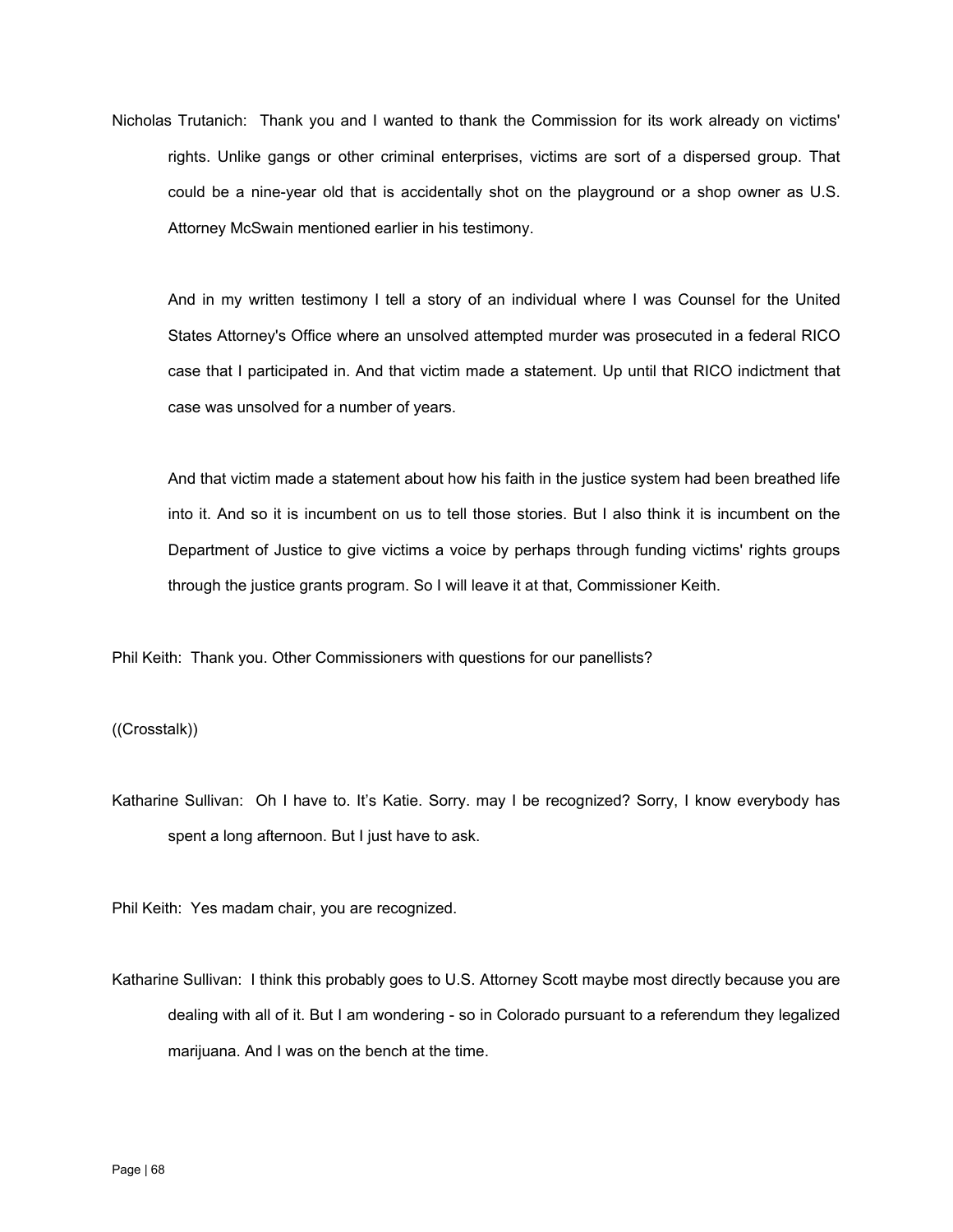Nicholas Trutanich: Thank you and I wanted to thank the Commission for its work already on victims' rights. Unlike gangs or other criminal enterprises, victims are sort of a dispersed group. That could be a nine-year old that is accidentally shot on the playground or a shop owner as U.S. Attorney McSwain mentioned earlier in his testimony.

And in my written testimony I tell a story of an individual where I was Counsel for the United States Attorney's Office where an unsolved attempted murder was prosecuted in a federal RICO case that I participated in. And that victim made a statement. Up until that RICO indictment that case was unsolved for a number of years.

And that victim made a statement about how his faith in the justice system had been breathed life into it. And so it is incumbent on us to tell those stories. But I also think it is incumbent on the Department of Justice to give victims a voice by perhaps through funding victims' rights groups through the justice grants program. So I will leave it at that, Commissioner Keith.

Phil Keith: Thank you. Other Commissioners with questions for our panellists?

((Crosstalk))

Katharine Sullivan: Oh I have to. It's Katie. Sorry. may I be recognized? Sorry, I know everybody has spent a long afternoon. But I just have to ask.

Phil Keith: Yes madam chair, you are recognized.

Katharine Sullivan: I think this probably goes to U.S. Attorney Scott maybe most directly because you are dealing with all of it. But I am wondering - so in Colorado pursuant to a referendum they legalized marijuana. And I was on the bench at the time.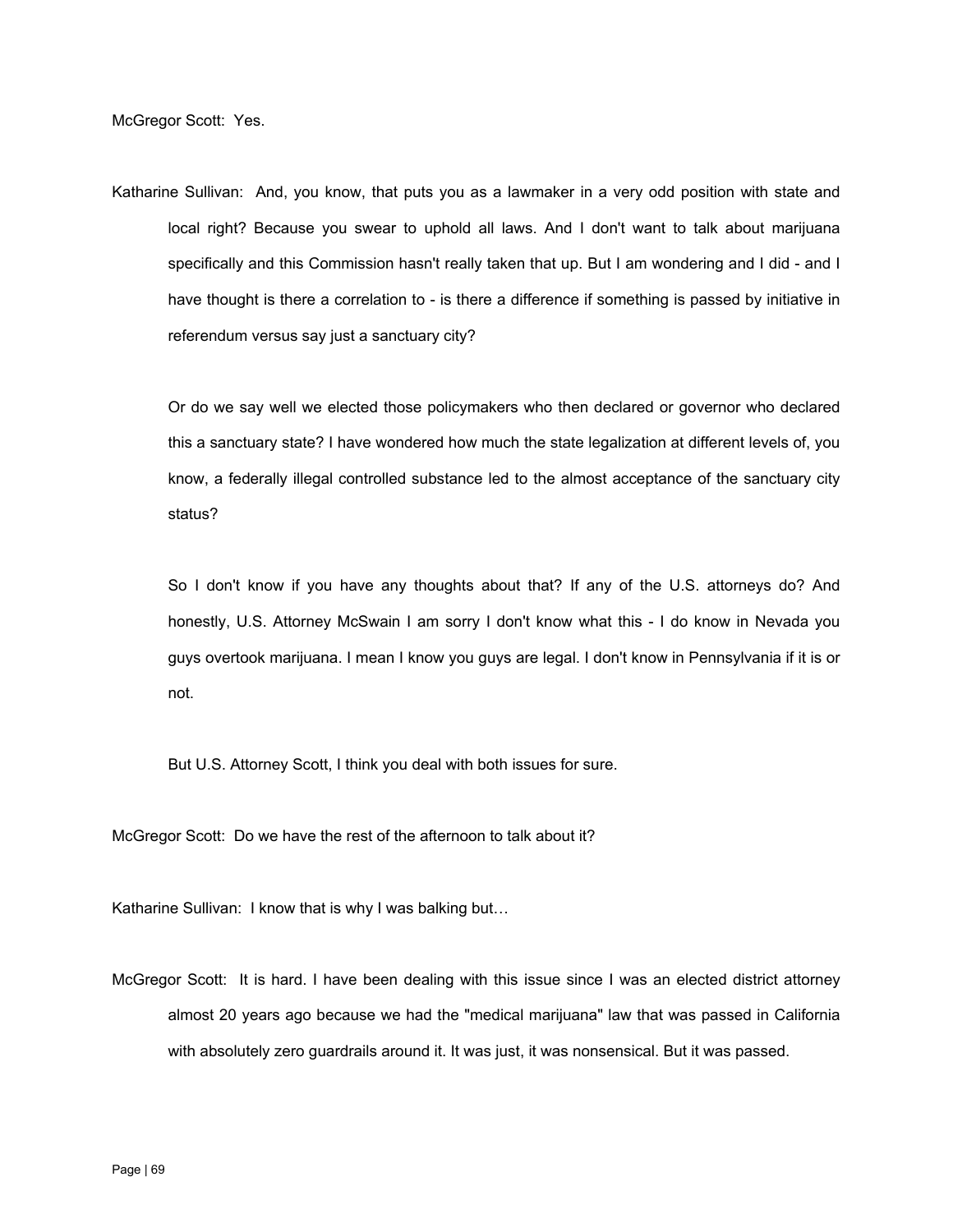McGregor Scott: Yes.

Katharine Sullivan: And, you know, that puts you as a lawmaker in a very odd position with state and local right? Because you swear to uphold all laws. And I don't want to talk about marijuana specifically and this Commission hasn't really taken that up. But I am wondering and I did - and I have thought is there a correlation to - is there a difference if something is passed by initiative in referendum versus say just a sanctuary city?

Or do we say well we elected those policymakers who then declared or governor who declared this a sanctuary state? I have wondered how much the state legalization at different levels of, you know, a federally illegal controlled substance led to the almost acceptance of the sanctuary city status?

So I don't know if you have any thoughts about that? If any of the U.S. attorneys do? And honestly, U.S. Attorney McSwain I am sorry I don't know what this - I do know in Nevada you guys overtook marijuana. I mean I know you guys are legal. I don't know in Pennsylvania if it is or not.

But U.S. Attorney Scott, I think you deal with both issues for sure.

McGregor Scott: Do we have the rest of the afternoon to talk about it?

Katharine Sullivan: I know that is why I was balking but…

McGregor Scott: It is hard. I have been dealing with this issue since I was an elected district attorney almost 20 years ago because we had the "medical marijuana" law that was passed in California with absolutely zero guardrails around it. It was just, it was nonsensical. But it was passed.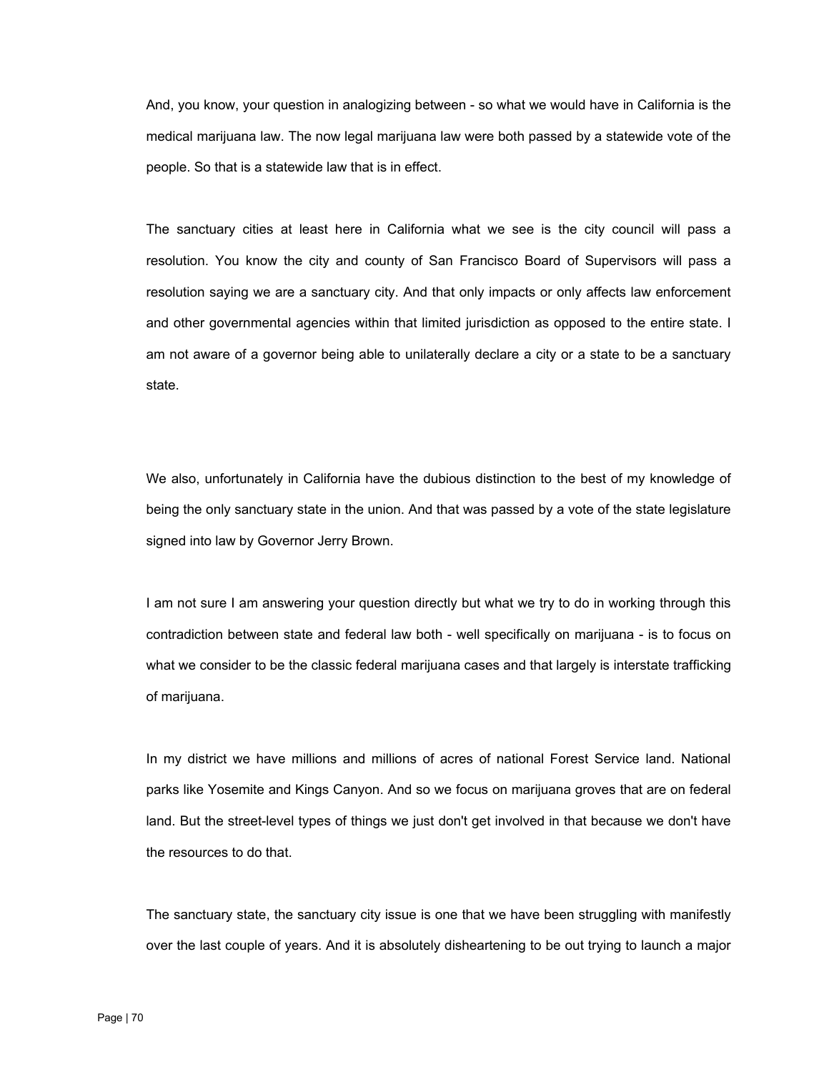And, you know, your question in analogizing between - so what we would have in California is the medical marijuana law. The now legal marijuana law were both passed by a statewide vote of the people. So that is a statewide law that is in effect.

The sanctuary cities at least here in California what we see is the city council will pass a resolution. You know the city and county of San Francisco Board of Supervisors will pass a resolution saying we are a sanctuary city. And that only impacts or only affects law enforcement and other governmental agencies within that limited jurisdiction as opposed to the entire state. I am not aware of a governor being able to unilaterally declare a city or a state to be a sanctuary state.

We also, unfortunately in California have the dubious distinction to the best of my knowledge of being the only sanctuary state in the union. And that was passed by a vote of the state legislature signed into law by Governor Jerry Brown.

I am not sure I am answering your question directly but what we try to do in working through this contradiction between state and federal law both - well specifically on marijuana - is to focus on what we consider to be the classic federal marijuana cases and that largely is interstate trafficking of marijuana.

In my district we have millions and millions of acres of national Forest Service land. National parks like Yosemite and Kings Canyon. And so we focus on marijuana groves that are on federal land. But the street-level types of things we just don't get involved in that because we don't have the resources to do that.

The sanctuary state, the sanctuary city issue is one that we have been struggling with manifestly over the last couple of years. And it is absolutely disheartening to be out trying to launch a major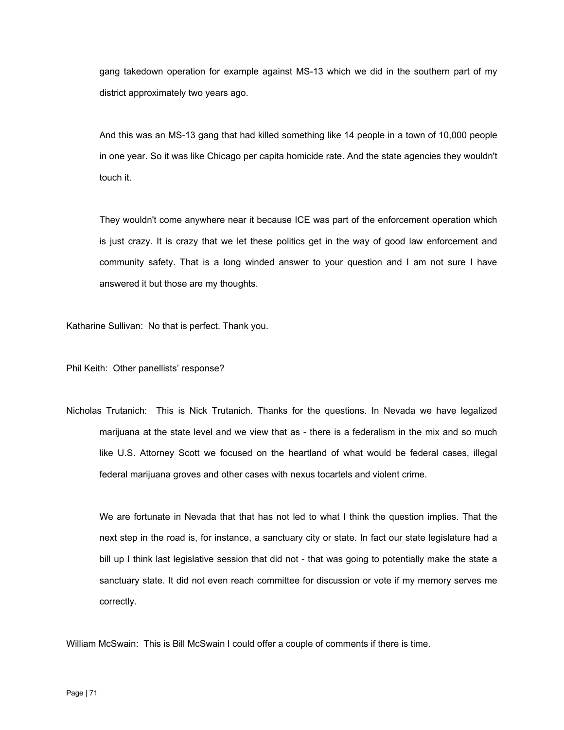gang takedown operation for example against MS-13 which we did in the southern part of my district approximately two years ago.

And this was an MS-13 gang that had killed something like 14 people in a town of 10,000 people in one year. So it was like Chicago per capita homicide rate. And the state agencies they wouldn't touch it.

They wouldn't come anywhere near it because ICE was part of the enforcement operation which is just crazy. It is crazy that we let these politics get in the way of good law enforcement and community safety. That is a long winded answer to your question and I am not sure I have answered it but those are my thoughts.

Katharine Sullivan: No that is perfect. Thank you.

Phil Keith: Other panellists' response?

Nicholas Trutanich: This is Nick Trutanich. Thanks for the questions. In Nevada we have legalized marijuana at the state level and we view that as - there is a federalism in the mix and so much like U.S. Attorney Scott we focused on the heartland of what would be federal cases, illegal federal marijuana groves and other cases with nexus tocartels and violent crime.

We are fortunate in Nevada that that has not led to what I think the question implies. That the next step in the road is, for instance, a sanctuary city or state. In fact our state legislature had a bill up I think last legislative session that did not - that was going to potentially make the state a sanctuary state. It did not even reach committee for discussion or vote if my memory serves me correctly.

William McSwain: This is Bill McSwain I could offer a couple of comments if there is time.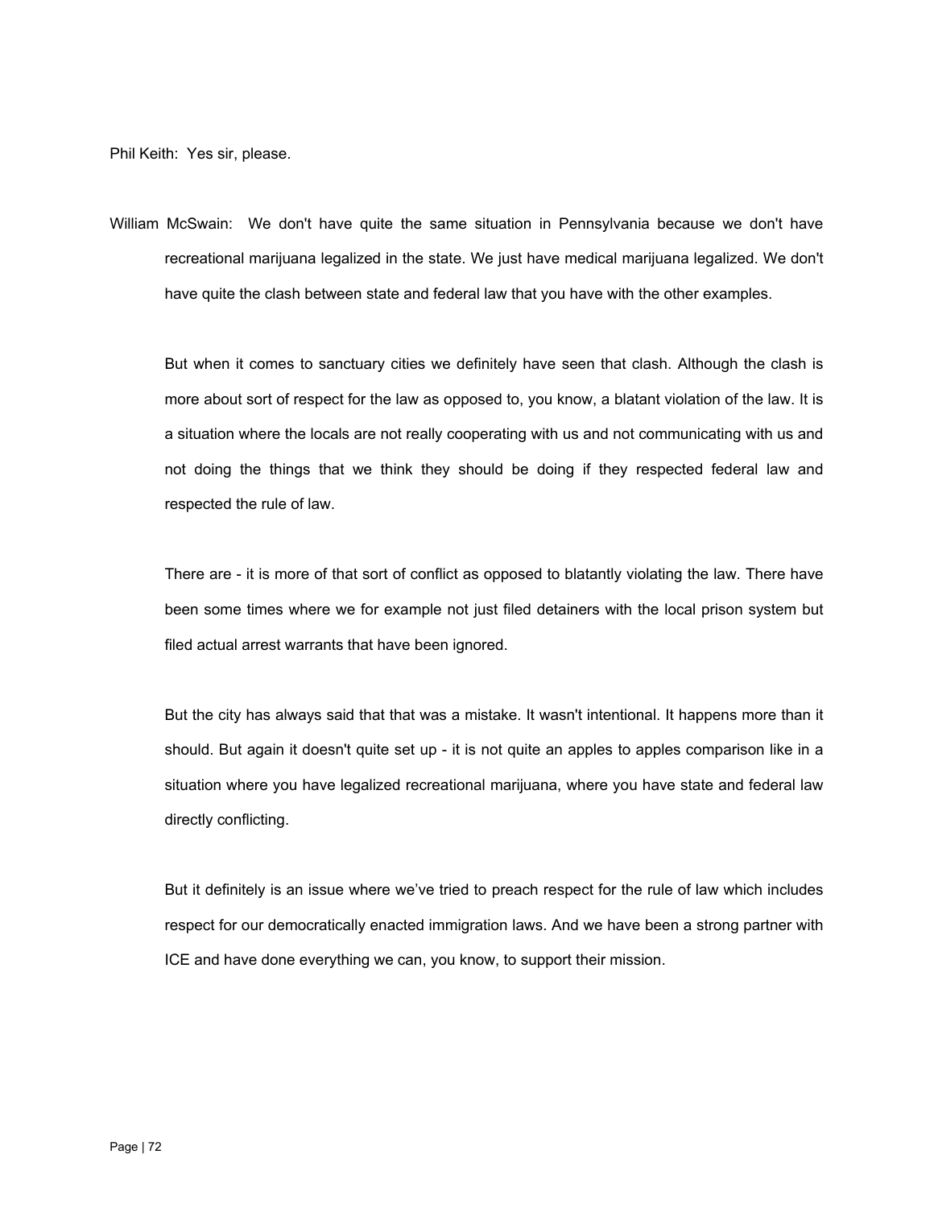Phil Keith: Yes sir, please.

William McSwain: We don't have quite the same situation in Pennsylvania because we don't have recreational marijuana legalized in the state. We just have medical marijuana legalized. We don't have quite the clash between state and federal law that you have with the other examples.

But when it comes to sanctuary cities we definitely have seen that clash. Although the clash is more about sort of respect for the law as opposed to, you know, a blatant violation of the law. It is a situation where the locals are not really cooperating with us and not communicating with us and not doing the things that we think they should be doing if they respected federal law and respected the rule of law.

There are - it is more of that sort of conflict as opposed to blatantly violating the law. There have been some times where we for example not just filed detainers with the local prison system but filed actual arrest warrants that have been ignored.

But the city has always said that that was a mistake. It wasn't intentional. It happens more than it should. But again it doesn't quite set up - it is not quite an apples to apples comparison like in a situation where you have legalized recreational marijuana, where you have state and federal law directly conflicting.

But it definitely is an issue where we've tried to preach respect for the rule of law which includes respect for our democratically enacted immigration laws. And we have been a strong partner with ICE and have done everything we can, you know, to support their mission.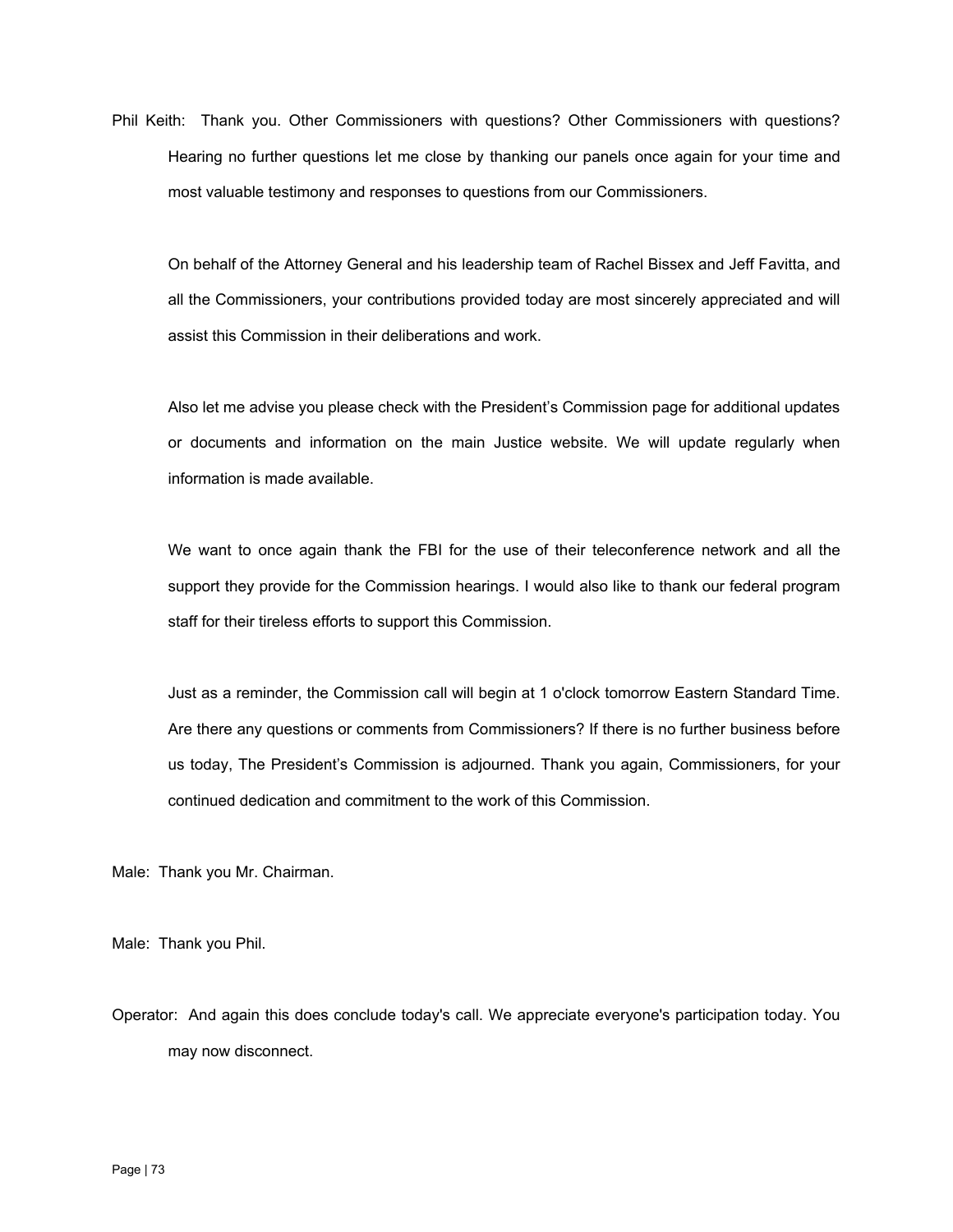Phil Keith: Thank you. Other Commissioners with questions? Other Commissioners with questions? Hearing no further questions let me close by thanking our panels once again for your time and most valuable testimony and responses to questions from our Commissioners.

On behalf of the Attorney General and his leadership team of Rachel Bissex and Jeff Favitta, and all the Commissioners, your contributions provided today are most sincerely appreciated and will assist this Commission in their deliberations and work.

Also let me advise you please check with the President's Commission page for additional updates or documents and information on the main Justice website. We will update regularly when information is made available.

We want to once again thank the FBI for the use of their teleconference network and all the support they provide for the Commission hearings. I would also like to thank our federal program staff for their tireless efforts to support this Commission.

Just as a reminder, the Commission call will begin at 1 o'clock tomorrow Eastern Standard Time. Are there any questions or comments from Commissioners? If there is no further business before us today, The President's Commission is adjourned. Thank you again, Commissioners, for your continued dedication and commitment to the work of this Commission.

Male: Thank you Mr. Chairman.

Male: Thank you Phil.

Operator: And again this does conclude today's call. We appreciate everyone's participation today. You may now disconnect.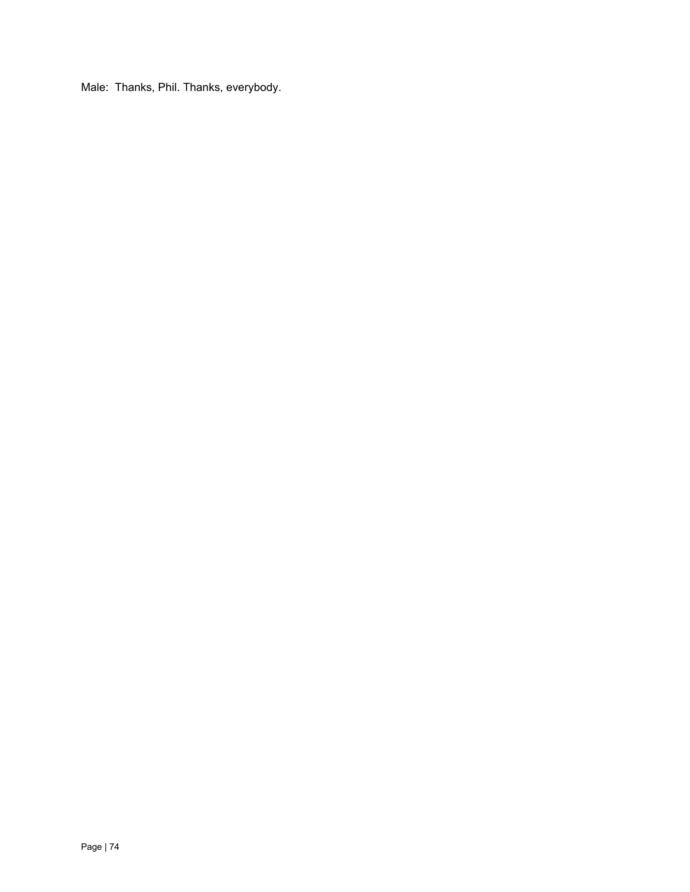Male: Thanks, Phil. Thanks, everybody.